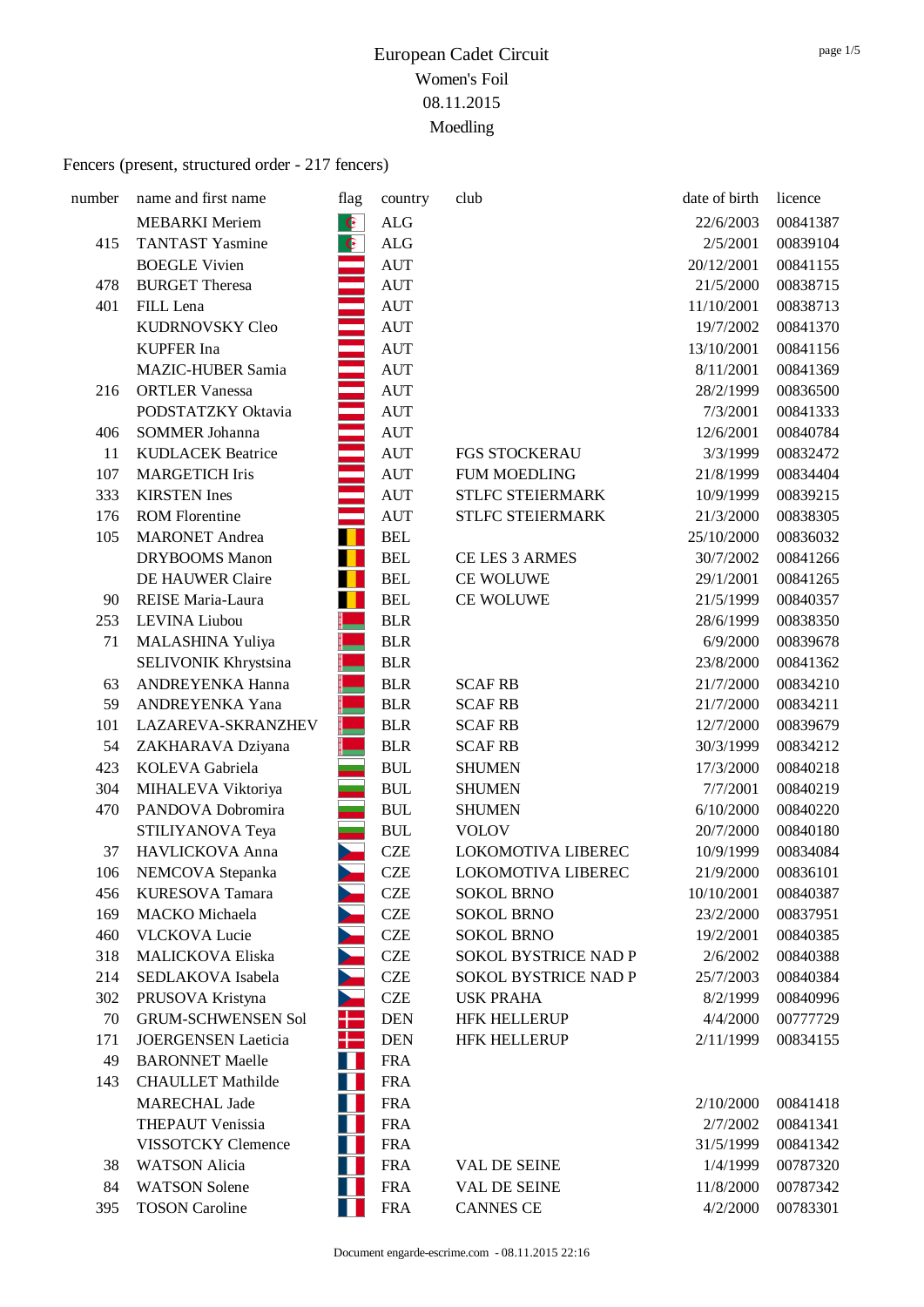# European Cadet Circuit

Women's Foil

08.11.2015

Moedling

Fencers (present, structured order - 217 fencers)

| number | name and first name | flag | country | club | date of birth | licence |
|---|---|---|---|---|---|---|
| | MEBARKI Meriem | | ALG | | 22/6/2003 | 00841387 |
| 415 | TANTAST Yasmine | | ALG | | 2/5/2001 | 00839104 |
| | BOEGLE Vivien | | AUT | | 20/12/2001 | 00841155 |
| 478 | BURGET Theresa | | AUT | | 21/5/2000 | 00838715 |
| 401 | FILL Lena | | AUT | | 11/10/2001 | 00838713 |
| | KUDRNOVSKY Cleo | | AUT | | 19/7/2002 | 00841370 |
| | KUPFER Ina | | AUT | | 13/10/2001 | 00841156 |
| | MAZIC-HUBER Samia | | AUT | | 8/11/2001 | 00841369 |
| 216 | ORTLER Vanessa | | AUT | | 28/2/1999 | 00836500 |
| | PODSTATZKY Oktavia | | AUT | | 7/3/2001 | 00841333 |
| 406 | SOMMER Johanna | | AUT | | 12/6/2001 | 00840784 |
| 11 | KUDLACEK Beatrice | | AUT | FGS STOCKERAU | 3/3/1999 | 00832472 |
| 107 | MARGETICH Iris | | AUT | FUM MOEDLING | 21/8/1999 | 00834404 |
| 333 | KIRSTEN Ines | | AUT | STLFC STEIERMARK | 10/9/1999 | 00839215 |
| 176 | ROM Florentine | | AUT | STLFC STEIERMARK | 21/3/2000 | 00838305 |
| 105 | MARONET Andrea | | BEL | | 25/10/2000 | 00836032 |
| | DRYBOOMS Manon | | BEL | CE LES 3 ARMES | 30/7/2002 | 00841266 |
| | DE HAUWER Claire | | BEL | CE WOLUWE | 29/1/2001 | 00841265 |
| 90 | REISE Maria-Laura | | BEL | CE WOLUWE | 21/5/1999 | 00840357 |
| 253 | LEVINA Liubou | | BLR | | 28/6/1999 | 00838350 |
| 71 | MALASHINA Yuliya | | BLR | | 6/9/2000 | 00839678 |
| | SELIVONIK Khrystsina | | BLR | | 23/8/2000 | 00841362 |
| 63 | ANDREYENKA Hanna | | BLR | SCAF RB | 21/7/2000 | 00834210 |
| 59 | ANDREYENKA Yana | | BLR | SCAF RB | 21/7/2000 | 00834211 |
| 101 | LAZAREVA-SKRANZHEV | | BLR | SCAF RB | 12/7/2000 | 00839679 |
| 54 | ZAKHARAVA Dziyana | | BLR | SCAF RB | 30/3/1999 | 00834212 |
| 423 | KOLEVA Gabriela | | BUL | SHUMEN | 17/3/2000 | 00840218 |
| 304 | MIHALEVA Viktoriya | | BUL | SHUMEN | 7/7/2001 | 00840219 |
| 470 | PANDOVA Dobromira | | BUL | SHUMEN | 6/10/2000 | 00840220 |
| | STILIYANOVA Teya | | BUL | VOLOV | 20/7/2000 | 00840180 |
| 37 | HAVLICKOVA Anna | | CZE | LOKOMOTIVA LIBEREC | 10/9/1999 | 00834084 |
| 106 | NEMCOVA Stepanka | | CZE | LOKOMOTIVA LIBEREC | 21/9/2000 | 00836101 |
| 456 | KURESOVA Tamara | | CZE | SOKOL BRNO | 10/10/2001 | 00840387 |
| 169 | MACKO Michaela | | CZE | SOKOL BRNO | 23/2/2000 | 00837951 |
| 460 | VLCKOVA Lucie | | CZE | SOKOL BRNO | 19/2/2001 | 00840385 |
| 318 | MALICKOVA Eliska | | CZE | SOKOL BYSTRICE NAD P | 2/6/2002 | 00840388 |
| 214 | SEDLAKOVA Isabela | | CZE | SOKOL BYSTRICE NAD P | 25/7/2003 | 00840384 |
| 302 | PRUSOVA Kristyna | | CZE | USK PRAHA | 8/2/1999 | 00840996 |
| 70 | GRUM-SCHWENSEN Sol | | DEN | HFK HELLERUP | 4/4/2000 | 00777729 |
| 171 | JOERGENSEN Laeticia | | DEN | HFK HELLERUP | 2/11/1999 | 00834155 |
| 49 | BARONNET Maelle | | FRA | | | |
| 143 | CHAULLET Mathilde | | FRA | | | |
| | MARECHAL Jade | | FRA | | 2/10/2000 | 00841418 |
| | THEPAUT Venissia | | FRA | | 2/7/2002 | 00841341 |
| | VISSOTCKY Clemence | | FRA | | 31/5/1999 | 00841342 |
| 38 | WATSON Alicia | | FRA | VAL DE SEINE | 1/4/1999 | 00787320 |
| 84 | WATSON Solene | | FRA | VAL DE SEINE | 11/8/2000 | 00787342 |
| 395 | TOSON Caroline | | FRA | CANNES CE | 4/2/2000 | 00783301 |

Document engarde-escrime.com - 08.11.2015 22:16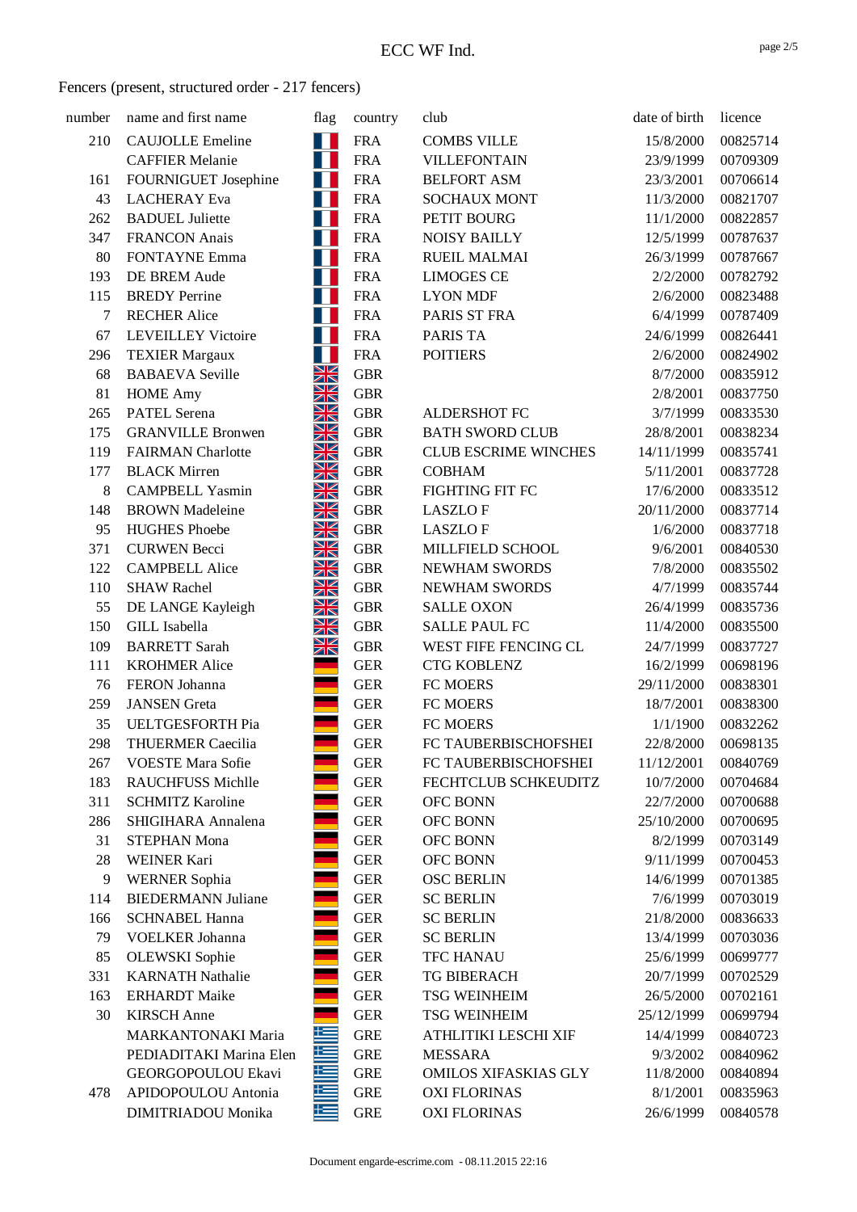Fencers (present, structured order - 217 fencers)

| number | name and first name | flag | country | club | date of birth | licence |
|---|---|---|---|---|---|---|
| 210 | CAUJOLLE Emeline | | FRA | COMBS VILLE | 15/8/2000 | 00825714 |
| | CAFFIER Melanie | | FRA | VILLEFONTAIN | 23/9/1999 | 00709309 |
| 161 | FOURNIGUET Josephine | | FRA | BELFORT ASM | 23/3/2001 | 00706614 |
| 43 | LACHERAY Eva | | FRA | SOCHAUX MONT | 11/3/2000 | 00821707 |
| 262 | BADUEL Juliette | | FRA | PETIT BOURG | 11/1/2000 | 00822857 |
| 347 | FRANCON Anais | | FRA | NOISY BAILLY | 12/5/1999 | 00787637 |
| 80 | FONTAYNE Emma | | FRA | RUEIL MALMAI | 26/3/1999 | 00787667 |
| 193 | DE BREM Aude | | FRA | LIMOGES CE | 2/2/2000 | 00782792 |
| 115 | BREDY Perrine | | FRA | LYON MDF | 2/6/2000 | 00823488 |
| 7 | RECHER Alice | | FRA | PARIS ST FRA | 6/4/1999 | 00787409 |
| 67 | LEVEILLEY Victoire | | FRA | PARIS TA | 24/6/1999 | 00826441 |
| 296 | TEXIER Margaux | | FRA | POITIERS | 2/6/2000 | 00824902 |
| 68 | BABAEVA Seville | | GBR | | 8/7/2000 | 00835912 |
| 81 | HOME Amy | | GBR | | 2/8/2001 | 00837750 |
| 265 | PATEL Serena | | GBR | ALDERSHOT FC | 3/7/1999 | 00833530 |
| 175 | GRANVILLE Bronwen | | GBR | BATH SWORD CLUB | 28/8/2001 | 00838234 |
| 119 | FAIRMAN Charlotte | | GBR | CLUB ESCRIME WINCHES | 14/11/1999 | 00835741 |
| 177 | BLACK Mirren | | GBR | COBHAM | 5/11/2001 | 00837728 |
| 8 | CAMPBELL Yasmin | | GBR | FIGHTING FIT FC | 17/6/2000 | 00833512 |
| 148 | BROWN Madeleine | | GBR | LASZLO F | 20/11/2000 | 00837714 |
| 95 | HUGHES Phoebe | | GBR | LASZLO F | 1/6/2000 | 00837718 |
| 371 | CURWEN Becci | | GBR | MILLFIELD SCHOOL | 9/6/2001 | 00840530 |
| 122 | CAMPBELL Alice | | GBR | NEWHAM SWORDS | 7/8/2000 | 00835502 |
| 110 | SHAW Rachel | | GBR | NEWHAM SWORDS | 4/7/1999 | 00835744 |
| 55 | DE LANGE Kayleigh | | GBR | SALLE OXON | 26/4/1999 | 00835736 |
| 150 | GILL Isabella | | GBR | SALLE PAUL FC | 11/4/2000 | 00835500 |
| 109 | BARRETT Sarah | | GBR | WEST FIFE FENCING CL | 24/7/1999 | 00837727 |
| 111 | KROHMER Alice | | GER | CTG KOBLENZ | 16/2/1999 | 00698196 |
| 76 | FERON Johanna | | GER | FC MOERS | 29/11/2000 | 00838301 |
| 259 | JANSEN Greta | | GER | FC MOERS | 18/7/2001 | 00838300 |
| 35 | UELTGESFORTH Pia | | GER | FC MOERS | 1/1/1900 | 00832262 |
| 298 | THUERMER Caecilia | | GER | FC TAUBERBISCHOFSHEI | 22/8/2000 | 00698135 |
| 267 | VOESTE Mara Sofie | | GER | FC TAUBERBISCHOFSHEI | 11/12/2001 | 00840769 |
| 183 | RAUCHFUSS Michlle | | GER | FECHTCLUB SCHKEUDITZ | 10/7/2000 | 00704684 |
| 311 | SCHMITZ Karoline | | GER | OFC BONN | 22/7/2000 | 00700688 |
| 286 | SHIGIHARA Annalena | | GER | OFC BONN | 25/10/2000 | 00700695 |
| 31 | STEPHAN Mona | | GER | OFC BONN | 8/2/1999 | 00703149 |
| 28 | WEINER Kari | | GER | OFC BONN | 9/11/1999 | 00700453 |
| 9 | WERNER Sophia | | GER | OSC BERLIN | 14/6/1999 | 00701385 |
| 114 | BIEDERMANN Juliane | | GER | SC BERLIN | 7/6/1999 | 00703019 |
| 166 | SCHNABEL Hanna | | GER | SC BERLIN | 21/8/2000 | 00836633 |
| 79 | VOELKER Johanna | | GER | SC BERLIN | 13/4/1999 | 00703036 |
| 85 | OLEWSKI Sophie | | GER | TFC HANAU | 25/6/1999 | 00699777 |
| 331 | KARNATH Nathalie | | GER | TG BIBERACH | 20/7/1999 | 00702529 |
| 163 | ERHARDT Maike | | GER | TSG WEINHEIM | 26/5/2000 | 00702161 |
| 30 | KIRSCH Anne | | GER | TSG WEINHEIM | 25/12/1999 | 00699794 |
| | MARKANTONAKI Maria | | GRE | ATHLITIKI LESCHI XIF | 14/4/1999 | 00840723 |
| | PEDIADITAKI Marina Elen | | GRE | MESSARA | 9/3/2002 | 00840962 |
| | GEORGOPOULOU Ekavi | | GRE | OMILOS XIFASKIAS GLY | 11/8/2000 | 00840894 |
| 478 | APIDOPOULOU Antonia | | GRE | OXI FLORINAS | 8/1/2001 | 00835963 |
| | DIMITRIADOU Monika | | GRE | OXI FLORINAS | 26/6/1999 | 00840578 |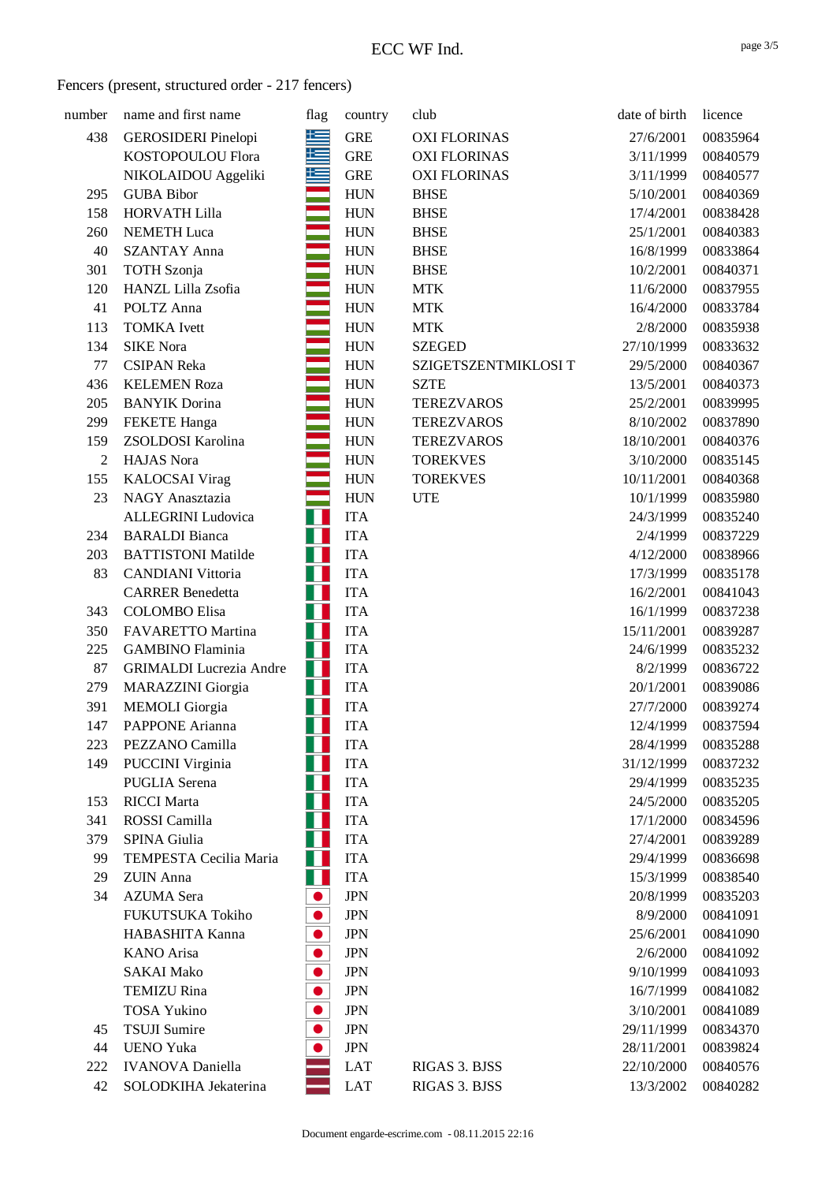# ECC WF Ind.

Fencers (present, structured order - 217 fencers)

| number | name and first name | flag | country | club | date of birth | licence |
|---|---|---|---|---|---|---|
| 438 | GEROSIDERI Pinelopi | | GRE | OXI FLORINAS | 27/6/2001 | 00835964 |
| | KOSTOPOULOU Flora | | GRE | OXI FLORINAS | 3/11/1999 | 00840579 |
| | NIKOLAIDOU Aggeliki | | GRE | OXI FLORINAS | 3/11/1999 | 00840577 |
| 295 | GUBA Bibor | | HUN | BHSE | 5/10/2001 | 00840369 |
| 158 | HORVATH Lilla | | HUN | BHSE | 17/4/2001 | 00838428 |
| 260 | NEMETH Luca | | HUN | BHSE | 25/1/2001 | 00840383 |
| 40 | SZANTAY Anna | | HUN | BHSE | 16/8/1999 | 00833864 |
| 301 | TOTH Szonja | | HUN | BHSE | 10/2/2001 | 00840371 |
| 120 | HANZL Lilla Zsofia | | HUN | MTK | 11/6/2000 | 00837955 |
| 41 | POLTZ Anna | | HUN | MTK | 16/4/2000 | 00833784 |
| 113 | TOMKA Ivett | | HUN | MTK | 2/8/2000 | 00835938 |
| 134 | SIKE Nora | | HUN | SZEGED | 27/10/1999 | 00833632 |
| 77 | CSIPAN Reka | | HUN | SZIGETSZENTMIKLOSI T | 29/5/2000 | 00840367 |
| 436 | KELEMEN Roza | | HUN | SZTE | 13/5/2001 | 00840373 |
| 205 | BANYIK Dorina | | HUN | TEREZVAROS | 25/2/2001 | 00839995 |
| 299 | FEKETE Hanga | | HUN | TEREZVAROS | 8/10/2002 | 00837890 |
| 159 | ZSOLDOSI Karolina | | HUN | TEREZVAROS | 18/10/2001 | 00840376 |
| 2 | HAJAS Nora | | HUN | TOREKVES | 3/10/2000 | 00835145 |
| 155 | KALOCSAI Virag | | HUN | TOREKVES | 10/11/2001 | 00840368 |
| 23 | NAGY Anasztazia | | HUN | UTE | 10/1/1999 | 00835980 |
| | ALLEGRINI Ludovica | | ITA | | 24/3/1999 | 00835240 |
| 234 | BARALDI Bianca | | ITA | | 2/4/1999 | 00837229 |
| 203 | BATTISTONI Matilde | | ITA | | 4/12/2000 | 00838966 |
| 83 | CANDIANI Vittoria | | ITA | | 17/3/1999 | 00835178 |
| | CARRER Benedetta | | ITA | | 16/2/2001 | 00841043 |
| 343 | COLOMBO Elisa | | ITA | | 16/1/1999 | 00837238 |
| 350 | FAVARETTO Martina | | ITA | | 15/11/2001 | 00839287 |
| 225 | GAMBINO Flaminia | | ITA | | 24/6/1999 | 00835232 |
| 87 | GRIMALDI Lucrezia Andre | | ITA | | 8/2/1999 | 00836722 |
| 279 | MARAZZINI Giorgia | | ITA | | 20/1/2001 | 00839086 |
| 391 | MEMOLI Giorgia | | ITA | | 27/7/2000 | 00839274 |
| 147 | PAPPONE Arianna | | ITA | | 12/4/1999 | 00837594 |
| 223 | PEZZANO Camilla | | ITA | | 28/4/1999 | 00835288 |
| 149 | PUCCINI Virginia | | ITA | | 31/12/1999 | 00837232 |
| | PUGLIA Serena | | ITA | | 29/4/1999 | 00835235 |
| 153 | RICCI Marta | | ITA | | 24/5/2000 | 00835205 |
| 341 | ROSSI Camilla | | ITA | | 17/1/2000 | 00834596 |
| 379 | SPINA Giulia | | ITA | | 27/4/2001 | 00839289 |
| 99 | TEMPESTA Cecilia Maria | | ITA | | 29/4/1999 | 00836698 |
| 29 | ZUIN Anna | | ITA | | 15/3/1999 | 00838540 |
| 34 | AZUMA Sera | | JPN | | 20/8/1999 | 00835203 |
| | FUKUTSUKA Tokiho | | JPN | | 8/9/2000 | 00841091 |
| | HABASHITA Kanna | | JPN | | 25/6/2001 | 00841090 |
| | KANO Arisa | | JPN | | 2/6/2000 | 00841092 |
| | SAKAI Mako | | JPN | | 9/10/1999 | 00841093 |
| | TEMIZU Rina | | JPN | | 16/7/1999 | 00841082 |
| | TOSA Yukino | | JPN | | 3/10/2001 | 00841089 |
| 45 | TSUJI Sumire | | JPN | | 29/11/1999 | 00834370 |
| 44 | UENO Yuka | | JPN | | 28/11/2001 | 00839824 |
| 222 | IVANOVA Daniella | | LAT | RIGAS 3. BJSS | 22/10/2000 | 00840576 |
| 42 | SOLODKIHA Jekaterina | | LAT | RIGAS 3. BJSS | 13/3/2002 | 00840282 |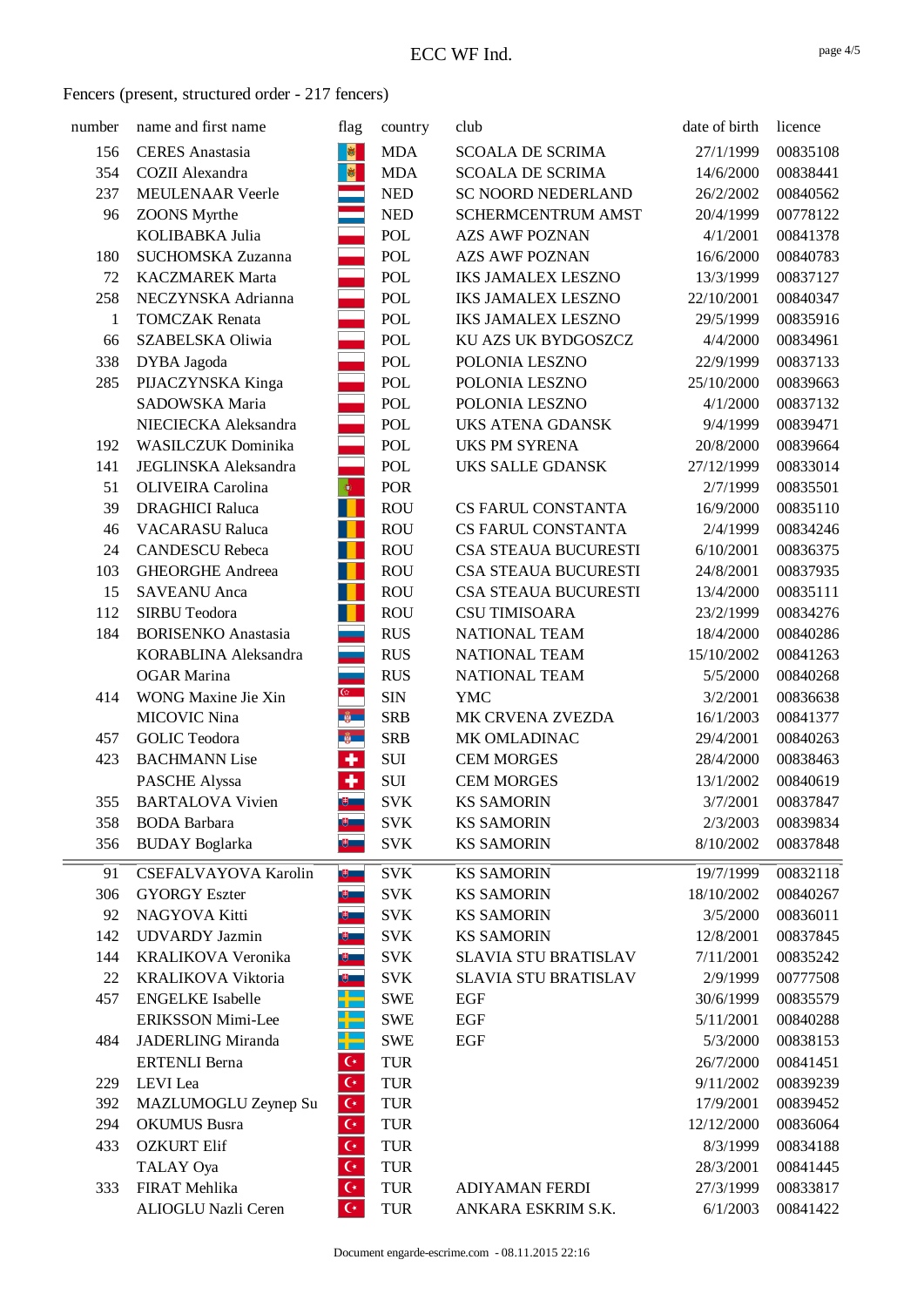Fencers (present, structured order - 217 fencers)

| number | name and first name | flag | country | club | date of birth | licence |
|---|---|---|---|---|---|---|
| 156 | CERES Anastasia | | MDA | SCOALA DE SCRIMA | 27/1/1999 | 00835108 |
| 354 | COZII Alexandra | | MDA | SCOALA DE SCRIMA | 14/6/2000 | 00838441 |
| 237 | MEULENAAR Veerle | | NED | SC NOORD NEDERLAND | 26/2/2002 | 00840562 |
| 96 | ZOONS Myrthe | | NED | SCHERMCENTRUM AMST | 20/4/1999 | 00778122 |
| | KOLIBABKA Julia | | POL | AZS AWF POZNAN | 4/1/2001 | 00841378 |
| 180 | SUCHOMSKA Zuzanna | | POL | AZS AWF POZNAN | 16/6/2000 | 00840783 |
| 72 | KACZMAREK Marta | | POL | IKS JAMALEX LESZNO | 13/3/1999 | 00837127 |
| 258 | NECZYNSKA Adrianna | | POL | IKS JAMALEX LESZNO | 22/10/2001 | 00840347 |
| 1 | TOMCZAK Renata | | POL | IKS JAMALEX LESZNO | 29/5/1999 | 00835916 |
| 66 | SZABELSKA Oliwia | | POL | KU AZS UK BYDGOSZCZ | 4/4/2000 | 00834961 |
| 338 | DYBA Jagoda | | POL | POLONIA LESZNO | 22/9/1999 | 00837133 |
| 285 | PIJACZYNSKA Kinga | | POL | POLONIA LESZNO | 25/10/2000 | 00839663 |
| | SADOWSKA Maria | | POL | POLONIA LESZNO | 4/1/2000 | 00837132 |
| | NIECIECKA Aleksandra | | POL | UKS ATENA GDANSK | 9/4/1999 | 00839471 |
| 192 | WASILCZUK Dominika | | POL | UKS PM SYRENA | 20/8/2000 | 00839664 |
| 141 | JEGLINSKA Aleksandra | | POL | UKS SALLE GDANSK | 27/12/1999 | 00833014 |
| 51 | OLIVEIRA Carolina | | POR | | 2/7/1999 | 00835501 |
| 39 | DRAGHICI Raluca | | ROU | CS FARUL CONSTANTA | 16/9/2000 | 00835110 |
| 46 | VACARASU Raluca | | ROU | CS FARUL CONSTANTA | 2/4/1999 | 00834246 |
| 24 | CANDESCU Rebeca | | ROU | CSA STEAUA BUCURESTI | 6/10/2001 | 00836375 |
| 103 | GHEORGHE Andreea | | ROU | CSA STEAUA BUCURESTI | 24/8/2001 | 00837935 |
| 15 | SAVEANU Anca | | ROU | CSA STEAUA BUCURESTI | 13/4/2000 | 00835111 |
| 112 | SIRBU Teodora | | ROU | CSU TIMISOARA | 23/2/1999 | 00834276 |
| 184 | BORISENKO Anastasia | | RUS | NATIONAL TEAM | 18/4/2000 | 00840286 |
| | KORABLINA Aleksandra | | RUS | NATIONAL TEAM | 15/10/2002 | 00841263 |
| | OGAR Marina | | RUS | NATIONAL TEAM | 5/5/2000 | 00840268 |
| 414 | WONG Maxine Jie Xin | | SIN | YMC | 3/2/2001 | 00836638 |
| | MICOVIC Nina | | SRB | MK CRVENA ZVEZDA | 16/1/2003 | 00841377 |
| 457 | GOLIC Teodora | | SRB | MK OMLADINAC | 29/4/2001 | 00840263 |
| 423 | BACHMANN Lise | | SUI | CEM MORGES | 28/4/2000 | 00838463 |
| | PASCHE Alyssa | | SUI | CEM MORGES | 13/1/2002 | 00840619 |
| 355 | BARTALOVA Vivien | | SVK | KS SAMORIN | 3/7/2001 | 00837847 |
| 358 | BODA Barbara | | SVK | KS SAMORIN | 2/3/2003 | 00839834 |
| 356 | BUDAY Boglarka | | SVK | KS SAMORIN | 8/10/2002 | 00837848 |
| 91 | CSEFALVAYOVA Karolin | | SVK | KS SAMORIN | 19/7/1999 | 00832118 |
| 306 | GYORGY Eszter | | SVK | KS SAMORIN | 18/10/2002 | 00840267 |
| 92 | NAGYOVA Kitti | | SVK | KS SAMORIN | 3/5/2000 | 00836011 |
| 142 | UDVARDY Jazmin | | SVK | KS SAMORIN | 12/8/2001 | 00837845 |
| 144 | KRALIKOVA Veronika | | SVK | SLAVIA STU BRATISLAV | 7/11/2001 | 00835242 |
| 22 | KRALIKOVA Viktoria | | SVK | SLAVIA STU BRATISLAV | 2/9/1999 | 00777508 |
| 457 | ENGELKE Isabelle | | SWE | EGF | 30/6/1999 | 00835579 |
| | ERIKSSON Mimi-Lee | | SWE | EGF | 5/11/2001 | 00840288 |
| 484 | JADERLING Miranda | | SWE | EGF | 5/3/2000 | 00838153 |
| | ERTENLI Berna | | TUR | | 26/7/2000 | 00841451 |
| 229 | LEVI Lea | | TUR | | 9/11/2002 | 00839239 |
| 392 | MAZLUMOGLU Zeynep Su | | TUR | | 17/9/2001 | 00839452 |
| 294 | OKUMUS Busra | | TUR | | 12/12/2000 | 00836064 |
| 433 | OZKURT Elif | | TUR | | 8/3/1999 | 00834188 |
| | TALAY Oya | | TUR | | 28/3/2001 | 00841445 |
| 333 | FIRAT Mehlika | | TUR | ADIYAMAN FERDI | 27/3/1999 | 00833817 |
| | ALIOGLU Nazli Ceren | | TUR | ANKARA ESKRIM S.K. | 6/1/2003 | 00841422 |

Document engarde-escrime.com - 08.11.2015 22:16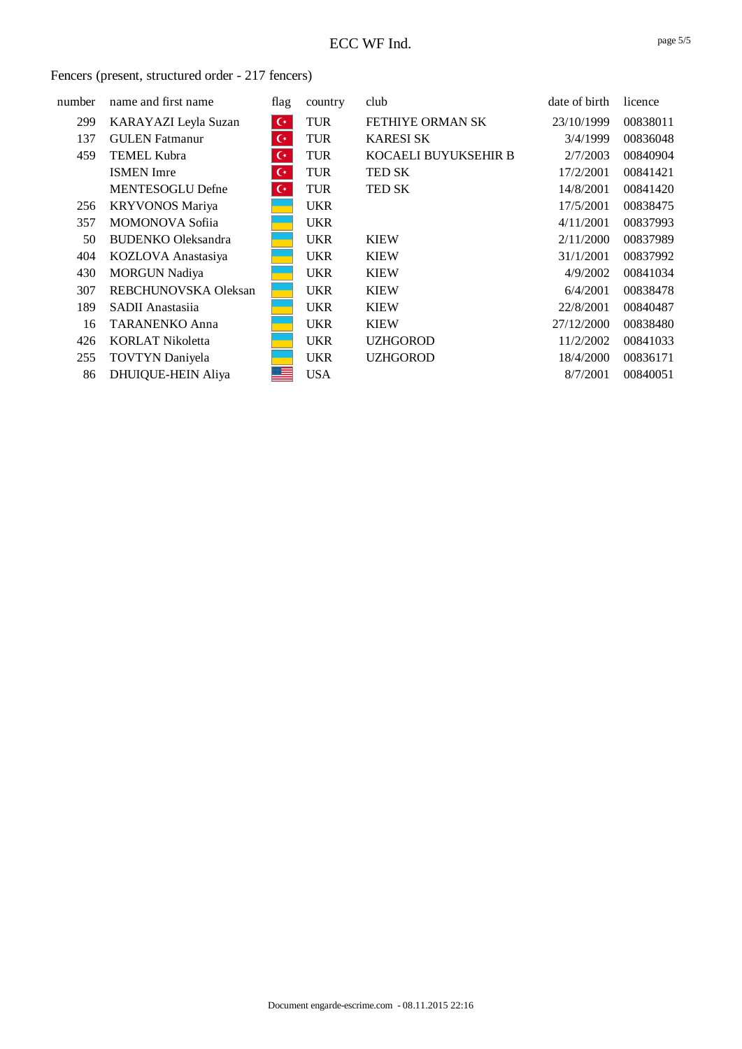Fencers (present, structured order - 217 fencers)

| number | name and first name | flag | country | club | date of birth | licence |
|---|---|---|---|---|---|---|
| 299 | KARAYAZI Leyla Suzan | | TUR | FETHIYE ORMAN SK | 23/10/1999 | 00838011 |
| 137 | GULEN Fatmanur | | TUR | KARESI SK | 3/4/1999 | 00836048 |
| 459 | TEMEL Kubra | | TUR | KOCAELI BUYUKSEHIR B | 2/7/2003 | 00840904 |
| | ISMEN Imre | | TUR | TED SK | 17/2/2001 | 00841421 |
| | MENTESOGLU Defne | | TUR | TED SK | 14/8/2001 | 00841420 |
| 256 | KRYVONOS Mariya | | UKR | | 17/5/2001 | 00838475 |
| 357 | MOMONOVA Sofiia | | UKR | | 4/11/2001 | 00837993 |
| 50 | BUDENKO Oleksandra | | UKR | KIEW | 2/11/2000 | 00837989 |
| 404 | KOZLOVA Anastasiya | | UKR | KIEW | 31/1/2001 | 00837992 |
| 430 | MORGUN Nadiya | | UKR | KIEW | 4/9/2002 | 00841034 |
| 307 | REBCHUNOVSKA Oleksan | | UKR | KIEW | 6/4/2001 | 00838478 |
| 189 | SADII Anastasiia | | UKR | KIEW | 22/8/2001 | 00840487 |
| 16 | TARANENKO Anna | | UKR | KIEW | 27/12/2000 | 00838480 |
| 426 | KORLAT Nikoletta | | UKR | UZHGOROD | 11/2/2002 | 00841033 |
| 255 | TOVTYN Daniyela | | UKR | UZHGOROD | 18/4/2000 | 00836171 |
| 86 | DHUIQUE-HEIN Aliya | | USA | | 8/7/2001 | 00840051 |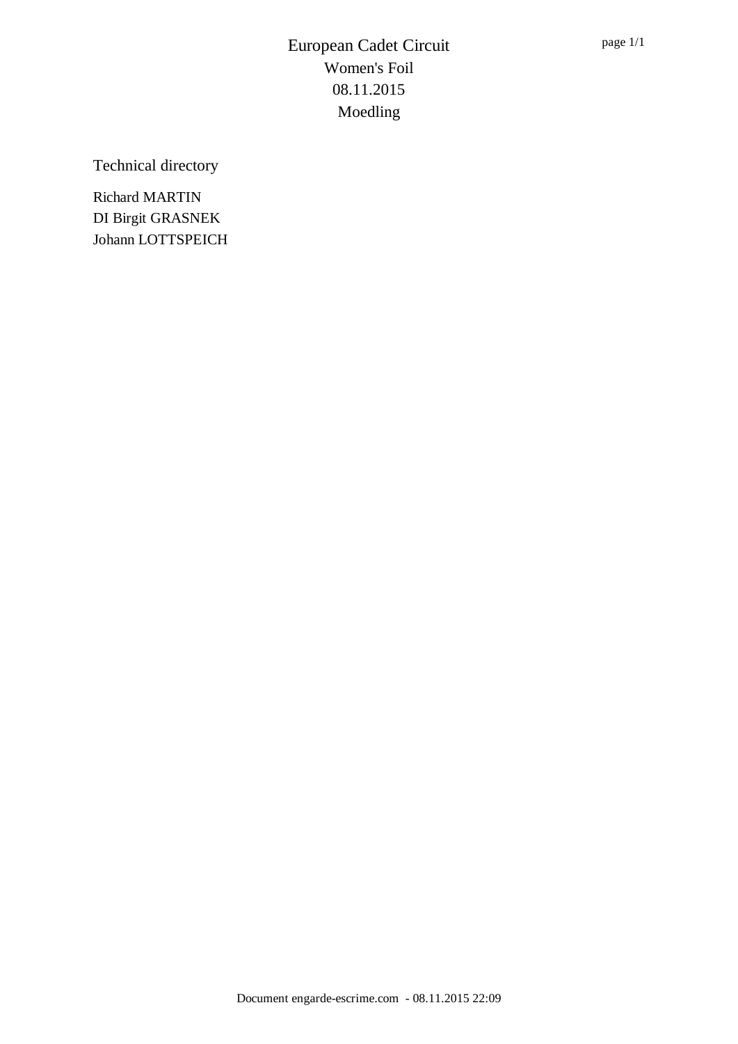# European Cadet Circuit
## Women's Foil
## 08.11.2015
## Moedling

### Technical directory

Richard MARTIN
DI Birgit GRASNEK
Johann LOTTSPEICH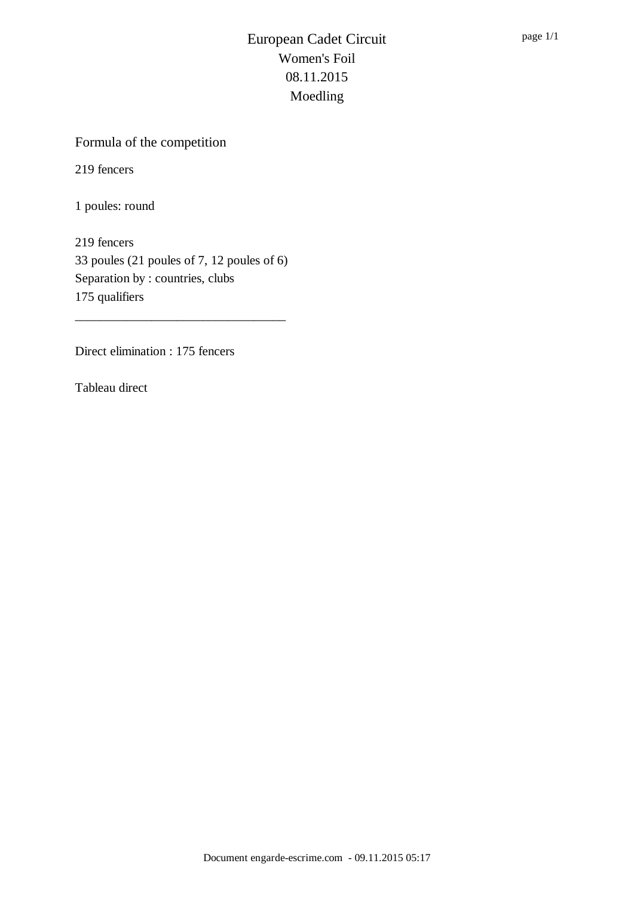# European Cadet Circuit
## Women's Foil
## 08.11.2015
## Moedling

### Formula of the competition

219 fencers

1 poules: round

219 fencers
33 poules (21 poules of 7, 12 poules of 6)
Separation by : countries, clubs
175 qualifiers

---

Direct elimination : 175 fencers

Tableau direct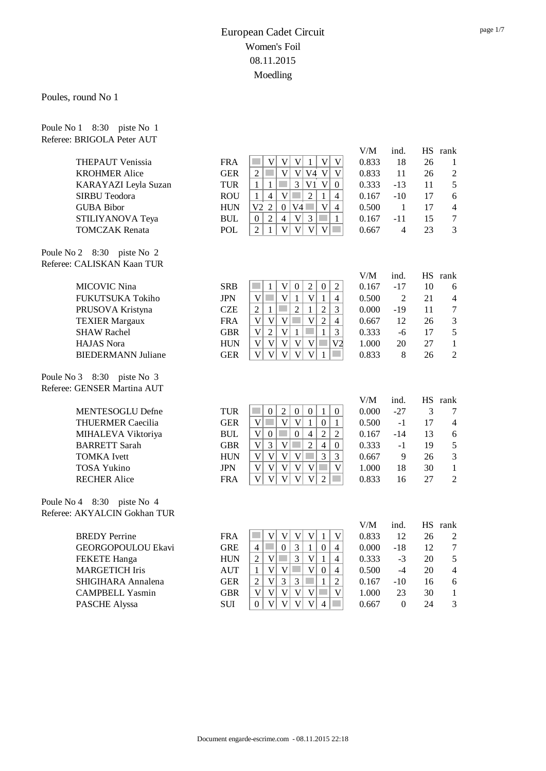# European Cadet Circuit
## Women's Foil
## 08.11.2015
## Moedling

Poules, round No 1

Poule No 1 8:30 piste No 1
Referee: BRIGOLA Peter AUT

| Name | Nation | 1 | 2 | 3 | 4 | 5 | 6 | 7 | V/M | ind. | HS | rank |
|---|---|---|---|---|---|---|---|---|---|---|---|---|
| THEPAUT Venissia | FRA | | V | V | V | 1 | V | V | 0.833 | 18 | 26 | 1 |
| KROHMER Alice | GER | 2 | | V | V | V4 | V | V | 0.833 | 11 | 26 | 2 |
| KARAYAZI Leyla Suzan | TUR | 1 | 1 | | 3 | V1 | V | 0 | 0.333 | -13 | 11 | 5 |
| SIRBU Teodora | ROU | 1 | 4 | V | | 2 | 1 | 4 | 0.167 | -10 | 17 | 6 |
| GUBA Bibor | HUN | V2 | 2 | 0 | V4 | | V | 4 | 0.500 | 1 | 17 | 4 |
| STILIYANOVA Teya | BUL | 0 | 2 | 4 | V | 3 | | 1 | 0.167 | -11 | 15 | 7 |
| TOMCZAK Renata | POL | 2 | 1 | V | V | V | V | | 0.667 | 4 | 23 | 3 |

Poule No 2 8:30 piste No 2
Referee: CALISKAN Kaan TUR

| Name | Nation | 1 | 2 | 3 | 4 | 5 | 6 | 7 | V/M | ind. | HS | rank |
|---|---|---|---|---|---|---|---|---|---|---|---|---|
| MICOVIC Nina | SRB | | 1 | V | 0 | 2 | 0 | 2 | 0.167 | -17 | 10 | 6 |
| FUKUTSUKA Tokiho | JPN | V | | V | 1 | V | 1 | 4 | 0.500 | 2 | 21 | 4 |
| PRUSOVA Kristyna | CZE | 2 | 1 | | 2 | 1 | 2 | 3 | 0.000 | -19 | 11 | 7 |
| TEXIER Margaux | FRA | V | V | V | | V | 2 | 4 | 0.667 | 12 | 26 | 3 |
| SHAW Rachel | GBR | V | 2 | V | 1 | | 1 | 3 | 0.333 | -6 | 17 | 5 |
| HAJAS Nora | HUN | V | V | V | V | V | | V2 | 1.000 | 20 | 27 | 1 |
| BIEDERMANN Juliane | GER | V | V | V | V | V | 1 | | 0.833 | 8 | 26 | 2 |

Poule No 3 8:30 piste No 3
Referee: GENSER Martina AUT

| Name | Nation | 1 | 2 | 3 | 4 | 5 | 6 | 7 | V/M | ind. | HS | rank |
|---|---|---|---|---|---|---|---|---|---|---|---|---|
| MENTESOGLU Defne | TUR | | 0 | 2 | 0 | 0 | 1 | 0 | 0.000 | -27 | 3 | 7 |
| THUERMER Caecilia | GER | V | | V | V | 1 | 0 | 1 | 0.500 | -1 | 17 | 4 |
| MIHALEVA Viktoriya | BUL | V | 0 | | 0 | 4 | 2 | 2 | 0.167 | -14 | 13 | 6 |
| BARRETT Sarah | GBR | V | 3 | V | | 2 | 4 | 0 | 0.333 | -1 | 19 | 5 |
| TOMKA Ivett | HUN | V | V | V | V | | 3 | 3 | 0.667 | 9 | 26 | 3 |
| TOSA Yukino | JPN | V | V | V | V | V | | V | 1.000 | 18 | 30 | 1 |
| RECHER Alice | FRA | V | V | V | V | V | 2 | | 0.833 | 16 | 27 | 2 |

Poule No 4 8:30 piste No 4
Referee: AKYALCIN Gokhan TUR

| Name | Nation | 1 | 2 | 3 | 4 | 5 | 6 | 7 | V/M | ind. | HS | rank |
|---|---|---|---|---|---|---|---|---|---|---|---|---|
| BREDY Perrine | FRA | | V | V | V | V | 1 | V | 0.833 | 12 | 26 | 2 |
| GEORGOPOULOU Ekavi | GRE | 4 | | 0 | 3 | 1 | 0 | 4 | 0.000 | -18 | 12 | 7 |
| FEKETE Hanga | HUN | 2 | V | | 3 | V | 1 | 4 | 0.333 | -3 | 20 | 5 |
| MARGETICH Iris | AUT | 1 | V | V | | V | 0 | 4 | 0.500 | -4 | 20 | 4 |
| SHIGIHARA Annalena | GER | 2 | V | 3 | 3 | | 1 | 2 | 0.167 | -10 | 16 | 6 |
| CAMPBELL Yasmin | GBR | V | V | V | V | V | | V | 1.000 | 23 | 30 | 1 |
| PASCHE Alyssa | SUI | 0 | V | V | V | V | 4 | | 0.667 | 0 | 24 | 3 |

Document engarde-escrime.com - 08.11.2015 22:18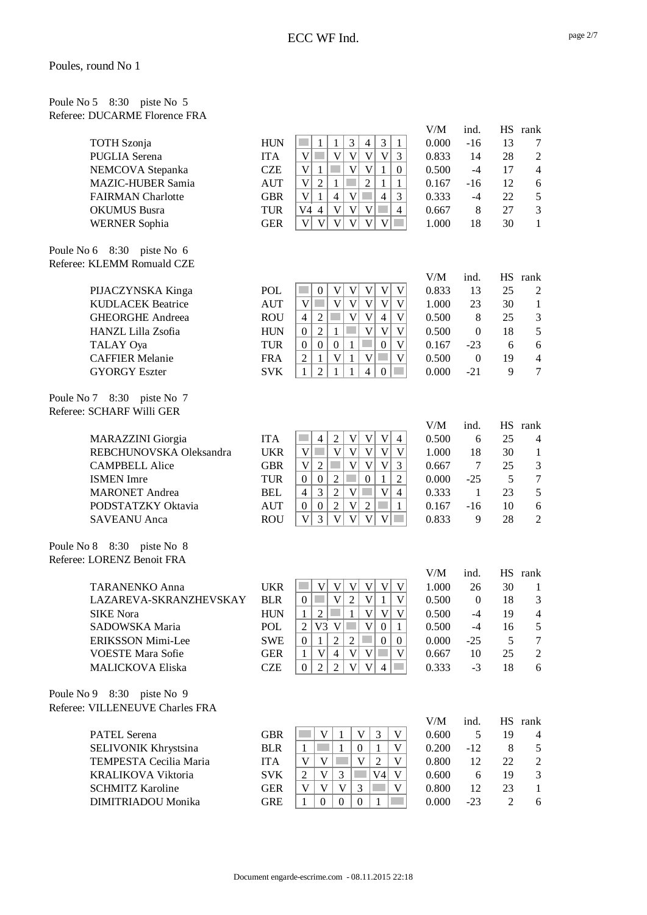# ECC WF Ind.

Poules, round No 1

Poule No 5 8:30 piste No 5
Referee: DUCARME Florence FRA

| Name | Nation | 1 | 2 | 3 | 4 | 5 | 6 | 7 | V/M | ind. | HS | rank |
|---|---|---|---|---|---|---|---|---|---|---|---|---|
| TOTH Szonja | HUN | | 1 | 1 | 3 | 4 | 3 | 1 | 0.000 | -16 | 13 | 7 |
| PUGLIA Serena | ITA | V | | V | V | V | V | 3 | 0.833 | 14 | 28 | 2 |
| NEMCOVA Stepanka | CZE | V | 1 | | V | V | 1 | 0 | 0.500 | -4 | 17 | 4 |
| MAZIC-HUBER Samia | AUT | V | 2 | 1 | | 2 | 1 | 1 | 0.167 | -16 | 12 | 6 |
| FAIRMAN Charlotte | GBR | V | 1 | 4 | V | | 4 | 3 | 0.333 | -4 | 22 | 5 |
| OKUMUS Busra | TUR | V4 | 4 | V | V | V | | 4 | 0.667 | 8 | 27 | 3 |
| WERNER Sophia | GER | V | V | V | V | V | V | | 1.000 | 18 | 30 | 1 |

Poule No 6 8:30 piste No 6
Referee: KLEMM Romuald CZE

| Name | Nation | 1 | 2 | 3 | 4 | 5 | 6 | 7 | V/M | ind. | HS | rank |
|---|---|---|---|---|---|---|---|---|---|---|---|---|
| PIJACZYNSKA Kinga | POL | | 0 | V | V | V | V | V | 0.833 | 13 | 25 | 2 |
| KUDLACEK Beatrice | AUT | V | | V | V | V | V | V | 1.000 | 23 | 30 | 1 |
| GHEORGHE Andreea | ROU | 4 | 2 | | V | V | 4 | V | 0.500 | 8 | 25 | 3 |
| HANZL Lilla Zsofia | HUN | 0 | 2 | 1 | | V | V | V | 0.500 | 0 | 18 | 5 |
| TALAY Oya | TUR | 0 | 0 | 0 | 1 | | 0 | V | 0.167 | -23 | 6 | 6 |
| CAFFIER Melanie | FRA | 2 | 1 | V | 1 | V | | V | 0.500 | 0 | 19 | 4 |
| GYORGY Eszter | SVK | 1 | 2 | 1 | 1 | 4 | 0 | | 0.000 | -21 | 9 | 7 |

Poule No 7 8:30 piste No 7
Referee: SCHARF Willi GER

| Name | Nation | 1 | 2 | 3 | 4 | 5 | 6 | 7 | V/M | ind. | HS | rank |
|---|---|---|---|---|---|---|---|---|---|---|---|---|
| MARAZZINI Giorgia | ITA | | 4 | 2 | V | V | V | 4 | 0.500 | 6 | 25 | 4 |
| REBCHUNOVSKA Oleksandra | UKR | V | | V | V | V | V | V | 1.000 | 18 | 30 | 1 |
| CAMPBELL Alice | GBR | V | 2 | | V | V | V | 3 | 0.667 | 7 | 25 | 3 |
| ISMEN Imre | TUR | 0 | 0 | 2 | | 0 | 1 | 2 | 0.000 | -25 | 5 | 7 |
| MARONET Andrea | BEL | 4 | 3 | 2 | V | | V | 4 | 0.333 | 1 | 23 | 5 |
| PODSTATZKY Oktavia | AUT | 0 | 0 | 2 | V | 2 | | 1 | 0.167 | -16 | 10 | 6 |
| SAVEANU Anca | ROU | V | 3 | V | V | V | V | | 0.833 | 9 | 28 | 2 |

Poule No 8 8:30 piste No 8
Referee: LORENZ Benoit FRA

| Name | Nation | 1 | 2 | 3 | 4 | 5 | 6 | 7 | V/M | ind. | HS | rank |
|---|---|---|---|---|---|---|---|---|---|---|---|---|
| TARANENKO Anna | UKR | | V | V | V | V | V | V | 1.000 | 26 | 30 | 1 |
| LAZAREVA-SKRANZHEVSKAY | BLR | 0 | | V | 2 | V | 1 | V | 0.500 | 0 | 18 | 3 |
| SIKE Nora | HUN | 1 | 2 | | 1 | V | V | V | 0.500 | -4 | 19 | 4 |
| SADOWSKA Maria | POL | 2 | V3 | V | | V | 0 | 1 | 0.500 | -4 | 16 | 5 |
| ERIKSSON Mimi-Lee | SWE | 0 | 1 | 2 | 2 | | 0 | 0 | 0.000 | -25 | 5 | 7 |
| VOESTE Mara Sofie | GER | 1 | V | 4 | V | V | | V | 0.667 | 10 | 25 | 2 |
| MALICKOVA Eliska | CZE | 0 | 2 | 2 | V | V | 4 | | 0.333 | -3 | 18 | 6 |

Poule No 9 8:30 piste No 9
Referee: VILLENEUVE Charles FRA

| Name | Nation | 1 | 2 | 3 | 4 | 5 | 6 | V/M | ind. | HS | rank |
|---|---|---|---|---|---|---|---|---|---|---|---|
| PATEL Serena | GBR | | V | 1 | V | 3 | V | 0.600 | 5 | 19 | 4 |
| SELIVONIK Khrystsina | BLR | 1 | | 1 | 0 | 1 | V | 0.200 | -12 | 8 | 5 |
| TEMPESTA Cecilia Maria | ITA | V | V | | V | 2 | V | 0.800 | 12 | 22 | 2 |
| KRALIKOVA Viktoria | SVK | 2 | V | 3 | | V4 | V | 0.600 | 6 | 19 | 3 |
| SCHMITZ Karoline | GER | V | V | V | 3 | | V | 0.800 | 12 | 23 | 1 |
| DIMITRIADOU Monika | GRE | 1 | 0 | 0 | 0 | 1 | | 0.000 | -23 | 2 | 6 |

Document engarde-escrime.com - 08.11.2015 22:18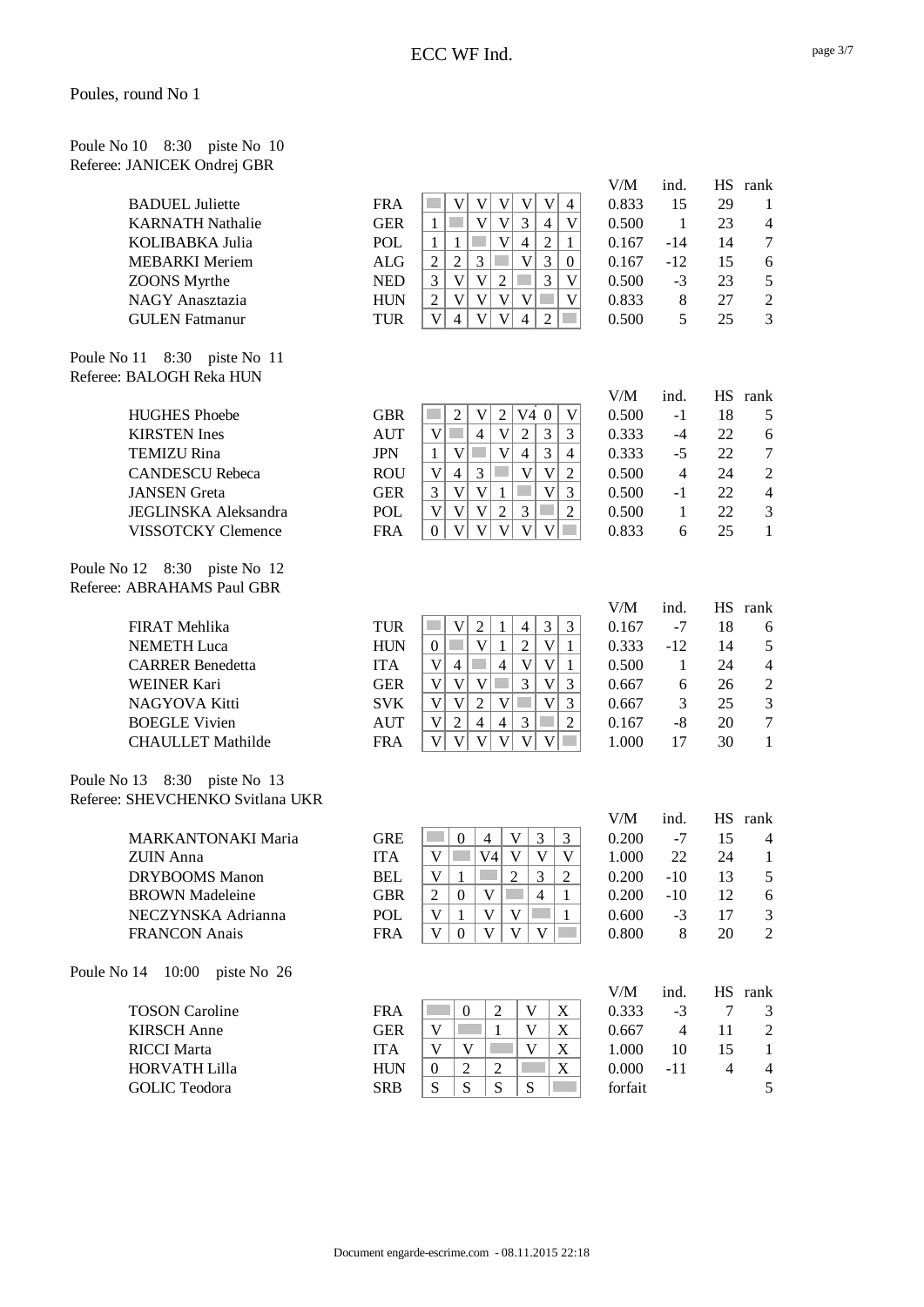## ECC WF Ind.

### Poules, round No 1

**Poule No 10** 8:30 piste No 10
Referee: JANICEK Ondrej GBR

| Name | Nation | 1 | 2 | 3 | 4 | 5 | 6 | 7 | V/M | ind. | HS | rank |
|---|---|---|---|---|---|---|---|---|---|---|---|---|
| BADUEL Juliette | FRA | | V | V | V | V | V | 4 | 0.833 | 15 | 29 | 1 |
| KARNATH Nathalie | GER | 1 | | V | V | 3 | 4 | V | 0.500 | 1 | 23 | 4 |
| KOLIBABKA Julia | POL | 1 | 1 | | V | 4 | 2 | 1 | 0.167 | -14 | 14 | 7 |
| MEBARKI Meriem | ALG | 2 | 2 | 3 | | V | 3 | 0 | 0.167 | -12 | 15 | 6 |
| ZOONS Myrthe | NED | 3 | V | V | 2 | | 3 | V | 0.500 | -3 | 23 | 5 |
| NAGY Anasztazia | HUN | 2 | V | V | V | V | | V | 0.833 | 8 | 27 | 2 |
| GULEN Fatmanur | TUR | V | 4 | V | V | 4 | 2 | | 0.500 | 5 | 25 | 3 |

**Poule No 11** 8:30 piste No 11
Referee: BALOGH Reka HUN

| Name | Nation | 1 | 2 | 3 | 4 | 5 | 6 | 7 | V/M | ind. | HS | rank |
|---|---|---|---|---|---|---|---|---|---|---|---|---|
| HUGHES Phoebe | GBR | | 2 | V | 2 | V4 | 0 | V | 0.500 | -1 | 18 | 5 |
| KIRSTEN Ines | AUT | V | | 4 | V | 2 | 3 | 3 | 0.333 | -4 | 22 | 6 |
| TEMIZU Rina | JPN | 1 | V | | V | 4 | 3 | 4 | 0.333 | -5 | 22 | 7 |
| CANDESCU Rebeca | ROU | V | 4 | 3 | | V | V | 2 | 0.500 | 4 | 24 | 2 |
| JANSEN Greta | GER | 3 | V | V | 1 | | V | 3 | 0.500 | -1 | 22 | 4 |
| JEGLINSKA Aleksandra | POL | V | V | V | 2 | 3 | | 2 | 0.500 | 1 | 22 | 3 |
| VISSOTCKY Clemence | FRA | 0 | V | V | V | V | V | | 0.833 | 6 | 25 | 1 |

**Poule No 12** 8:30 piste No 12
Referee: ABRAHAMS Paul GBR

| Name | Nation | 1 | 2 | 3 | 4 | 5 | 6 | 7 | V/M | ind. | HS | rank |
|---|---|---|---|---|---|---|---|---|---|---|---|---|
| FIRAT Mehlika | TUR | | V | 2 | 1 | 4 | 3 | 3 | 0.167 | -7 | 18 | 6 |
| NEMETH Luca | HUN | 0 | | V | 1 | 2 | V | 1 | 0.333 | -12 | 14 | 5 |
| CARRER Benedetta | ITA | V | 4 | | 4 | V | V | 1 | 0.500 | 1 | 24 | 4 |
| WEINER Kari | GER | V | V | V | | 3 | V | 3 | 0.667 | 6 | 26 | 2 |
| NAGYOVA Kitti | SVK | V | V | 2 | V | | V | 3 | 0.667 | 3 | 25 | 3 |
| BOEGLE Vivien | AUT | V | 2 | 4 | 4 | 3 | | 2 | 0.167 | -8 | 20 | 7 |
| CHAULLET Mathilde | FRA | V | V | V | V | V | V | | 1.000 | 17 | 30 | 1 |

**Poule No 13** 8:30 piste No 13
Referee: SHEVCHENKO Svitlana UKR

| Name | Nation | 1 | 2 | 3 | 4 | 5 | 6 | V/M | ind. | HS | rank |
|---|---|---|---|---|---|---|---|---|---|---|---|
| MARKANTONAKI Maria | GRE | | 0 | 4 | V | 3 | 3 | 0.200 | -7 | 15 | 4 |
| ZUIN Anna | ITA | V | | V4 | V | V | V | 1.000 | 22 | 24 | 1 |
| DRYBOOMS Manon | BEL | V | 1 | | 2 | 3 | 2 | 0.200 | -10 | 13 | 5 |
| BROWN Madeleine | GBR | 2 | 0 | V | | 4 | 1 | 0.200 | -10 | 12 | 6 |
| NECZYNSKA Adrianna | POL | V | 1 | V | V | | 1 | 0.600 | -3 | 17 | 3 |
| FRANCON Anais | FRA | V | 0 | V | V | V | | 0.800 | 8 | 20 | 2 |

**Poule No 14** 10:00 piste No 26

| Name | Nation | 1 | 2 | 3 | 4 | 5 | V/M | ind. | HS | rank |
|---|---|---|---|---|---|---|---|---|---|---|
| TOSON Caroline | FRA | | 0 | 2 | V | X | 0.333 | -3 | 7 | 3 |
| KIRSCH Anne | GER | V | | 1 | V | X | 0.667 | 4 | 11 | 2 |
| RICCI Marta | ITA | V | V | | V | X | 1.000 | 10 | 15 | 1 |
| HORVATH Lilla | HUN | 0 | 2 | 2 | | X | 0.000 | -11 | 4 | 4 |
| GOLIC Teodora | SRB | S | S | S | S | | forfait | | | 5 |

Document engarde-escrime.com - 08.11.2015 22:18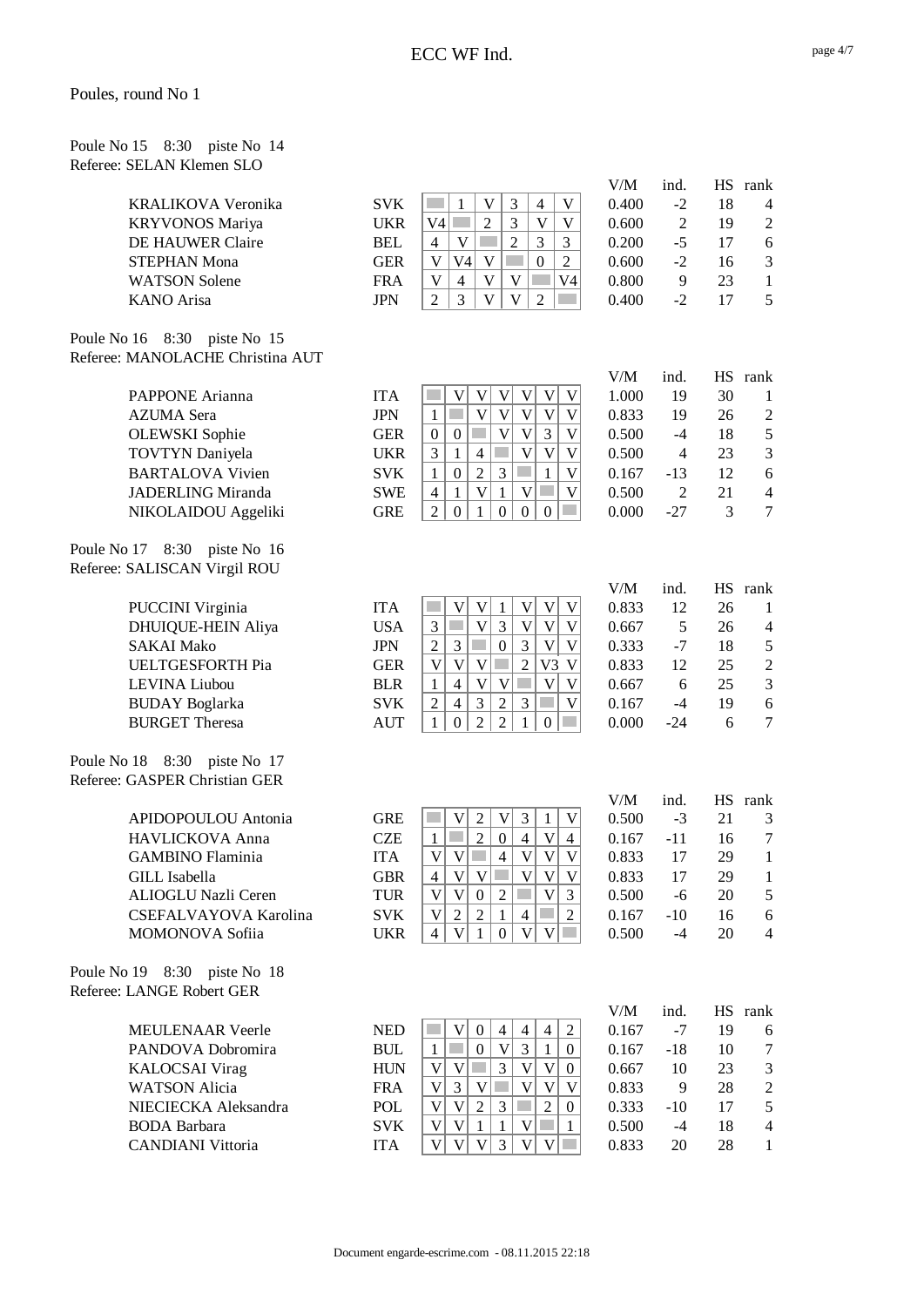## Poules, round No 1

### Poule No 15 8:30 piste No 14
Referee: SELAN Klemen SLO

| Name | Nation | 1 | 2 | 3 | 4 | 5 | 6 | V/M | ind. | HS | rank |
|---|---|---|---|---|---|---|---|---|---|---|---|
| KRALIKOVA Veronika | SVK | | 1 | V | 3 | 4 | V | 0.400 | -2 | 18 | 4 |
| KRYVONOS Mariya | UKR | V4 | | 2 | 3 | V | V | 0.600 | 2 | 19 | 2 |
| DE HAUWER Claire | BEL | 4 | V | | 2 | 3 | 3 | 0.200 | -5 | 17 | 6 |
| STEPHAN Mona | GER | V | V4 | V | | 0 | 2 | 0.600 | -2 | 16 | 3 |
| WATSON Solene | FRA | V | 4 | V | V | | V4 | 0.800 | 9 | 23 | 1 |
| KANO Arisa | JPN | 2 | 3 | V | V | 2 | | 0.400 | -2 | 17 | 5 |

### Poule No 16 8:30 piste No 15
Referee: MANOLACHE Christina AUT

| Name | Nation | 1 | 2 | 3 | 4 | 5 | 6 | 7 | V/M | ind. | HS | rank |
|---|---|---|---|---|---|---|---|---|---|---|---|---|
| PAPPONE Arianna | ITA | | V | V | V | V | V | V | 1.000 | 19 | 30 | 1 |
| AZUMA Sera | JPN | 1 | | V | V | V | V | V | 0.833 | 19 | 26 | 2 |
| OLEWSKI Sophie | GER | 0 | 0 | | V | V | 3 | V | 0.500 | -4 | 18 | 5 |
| TOVTYN Daniyela | UKR | 3 | 1 | 4 | | V | V | V | 0.500 | 4 | 23 | 3 |
| BARTALOVA Vivien | SVK | 1 | 0 | 2 | 3 | | 1 | V | 0.167 | -13 | 12 | 6 |
| JADERLING Miranda | SWE | 4 | 1 | V | 1 | V | | V | 0.500 | 2 | 21 | 4 |
| NIKOLAIDOU Aggeliki | GRE | 2 | 0 | 1 | 0 | 0 | 0 | | 0.000 | -27 | 3 | 7 |

### Poule No 17 8:30 piste No 16
Referee: SALISCAN Virgil ROU

| Name | Nation | 1 | 2 | 3 | 4 | 5 | 6 | 7 | V/M | ind. | HS | rank |
|---|---|---|---|---|---|---|---|---|---|---|---|---|
| PUCCINI Virginia | ITA | | V | V | 1 | V | V | V | 0.833 | 12 | 26 | 1 |
| DHUIQUE-HEIN Aliya | USA | 3 | | V | 3 | V | V | V | 0.667 | 5 | 26 | 4 |
| SAKAI Mako | JPN | 2 | 3 | | 0 | 3 | V | V | 0.333 | -7 | 18 | 5 |
| UELTGESFORTH Pia | GER | V | V | V | | 2 | V3 | V | 0.833 | 12 | 25 | 2 |
| LEVINA Liubou | BLR | 1 | 4 | V | V | | V | V | 0.667 | 6 | 25 | 3 |
| BUDAY Boglarka | SVK | 2 | 4 | 3 | 2 | 3 | | V | 0.167 | -4 | 19 | 6 |
| BURGET Theresa | AUT | 1 | 0 | 2 | 2 | 1 | 0 | | 0.000 | -24 | 6 | 7 |

### Poule No 18 8:30 piste No 17
Referee: GASPER Christian GER

| Name | Nation | 1 | 2 | 3 | 4 | 5 | 6 | 7 | V/M | ind. | HS | rank |
|---|---|---|---|---|---|---|---|---|---|---|---|---|
| APIDOPOULOU Antonia | GRE | | V | 2 | V | 3 | 1 | V | 0.500 | -3 | 21 | 3 |
| HAVLICKOVA Anna | CZE | 1 | | 2 | 0 | 4 | V | 4 | 0.167 | -11 | 16 | 7 |
| GAMBINO Flaminia | ITA | V | V | | 4 | V | V | V | 0.833 | 17 | 29 | 1 |
| GILL Isabella | GBR | 4 | V | V | | V | V | V | 0.833 | 17 | 29 | 1 |
| ALIOGLU Nazli Ceren | TUR | V | V | 0 | 2 | | V | 3 | 0.500 | -6 | 20 | 5 |
| CSEFALVAYOVA Karolina | SVK | V | 2 | 2 | 1 | 4 | | 2 | 0.167 | -10 | 16 | 6 |
| MOMONOVA Sofiia | UKR | 4 | V | 1 | 0 | V | V | | 0.500 | -4 | 20 | 4 |

### Poule No 19 8:30 piste No 18
Referee: LANGE Robert GER

| Name | Nation | 1 | 2 | 3 | 4 | 5 | 6 | 7 | V/M | ind. | HS | rank |
|---|---|---|---|---|---|---|---|---|---|---|---|---|
| MEULENAAR Veerle | NED | | V | 0 | 4 | 4 | 4 | 2 | 0.167 | -7 | 19 | 6 |
| PANDOVA Dobromira | BUL | 1 | | 0 | V | 3 | 1 | 0 | 0.167 | -18 | 10 | 7 |
| KALOCSAI Virag | HUN | V | V | | 3 | V | V | 0 | 0.667 | 10 | 23 | 3 |
| WATSON Alicia | FRA | V | 3 | V | | V | V | V | 0.833 | 9 | 28 | 2 |
| NIECIECKA Aleksandra | POL | V | V | 2 | 3 | | 2 | 0 | 0.333 | -10 | 17 | 5 |
| BODA Barbara | SVK | V | V | 1 | 1 | V | | 1 | 0.500 | -4 | 18 | 4 |
| CANDIANI Vittoria | ITA | V | V | V | 3 | V | V | | 0.833 | 20 | 28 | 1 |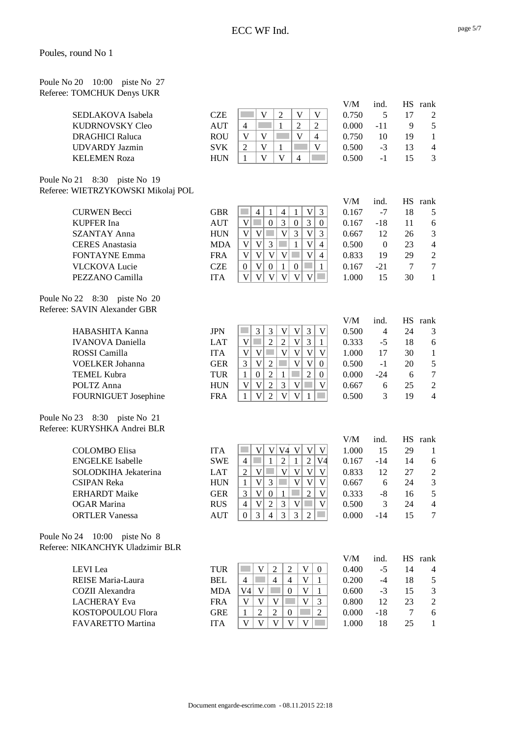# ECC WF Ind.

Poules, round No 1

Poule No 20 10:00 piste No 27
Referee: TOMCHUK Denys UKR

| Name | Nat | 1 | 2 | 3 | 4 | 5 | V/M | ind. | HS | rank |
|---|---|---|---|---|---|---|---|---|---|---|
| SEDLAKOVA Isabela | CZE | | V | 2 | V | V | 0.750 | 5 | 17 | 2 |
| KUDRNOVSKY Cleo | AUT | 4 | | 1 | 2 | 2 | 0.000 | -11 | 9 | 5 |
| DRAGHICI Raluca | ROU | V | V | | V | 4 | 0.750 | 10 | 19 | 1 |
| UDVARDY Jazmin | SVK | 2 | V | 1 | | V | 0.500 | -3 | 13 | 4 |
| KELEMEN Roza | HUN | 1 | V | V | 4 | | 0.500 | -1 | 15 | 3 |

Poule No 21 8:30 piste No 19
Referee: WIETRZYKOWSKI Mikolaj POL

| Name | Nat | 1 | 2 | 3 | 4 | 5 | 6 | 7 | V/M | ind. | HS | rank |
|---|---|---|---|---|---|---|---|---|---|---|---|---|
| CURWEN Becci | GBR | | 4 | 1 | 4 | 1 | V | 3 | 0.167 | -7 | 18 | 5 |
| KUPFER Ina | AUT | V | | 0 | 3 | 0 | 3 | 0 | 0.167 | -18 | 11 | 6 |
| SZANTAY Anna | HUN | V | V | | V | 3 | V | 3 | 0.667 | 12 | 26 | 3 |
| CERES Anastasia | MDA | V | V | 3 | | 1 | V | 4 | 0.500 | 0 | 23 | 4 |
| FONTAYNE Emma | FRA | V | V | V | V | | V | 4 | 0.833 | 19 | 29 | 2 |
| VLCKOVA Lucie | CZE | 0 | V | 0 | 1 | 0 | | 1 | 0.167 | -21 | 7 | 7 |
| PEZZANO Camilla | ITA | V | V | V | V | V | V | | 1.000 | 15 | 30 | 1 |

Poule No 22 8:30 piste No 20
Referee: SAVIN Alexander GBR

| Name | Nat | 1 | 2 | 3 | 4 | 5 | 6 | 7 | V/M | ind. | HS | rank |
|---|---|---|---|---|---|---|---|---|---|---|---|---|
| HABASHITA Kanna | JPN | | 3 | 3 | V | V | 3 | V | 0.500 | 4 | 24 | 3 |
| IVANOVA Daniella | LAT | V | | 2 | 2 | V | 3 | 1 | 0.333 | -5 | 18 | 6 |
| ROSSI Camilla | ITA | V | V | | V | V | V | V | 1.000 | 17 | 30 | 1 |
| VOELKER Johanna | GER | 3 | V | 2 | | V | V | 0 | 0.500 | -1 | 20 | 5 |
| TEMEL Kubra | TUR | 1 | 0 | 2 | 1 | | 2 | 0 | 0.000 | -24 | 6 | 7 |
| POLTZ Anna | HUN | V | V | 2 | 3 | V | | V | 0.667 | 6 | 25 | 2 |
| FOURNIGUET Josephine | FRA | 1 | V | 2 | V | V | 1 | | 0.500 | 3 | 19 | 4 |

Poule No 23 8:30 piste No 21
Referee: KURYSHKA Andrei BLR

| Name | Nat | 1 | 2 | 3 | 4 | 5 | 6 | 7 | V/M | ind. | HS | rank |
|---|---|---|---|---|---|---|---|---|---|---|---|---|
| COLOMBO Elisa | ITA | | V | V | V4 | V | V | V | 1.000 | 15 | 29 | 1 |
| ENGELKE Isabelle | SWE | 4 | | 1 | 2 | 1 | 2 | V4 | 0.167 | -14 | 14 | 6 |
| SOLODKIHA Jekaterina | LAT | 2 | V | | V | V | V | V | 0.833 | 12 | 27 | 2 |
| CSIPAN Reka | HUN | 1 | V | 3 | | V | V | V | 0.667 | 6 | 24 | 3 |
| ERHARDT Maike | GER | 3 | V | 0 | 1 | | 2 | V | 0.333 | -8 | 16 | 5 |
| OGAR Marina | RUS | 4 | V | 2 | 3 | V | | V | 0.500 | 3 | 24 | 4 |
| ORTLER Vanessa | AUT | 0 | 3 | 4 | 3 | 3 | 2 | | 0.000 | -14 | 15 | 7 |

Poule No 24 10:00 piste No 8
Referee: NIKANCHYK Uladzimir BLR

| Name | Nat | 1 | 2 | 3 | 4 | 5 | 6 | V/M | ind. | HS | rank |
|---|---|---|---|---|---|---|---|---|---|---|---|
| LEVI Lea | TUR | | V | 2 | 2 | V | 0 | 0.400 | -5 | 14 | 4 |
| REISE Maria-Laura | BEL | 4 | | 4 | 4 | V | 1 | 0.200 | -4 | 18 | 5 |
| COZII Alexandra | MDA | V4 | V | | 0 | V | 1 | 0.600 | -3 | 15 | 3 |
| LACHERAY Eva | FRA | V | V | V | | V | 3 | 0.800 | 12 | 23 | 2 |
| KOSTOPOULOU Flora | GRE | 1 | 2 | 2 | 0 | | 2 | 0.000 | -18 | 7 | 6 |
| FAVARETTO Martina | ITA | V | V | V | V | V | | 1.000 | 18 | 25 | 1 |

Document engarde-escrime.com - 08.11.2015 22:18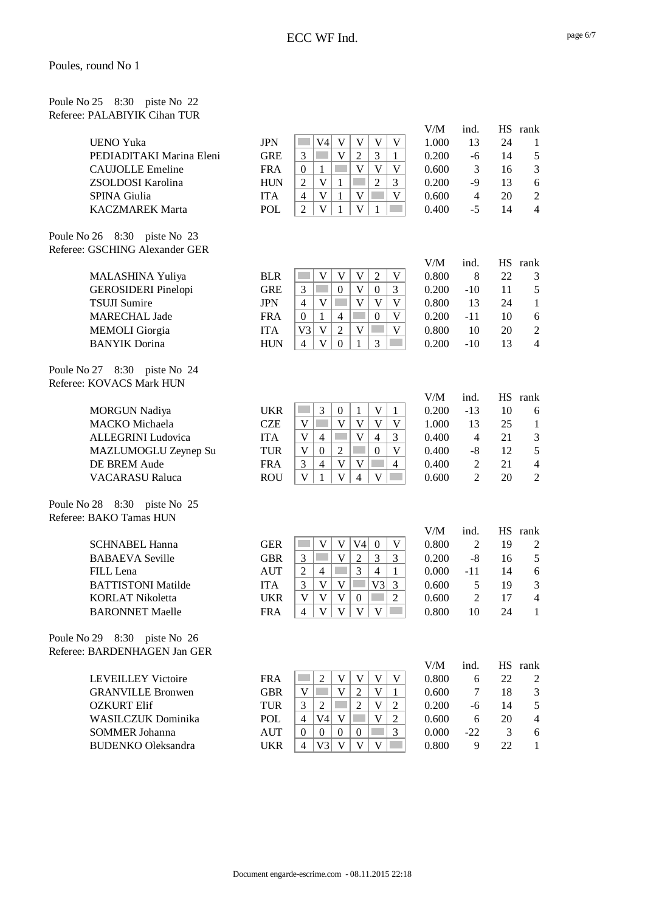Poules, round No 1

Poule No 25 8:30 piste No 22
Referee: PALABIYIK Cihan TUR

| Name | Nation | 1 | 2 | 3 | 4 | 5 | 6 | V/M | ind. | HS | rank |
|---|---|---|---|---|---|---|---|---|---|---|---|
| UENO Yuka | JPN | | V4 | V | V | V | V | 1.000 | 13 | 24 | 1 |
| PEDIADITAKI Marina Eleni | GRE | 3 | | V | 2 | 3 | 1 | 0.200 | -6 | 14 | 5 |
| CAUJOLLE Emeline | FRA | 0 | 1 | | V | V | V | 0.600 | 3 | 16 | 3 |
| ZSOLDOSI Karolina | HUN | 2 | V | 1 | | 2 | 3 | 0.200 | -9 | 13 | 6 |
| SPINA Giulia | ITA | 4 | V | 1 | V | | V | 0.600 | 4 | 20 | 2 |
| KACZMAREK Marta | POL | 2 | V | 1 | V | 1 | | 0.400 | -5 | 14 | 4 |

Poule No 26 8:30 piste No 23
Referee: GSCHING Alexander GER

| Name | Nation | 1 | 2 | 3 | 4 | 5 | 6 | V/M | ind. | HS | rank |
|---|---|---|---|---|---|---|---|---|---|---|---|
| MALASHINA Yuliya | BLR | | V | V | V | 2 | V | 0.800 | 8 | 22 | 3 |
| GEROSIDERI Pinelopi | GRE | 3 | | 0 | V | 0 | 3 | 0.200 | -10 | 11 | 5 |
| TSUJI Sumire | JPN | 4 | V | | V | V | V | 0.800 | 13 | 24 | 1 |
| MARECHAL Jade | FRA | 0 | 1 | 4 | | 0 | V | 0.200 | -11 | 10 | 6 |
| MEMOLI Giorgia | ITA | V3 | V | 2 | V | | V | 0.800 | 10 | 20 | 2 |
| BANYIK Dorina | HUN | 4 | V | 0 | 1 | 3 | | 0.200 | -10 | 13 | 4 |

Poule No 27 8:30 piste No 24
Referee: KOVACS Mark HUN

| Name | Nation | 1 | 2 | 3 | 4 | 5 | 6 | V/M | ind. | HS | rank |
|---|---|---|---|---|---|---|---|---|---|---|---|
| MORGUN Nadiya | UKR | | 3 | 0 | 1 | V | 1 | 0.200 | -13 | 10 | 6 |
| MACKO Michaela | CZE | V | | V | V | V | V | 1.000 | 13 | 25 | 1 |
| ALLEGRINI Ludovica | ITA | V | 4 | | V | 4 | 3 | 0.400 | 4 | 21 | 3 |
| MAZLUMOGLU Zeynep Su | TUR | V | 0 | 2 | | 0 | V | 0.400 | -8 | 12 | 5 |
| DE BREM Aude | FRA | 3 | 4 | V | V | | 4 | 0.400 | 2 | 21 | 4 |
| VACARASU Raluca | ROU | V | 1 | V | 4 | V | | 0.600 | 2 | 20 | 2 |

Poule No 28 8:30 piste No 25
Referee: BAKO Tamas HUN

| Name | Nation | 1 | 2 | 3 | 4 | 5 | 6 | V/M | ind. | HS | rank |
|---|---|---|---|---|---|---|---|---|---|---|---|
| SCHNABEL Hanna | GER | | V | V | V4 | 0 | V | 0.800 | 2 | 19 | 2 |
| BABAEVA Seville | GBR | 3 | | V | 2 | 3 | 3 | 0.200 | -8 | 16 | 5 |
| FILL Lena | AUT | 2 | 4 | | 3 | 4 | 1 | 0.000 | -11 | 14 | 6 |
| BATTISTONI Matilde | ITA | 3 | V | V | | V3 | 3 | 0.600 | 5 | 19 | 3 |
| KORLAT Nikoletta | UKR | V | V | V | 0 | | 2 | 0.600 | 2 | 17 | 4 |
| BARONNET Maelle | FRA | 4 | V | V | V | V | | 0.800 | 10 | 24 | 1 |

Poule No 29 8:30 piste No 26
Referee: BARDENHAGEN Jan GER

| Name | Nation | 1 | 2 | 3 | 4 | 5 | 6 | V/M | ind. | HS | rank |
|---|---|---|---|---|---|---|---|---|---|---|---|
| LEVEILLEY Victoire | FRA | | 2 | V | V | V | V | 0.800 | 6 | 22 | 2 |
| GRANVILLE Bronwen | GBR | V | | V | 2 | V | 1 | 0.600 | 7 | 18 | 3 |
| OZKURT Elif | TUR | 3 | 2 | | 2 | V | 2 | 0.200 | -6 | 14 | 5 |
| WASILCZUK Dominika | POL | 4 | V4 | V | | V | 2 | 0.600 | 6 | 20 | 4 |
| SOMMER Johanna | AUT | 0 | 0 | 0 | 0 | | 3 | 0.000 | -22 | 3 | 6 |
| BUDENKO Oleksandra | UKR | 4 | V3 | V | V | V | | 0.800 | 9 | 22 | 1 |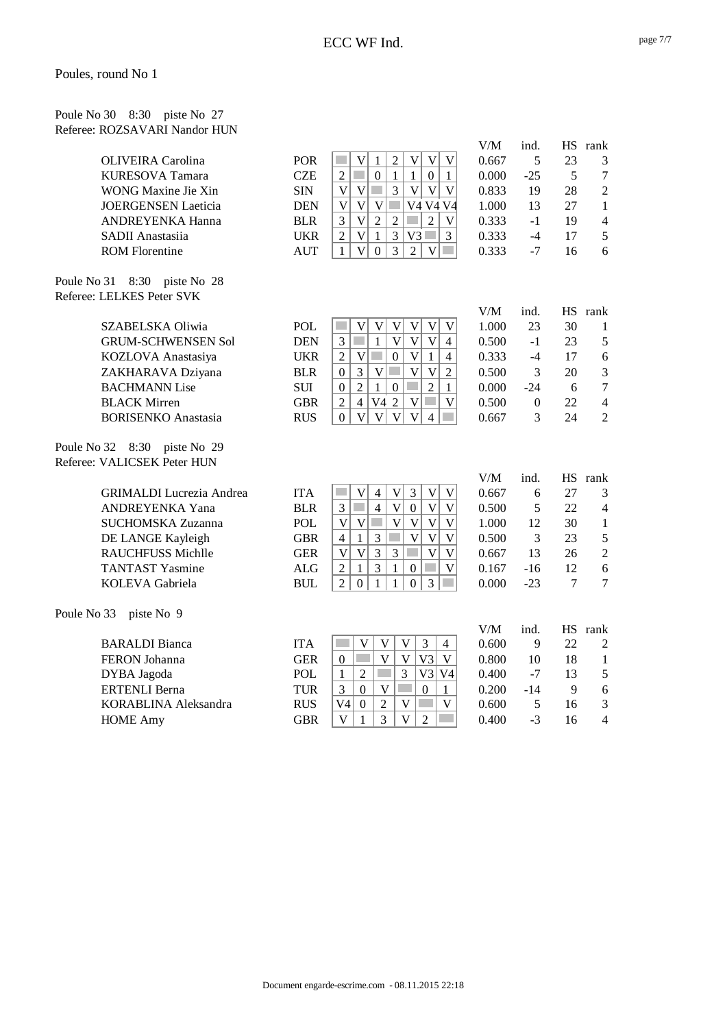## Poules, round No 1

### Poule No 30 8:30 piste No 27
Referee: ROZSAVARI Nandor HUN

| Name | Nation | 1 | 2 | 3 | 4 | 5 | 6 | 7 | V/M | ind. | HS | rank |
|---|---|---|---|---|---|---|---|---|---|---|---|---|
| OLIVEIRA Carolina | POR | | V | 1 | 2 | V | V | V | 0.667 | 5 | 23 | 3 |
| KURESOVA Tamara | CZE | 2 | | 0 | 1 | 1 | 0 | 1 | 0.000 | -25 | 5 | 7 |
| WONG Maxine Jie Xin | SIN | V | V | | 3 | V | V | V | 0.833 | 19 | 28 | 2 |
| JOERGENSEN Laeticia | DEN | V | V | V | | V4 | V4 | V4 | 1.000 | 13 | 27 | 1 |
| ANDREYENKA Hanna | BLR | 3 | V | 2 | 2 | | 2 | V | 0.333 | -1 | 19 | 4 |
| SADII Anastasiia | UKR | 2 | V | 1 | 3 | V3 | | 3 | 0.333 | -4 | 17 | 5 |
| ROM Florentine | AUT | 1 | V | 0 | 3 | 2 | V | | 0.333 | -7 | 16 | 6 |

### Poule No 31 8:30 piste No 28
Referee: LELKES Peter SVK

| Name | Nation | 1 | 2 | 3 | 4 | 5 | 6 | 7 | V/M | ind. | HS | rank |
|---|---|---|---|---|---|---|---|---|---|---|---|---|
| SZABELSKA Oliwia | POL | | V | V | V | V | V | V | 1.000 | 23 | 30 | 1 |
| GRUM-SCHWENSEN Sol | DEN | 3 | | 1 | V | V | V | 4 | 0.500 | -1 | 23 | 5 |
| KOZLOVA Anastasiya | UKR | 2 | V | | 0 | V | 1 | 4 | 0.333 | -4 | 17 | 6 |
| ZAKHARAVA Dziyana | BLR | 0 | 3 | V | | V | V | 2 | 0.500 | 3 | 20 | 3 |
| BACHMANN Lise | SUI | 0 | 2 | 1 | 0 | | 2 | 1 | 0.000 | -24 | 6 | 7 |
| BLACK Mirren | GBR | 2 | 4 | V4 | 2 | V | | V | 0.500 | 0 | 22 | 4 |
| BORISENKO Anastasia | RUS | 0 | V | V | V | V | 4 | | 0.667 | 3 | 24 | 2 |

### Poule No 32 8:30 piste No 29
Referee: VALICSEK Peter HUN

| Name | Nation | 1 | 2 | 3 | 4 | 5 | 6 | 7 | V/M | ind. | HS | rank |
|---|---|---|---|---|---|---|---|---|---|---|---|---|
| GRIMALDI Lucrezia Andrea | ITA | | V | 4 | V | 3 | V | V | 0.667 | 6 | 27 | 3 |
| ANDREYENKA Yana | BLR | 3 | | 4 | V | 0 | V | V | 0.500 | 5 | 22 | 4 |
| SUCHOMSKA Zuzanna | POL | V | V | | V | V | V | V | 1.000 | 12 | 30 | 1 |
| DE LANGE Kayleigh | GBR | 4 | 1 | 3 | | V | V | V | 0.500 | 3 | 23 | 5 |
| RAUCHFUSS Michlle | GER | V | V | 3 | 3 | | V | V | 0.667 | 13 | 26 | 2 |
| TANTAST Yasmine | ALG | 2 | 1 | 3 | 1 | 0 | | V | 0.167 | -16 | 12 | 6 |
| KOLEVA Gabriela | BUL | 2 | 0 | 1 | 1 | 0 | 3 | | 0.000 | -23 | 7 | 7 |

### Poule No 33 piste No 9

| Name | Nation | 1 | 2 | 3 | 4 | 5 | 6 | V/M | ind. | HS | rank |
|---|---|---|---|---|---|---|---|---|---|---|---|
| BARALDI Bianca | ITA | | V | V | V | 3 | 4 | 0.600 | 9 | 22 | 2 |
| FERON Johanna | GER | 0 | | V | V | V3 | V | 0.800 | 10 | 18 | 1 |
| DYBA Jagoda | POL | 1 | 2 | | 3 | V3 | V4 | 0.400 | -7 | 13 | 5 |
| ERTENLI Berna | TUR | 3 | 0 | V | | 0 | 1 | 0.200 | -14 | 9 | 6 |
| KORABLINA Aleksandra | RUS | V4 | 0 | 2 | V | | V | 0.600 | 5 | 16 | 3 |
| HOME Amy | GBR | V | 1 | 3 | V | 2 | | 0.400 | -3 | 16 | 4 |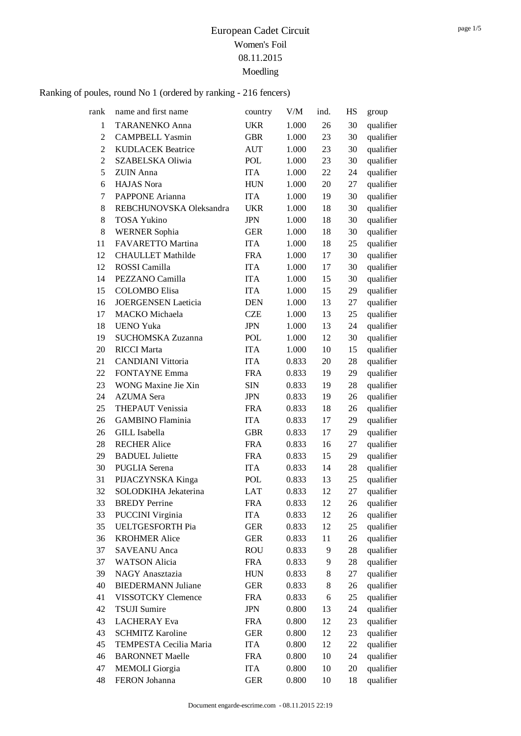# European Cadet Circuit
## Women's Foil
## 08.11.2015
## Moedling

Ranking of poules, round No 1 (ordered by ranking - 216 fencers)

| rank | name and first name | country | V/M | ind. | HS | group |
|---|---|---|---|---|---|---|
| 1 | TARANENKO Anna | UKR | 1.000 | 26 | 30 | qualifier |
| 2 | CAMPBELL Yasmin | GBR | 1.000 | 23 | 30 | qualifier |
| 2 | KUDLACEK Beatrice | AUT | 1.000 | 23 | 30 | qualifier |
| 2 | SZABELSKA Oliwia | POL | 1.000 | 23 | 30 | qualifier |
| 5 | ZUIN Anna | ITA | 1.000 | 22 | 24 | qualifier |
| 6 | HAJAS Nora | HUN | 1.000 | 20 | 27 | qualifier |
| 7 | PAPPONE Arianna | ITA | 1.000 | 19 | 30 | qualifier |
| 8 | REBCHUNOVSKA Oleksandra | UKR | 1.000 | 18 | 30 | qualifier |
| 8 | TOSA Yukino | JPN | 1.000 | 18 | 30 | qualifier |
| 8 | WERNER Sophia | GER | 1.000 | 18 | 30 | qualifier |
| 11 | FAVARETTO Martina | ITA | 1.000 | 18 | 25 | qualifier |
| 12 | CHAULLET Mathilde | FRA | 1.000 | 17 | 30 | qualifier |
| 12 | ROSSI Camilla | ITA | 1.000 | 17 | 30 | qualifier |
| 14 | PEZZANO Camilla | ITA | 1.000 | 15 | 30 | qualifier |
| 15 | COLOMBO Elisa | ITA | 1.000 | 15 | 29 | qualifier |
| 16 | JOERGENSEN Laeticia | DEN | 1.000 | 13 | 27 | qualifier |
| 17 | MACKO Michaela | CZE | 1.000 | 13 | 25 | qualifier |
| 18 | UENO Yuka | JPN | 1.000 | 13 | 24 | qualifier |
| 19 | SUCHOMSKA Zuzanna | POL | 1.000 | 12 | 30 | qualifier |
| 20 | RICCI Marta | ITA | 1.000 | 10 | 15 | qualifier |
| 21 | CANDIANI Vittoria | ITA | 0.833 | 20 | 28 | qualifier |
| 22 | FONTAYNE Emma | FRA | 0.833 | 19 | 29 | qualifier |
| 23 | WONG Maxine Jie Xin | SIN | 0.833 | 19 | 28 | qualifier |
| 24 | AZUMA Sera | JPN | 0.833 | 19 | 26 | qualifier |
| 25 | THEPAUT Venissia | FRA | 0.833 | 18 | 26 | qualifier |
| 26 | GAMBINO Flaminia | ITA | 0.833 | 17 | 29 | qualifier |
| 26 | GILL Isabella | GBR | 0.833 | 17 | 29 | qualifier |
| 28 | RECHER Alice | FRA | 0.833 | 16 | 27 | qualifier |
| 29 | BADUEL Juliette | FRA | 0.833 | 15 | 29 | qualifier |
| 30 | PUGLIA Serena | ITA | 0.833 | 14 | 28 | qualifier |
| 31 | PIJACZYNSKA Kinga | POL | 0.833 | 13 | 25 | qualifier |
| 32 | SOLODKIHA Jekaterina | LAT | 0.833 | 12 | 27 | qualifier |
| 33 | BREDY Perrine | FRA | 0.833 | 12 | 26 | qualifier |
| 33 | PUCCINI Virginia | ITA | 0.833 | 12 | 26 | qualifier |
| 35 | UELTGESFORTH Pia | GER | 0.833 | 12 | 25 | qualifier |
| 36 | KROHMER Alice | GER | 0.833 | 11 | 26 | qualifier |
| 37 | SAVEANU Anca | ROU | 0.833 | 9 | 28 | qualifier |
| 37 | WATSON Alicia | FRA | 0.833 | 9 | 28 | qualifier |
| 39 | NAGY Anasztazia | HUN | 0.833 | 8 | 27 | qualifier |
| 40 | BIEDERMANN Juliane | GER | 0.833 | 8 | 26 | qualifier |
| 41 | VISSOTCKY Clemence | FRA | 0.833 | 6 | 25 | qualifier |
| 42 | TSUJI Sumire | JPN | 0.800 | 13 | 24 | qualifier |
| 43 | LACHERAY Eva | FRA | 0.800 | 12 | 23 | qualifier |
| 43 | SCHMITZ Karoline | GER | 0.800 | 12 | 23 | qualifier |
| 45 | TEMPESTA Cecilia Maria | ITA | 0.800 | 12 | 22 | qualifier |
| 46 | BARONNET Maelle | FRA | 0.800 | 10 | 24 | qualifier |
| 47 | MEMOLI Giorgia | ITA | 0.800 | 10 | 20 | qualifier |
| 48 | FERON Johanna | GER | 0.800 | 10 | 18 | qualifier |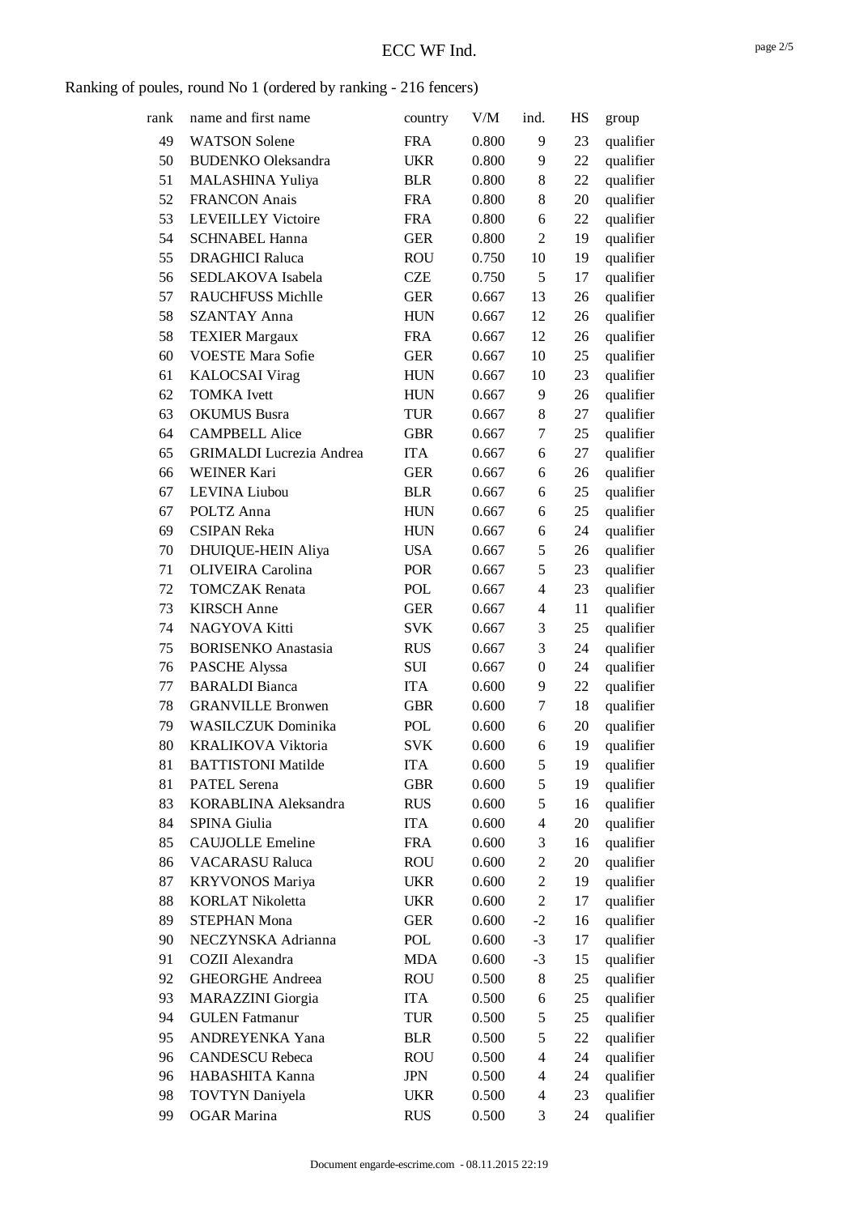# ECC WF Ind.

Ranking of poules, round No 1 (ordered by ranking - 216 fencers)

| rank | name and first name | country | V/M | ind. | HS | group |
|---|---|---|---|---|---|---|
| 49 | WATSON Solene | FRA | 0.800 | 9 | 23 | qualifier |
| 50 | BUDENKO Oleksandra | UKR | 0.800 | 9 | 22 | qualifier |
| 51 | MALASHINA Yuliya | BLR | 0.800 | 8 | 22 | qualifier |
| 52 | FRANCON Anais | FRA | 0.800 | 8 | 20 | qualifier |
| 53 | LEVEILLEY Victoire | FRA | 0.800 | 6 | 22 | qualifier |
| 54 | SCHNABEL Hanna | GER | 0.800 | 2 | 19 | qualifier |
| 55 | DRAGHICI Raluca | ROU | 0.750 | 10 | 19 | qualifier |
| 56 | SEDLAKOVA Isabela | CZE | 0.750 | 5 | 17 | qualifier |
| 57 | RAUCHFUSS Michlle | GER | 0.667 | 13 | 26 | qualifier |
| 58 | SZANTAY Anna | HUN | 0.667 | 12 | 26 | qualifier |
| 58 | TEXIER Margaux | FRA | 0.667 | 12 | 26 | qualifier |
| 60 | VOESTE Mara Sofie | GER | 0.667 | 10 | 25 | qualifier |
| 61 | KALOCSAI Virag | HUN | 0.667 | 10 | 23 | qualifier |
| 62 | TOMKA Ivett | HUN | 0.667 | 9 | 26 | qualifier |
| 63 | OKUMUS Busra | TUR | 0.667 | 8 | 27 | qualifier |
| 64 | CAMPBELL Alice | GBR | 0.667 | 7 | 25 | qualifier |
| 65 | GRIMALDI Lucrezia Andrea | ITA | 0.667 | 6 | 27 | qualifier |
| 66 | WEINER Kari | GER | 0.667 | 6 | 26 | qualifier |
| 67 | LEVINA Liubou | BLR | 0.667 | 6 | 25 | qualifier |
| 67 | POLTZ Anna | HUN | 0.667 | 6 | 25 | qualifier |
| 69 | CSIPAN Reka | HUN | 0.667 | 6 | 24 | qualifier |
| 70 | DHUIQUE-HEIN Aliya | USA | 0.667 | 5 | 26 | qualifier |
| 71 | OLIVEIRA Carolina | POR | 0.667 | 5 | 23 | qualifier |
| 72 | TOMCZAK Renata | POL | 0.667 | 4 | 23 | qualifier |
| 73 | KIRSCH Anne | GER | 0.667 | 4 | 11 | qualifier |
| 74 | NAGYOVA Kitti | SVK | 0.667 | 3 | 25 | qualifier |
| 75 | BORISENKO Anastasia | RUS | 0.667 | 3 | 24 | qualifier |
| 76 | PASCHE Alyssa | SUI | 0.667 | 0 | 24 | qualifier |
| 77 | BARALDI Bianca | ITA | 0.600 | 9 | 22 | qualifier |
| 78 | GRANVILLE Bronwen | GBR | 0.600 | 7 | 18 | qualifier |
| 79 | WASILCZUK Dominika | POL | 0.600 | 6 | 20 | qualifier |
| 80 | KRALIKOVA Viktoria | SVK | 0.600 | 6 | 19 | qualifier |
| 81 | BATTISTONI Matilde | ITA | 0.600 | 5 | 19 | qualifier |
| 81 | PATEL Serena | GBR | 0.600 | 5 | 19 | qualifier |
| 83 | KORABLINA Aleksandra | RUS | 0.600 | 5 | 16 | qualifier |
| 84 | SPINA Giulia | ITA | 0.600 | 4 | 20 | qualifier |
| 85 | CAUJOLLE Emeline | FRA | 0.600 | 3 | 16 | qualifier |
| 86 | VACARASU Raluca | ROU | 0.600 | 2 | 20 | qualifier |
| 87 | KRYVONOS Mariya | UKR | 0.600 | 2 | 19 | qualifier |
| 88 | KORLAT Nikoletta | UKR | 0.600 | 2 | 17 | qualifier |
| 89 | STEPHAN Mona | GER | 0.600 | -2 | 16 | qualifier |
| 90 | NECZYNSKA Adrianna | POL | 0.600 | -3 | 17 | qualifier |
| 91 | COZII Alexandra | MDA | 0.600 | -3 | 15 | qualifier |
| 92 | GHEORGHE Andreea | ROU | 0.500 | 8 | 25 | qualifier |
| 93 | MARAZZINI Giorgia | ITA | 0.500 | 6 | 25 | qualifier |
| 94 | GULEN Fatmanur | TUR | 0.500 | 5 | 25 | qualifier |
| 95 | ANDREYENKA Yana | BLR | 0.500 | 5 | 22 | qualifier |
| 96 | CANDESCU Rebeca | ROU | 0.500 | 4 | 24 | qualifier |
| 96 | HABASHITA Kanna | JPN | 0.500 | 4 | 24 | qualifier |
| 98 | TOVTYN Daniyela | UKR | 0.500 | 4 | 23 | qualifier |
| 99 | OGAR Marina | RUS | 0.500 | 3 | 24 | qualifier |

Document engarde-escrime.com - 08.11.2015 22:19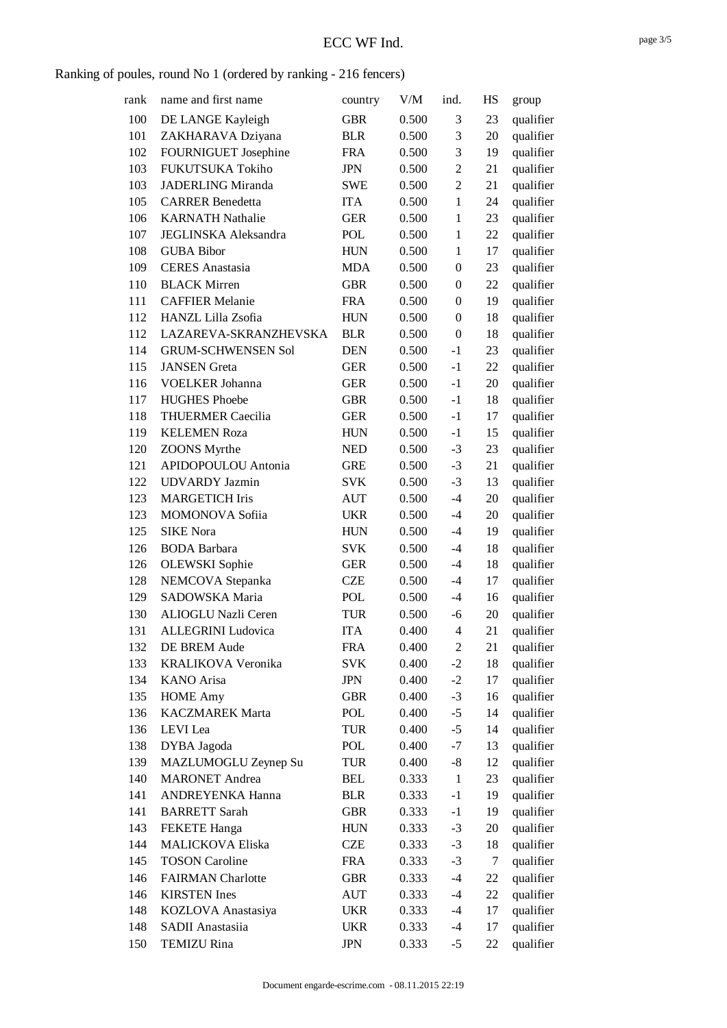Ranking of poules, round No 1 (ordered by ranking - 216 fencers)

| rank | name and first name | country | V/M | ind. | HS | group |
|---|---|---|---|---|---|---|
| 100 | DE LANGE Kayleigh | GBR | 0.500 | 3 | 23 | qualifier |
| 101 | ZAKHARAVA Dziyana | BLR | 0.500 | 3 | 20 | qualifier |
| 102 | FOURNIGUET Josephine | FRA | 0.500 | 3 | 19 | qualifier |
| 103 | FUKUTSUKA Tokiho | JPN | 0.500 | 2 | 21 | qualifier |
| 103 | JADERLING Miranda | SWE | 0.500 | 2 | 21 | qualifier |
| 105 | CARRER Benedetta | ITA | 0.500 | 1 | 24 | qualifier |
| 106 | KARNATH Nathalie | GER | 0.500 | 1 | 23 | qualifier |
| 107 | JEGLINSKA Aleksandra | POL | 0.500 | 1 | 22 | qualifier |
| 108 | GUBA Bibor | HUN | 0.500 | 1 | 17 | qualifier |
| 109 | CERES Anastasia | MDA | 0.500 | 0 | 23 | qualifier |
| 110 | BLACK Mirren | GBR | 0.500 | 0 | 22 | qualifier |
| 111 | CAFFIER Melanie | FRA | 0.500 | 0 | 19 | qualifier |
| 112 | HANZL Lilla Zsofia | HUN | 0.500 | 0 | 18 | qualifier |
| 112 | LAZAREVA-SKRANZHEVSKA | BLR | 0.500 | 0 | 18 | qualifier |
| 114 | GRUM-SCHWENSEN Sol | DEN | 0.500 | -1 | 23 | qualifier |
| 115 | JANSEN Greta | GER | 0.500 | -1 | 22 | qualifier |
| 116 | VOELKER Johanna | GER | 0.500 | -1 | 20 | qualifier |
| 117 | HUGHES Phoebe | GBR | 0.500 | -1 | 18 | qualifier |
| 118 | THUERMER Caecilia | GER | 0.500 | -1 | 17 | qualifier |
| 119 | KELEMEN Roza | HUN | 0.500 | -1 | 15 | qualifier |
| 120 | ZOONS Myrthe | NED | 0.500 | -3 | 23 | qualifier |
| 121 | APIDOPOULOU Antonia | GRE | 0.500 | -3 | 21 | qualifier |
| 122 | UDVARDY Jazmin | SVK | 0.500 | -3 | 13 | qualifier |
| 123 | MARGETICH Iris | AUT | 0.500 | -4 | 20 | qualifier |
| 123 | MOMONOVA Sofiia | UKR | 0.500 | -4 | 20 | qualifier |
| 125 | SIKE Nora | HUN | 0.500 | -4 | 19 | qualifier |
| 126 | BODA Barbara | SVK | 0.500 | -4 | 18 | qualifier |
| 126 | OLEWSKI Sophie | GER | 0.500 | -4 | 18 | qualifier |
| 128 | NEMCOVA Stepanka | CZE | 0.500 | -4 | 17 | qualifier |
| 129 | SADOWSKA Maria | POL | 0.500 | -4 | 16 | qualifier |
| 130 | ALIOGLU Nazli Ceren | TUR | 0.500 | -6 | 20 | qualifier |
| 131 | ALLEGRINI Ludovica | ITA | 0.400 | 4 | 21 | qualifier |
| 132 | DE BREM Aude | FRA | 0.400 | 2 | 21 | qualifier |
| 133 | KRALIKOVA Veronika | SVK | 0.400 | -2 | 18 | qualifier |
| 134 | KANO Arisa | JPN | 0.400 | -2 | 17 | qualifier |
| 135 | HOME Amy | GBR | 0.400 | -3 | 16 | qualifier |
| 136 | KACZMAREK Marta | POL | 0.400 | -5 | 14 | qualifier |
| 136 | LEVI Lea | TUR | 0.400 | -5 | 14 | qualifier |
| 138 | DYBA Jagoda | POL | 0.400 | -7 | 13 | qualifier |
| 139 | MAZLUMOGLU Zeynep Su | TUR | 0.400 | -8 | 12 | qualifier |
| 140 | MARONET Andrea | BEL | 0.333 | 1 | 23 | qualifier |
| 141 | ANDREYENKA Hanna | BLR | 0.333 | -1 | 19 | qualifier |
| 141 | BARRETT Sarah | GBR | 0.333 | -1 | 19 | qualifier |
| 143 | FEKETE Hanga | HUN | 0.333 | -3 | 20 | qualifier |
| 144 | MALICKOVA Eliska | CZE | 0.333 | -3 | 18 | qualifier |
| 145 | TOSON Caroline | FRA | 0.333 | -3 | 7 | qualifier |
| 146 | FAIRMAN Charlotte | GBR | 0.333 | -4 | 22 | qualifier |
| 146 | KIRSTEN Ines | AUT | 0.333 | -4 | 22 | qualifier |
| 148 | KOZLOVA Anastasiya | UKR | 0.333 | -4 | 17 | qualifier |
| 148 | SADII Anastasiia | UKR | 0.333 | -4 | 17 | qualifier |
| 150 | TEMIZU Rina | JPN | 0.333 | -5 | 22 | qualifier |

Document engarde-escrime.com - 08.11.2015 22:19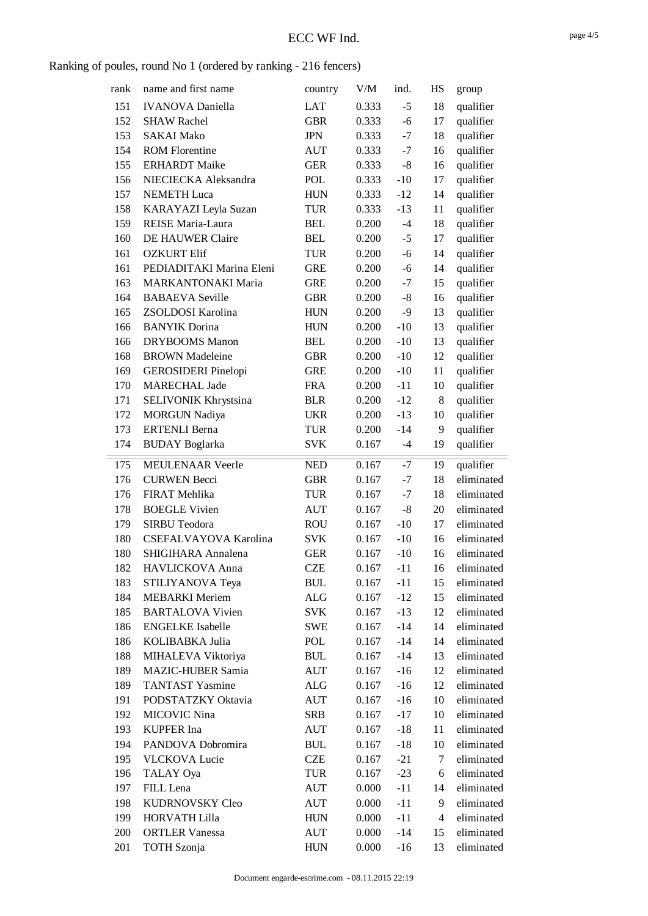# ECC WF Ind.

Ranking of poules, round No 1 (ordered by ranking - 216 fencers)

| rank | name and first name | country | V/M | ind. | HS | group |
|---|---|---|---|---|---|---|
| 151 | IVANOVA Daniella | LAT | 0.333 | -5 | 18 | qualifier |
| 152 | SHAW Rachel | GBR | 0.333 | -6 | 17 | qualifier |
| 153 | SAKAI Mako | JPN | 0.333 | -7 | 18 | qualifier |
| 154 | ROM Florentine | AUT | 0.333 | -7 | 16 | qualifier |
| 155 | ERHARDT Maike | GER | 0.333 | -8 | 16 | qualifier |
| 156 | NIECIECKA Aleksandra | POL | 0.333 | -10 | 17 | qualifier |
| 157 | NEMETH Luca | HUN | 0.333 | -12 | 14 | qualifier |
| 158 | KARAYAZI Leyla Suzan | TUR | 0.333 | -13 | 11 | qualifier |
| 159 | REISE Maria-Laura | BEL | 0.200 | -4 | 18 | qualifier |
| 160 | DE HAUWER Claire | BEL | 0.200 | -5 | 17 | qualifier |
| 161 | OZKURT Elif | TUR | 0.200 | -6 | 14 | qualifier |
| 161 | PEDIADITAKI Marina Eleni | GRE | 0.200 | -6 | 14 | qualifier |
| 163 | MARKANTONAKI Maria | GRE | 0.200 | -7 | 15 | qualifier |
| 164 | BABAEVA Seville | GBR | 0.200 | -8 | 16 | qualifier |
| 165 | ZSOLDOSI Karolina | HUN | 0.200 | -9 | 13 | qualifier |
| 166 | BANYIK Dorina | HUN | 0.200 | -10 | 13 | qualifier |
| 166 | DRYBOOMS Manon | BEL | 0.200 | -10 | 13 | qualifier |
| 168 | BROWN Madeleine | GBR | 0.200 | -10 | 12 | qualifier |
| 169 | GEROSIDERI Pinelopi | GRE | 0.200 | -10 | 11 | qualifier |
| 170 | MARECHAL Jade | FRA | 0.200 | -11 | 10 | qualifier |
| 171 | SELIVONIK Khrystsina | BLR | 0.200 | -12 | 8 | qualifier |
| 172 | MORGUN Nadiya | UKR | 0.200 | -13 | 10 | qualifier |
| 173 | ERTENLI Berna | TUR | 0.200 | -14 | 9 | qualifier |
| 174 | BUDAY Boglarka | SVK | 0.167 | -4 | 19 | qualifier |
| 175 | MEULENAAR Veerle | NED | 0.167 | -7 | 19 | qualifier |
| 176 | CURWEN Becci | GBR | 0.167 | -7 | 18 | eliminated |
| 176 | FIRAT Mehlika | TUR | 0.167 | -7 | 18 | eliminated |
| 178 | BOEGLE Vivien | AUT | 0.167 | -8 | 20 | eliminated |
| 179 | SIRBU Teodora | ROU | 0.167 | -10 | 17 | eliminated |
| 180 | CSEFALVAYOVA Karolina | SVK | 0.167 | -10 | 16 | eliminated |
| 180 | SHIGIHARA Annalena | GER | 0.167 | -10 | 16 | eliminated |
| 182 | HAVLICKOVA Anna | CZE | 0.167 | -11 | 16 | eliminated |
| 183 | STILIYANOVA Teya | BUL | 0.167 | -11 | 15 | eliminated |
| 184 | MEBARKI Meriem | ALG | 0.167 | -12 | 15 | eliminated |
| 185 | BARTALOVA Vivien | SVK | 0.167 | -13 | 12 | eliminated |
| 186 | ENGELKE Isabelle | SWE | 0.167 | -14 | 14 | eliminated |
| 186 | KOLIBABKA Julia | POL | 0.167 | -14 | 14 | eliminated |
| 188 | MIHALEVA Viktoriya | BUL | 0.167 | -14 | 13 | eliminated |
| 189 | MAZIC-HUBER Samia | AUT | 0.167 | -16 | 12 | eliminated |
| 189 | TANTAST Yasmine | ALG | 0.167 | -16 | 12 | eliminated |
| 191 | PODSTATZKY Oktavia | AUT | 0.167 | -16 | 10 | eliminated |
| 192 | MICOVIC Nina | SRB | 0.167 | -17 | 10 | eliminated |
| 193 | KUPFER Ina | AUT | 0.167 | -18 | 11 | eliminated |
| 194 | PANDOVA Dobromira | BUL | 0.167 | -18 | 10 | eliminated |
| 195 | VLCKOVA Lucie | CZE | 0.167 | -21 | 7 | eliminated |
| 196 | TALAY Oya | TUR | 0.167 | -23 | 6 | eliminated |
| 197 | FILL Lena | AUT | 0.000 | -11 | 14 | eliminated |
| 198 | KUDRNOVSKY Cleo | AUT | 0.000 | -11 | 9 | eliminated |
| 199 | HORVATH Lilla | HUN | 0.000 | -11 | 4 | eliminated |
| 200 | ORTLER Vanessa | AUT | 0.000 | -14 | 15 | eliminated |
| 201 | TOTH Szonja | HUN | 0.000 | -16 | 13 | eliminated |

Document engarde-escrime.com - 08.11.2015 22:19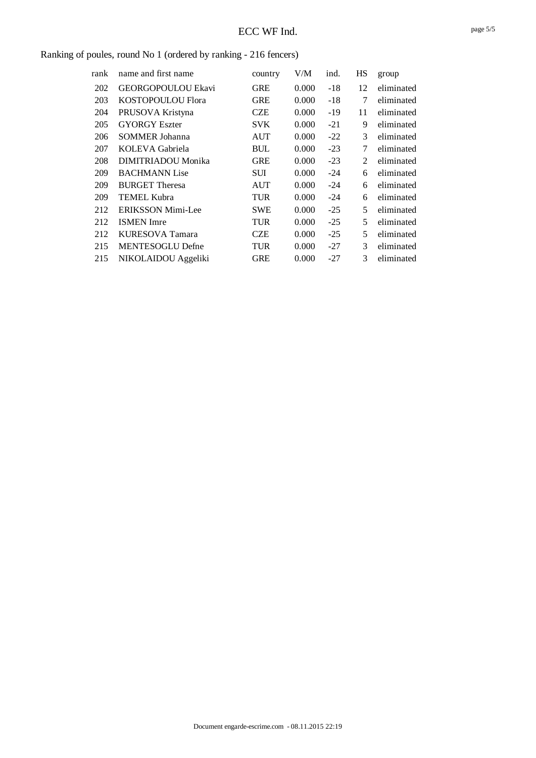Ranking of poules, round No 1 (ordered by ranking - 216 fencers)

| rank | name and first name | country | V/M | ind. | HS | group |
|---|---|---|---|---|---|---|
| 202 | GEORGOPOULOU Ekavi | GRE | 0.000 | -18 | 12 | eliminated |
| 203 | KOSTOPOULOU Flora | GRE | 0.000 | -18 | 7 | eliminated |
| 204 | PRUSOVA Kristyna | CZE | 0.000 | -19 | 11 | eliminated |
| 205 | GYORGY Eszter | SVK | 0.000 | -21 | 9 | eliminated |
| 206 | SOMMER Johanna | AUT | 0.000 | -22 | 3 | eliminated |
| 207 | KOLEVA Gabriela | BUL | 0.000 | -23 | 7 | eliminated |
| 208 | DIMITRIADOU Monika | GRE | 0.000 | -23 | 2 | eliminated |
| 209 | BACHMANN Lise | SUI | 0.000 | -24 | 6 | eliminated |
| 209 | BURGET Theresa | AUT | 0.000 | -24 | 6 | eliminated |
| 209 | TEMEL Kubra | TUR | 0.000 | -24 | 6 | eliminated |
| 212 | ERIKSSON Mimi-Lee | SWE | 0.000 | -25 | 5 | eliminated |
| 212 | ISMEN Imre | TUR | 0.000 | -25 | 5 | eliminated |
| 212 | KURESOVA Tamara | CZE | 0.000 | -25 | 5 | eliminated |
| 215 | MENTESOGLU Defne | TUR | 0.000 | -27 | 3 | eliminated |
| 215 | NIKOLAIDOU Aggeliki | GRE | 0.000 | -27 | 3 | eliminated |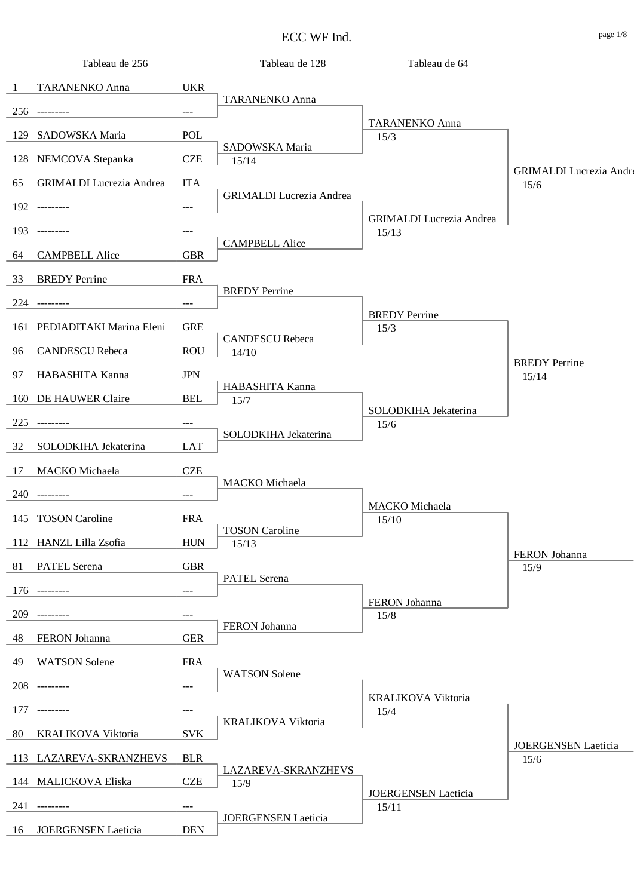# ECC WF Ind.

| Tableau de 256 | | | Tableau de 128 | Tableau de 64 | |
|---|---|---|---|---|---|
| 1 | TARANENKO Anna | UKR | TARANENKO Anna | TARANENKO Anna 15/3 | GRIMALDI Lucrezia Andre 15/6 |
| 256 | --------- | --- | | | |
| 129 | SADOWSKA Maria | POL | SADOWSKA Maria 15/14 | | |
| 128 | NEMCOVA Stepanka | CZE | | | |
| 65 | GRIMALDI Lucrezia Andrea | ITA | GRIMALDI Lucrezia Andrea | GRIMALDI Lucrezia Andrea 15/13 | |
| 192 | --------- | --- | | | |
| 193 | --------- | --- | CAMPBELL Alice | | |
| 64 | CAMPBELL Alice | GBR | | | |
| 33 | BREDY Perrine | FRA | BREDY Perrine | BREDY Perrine 15/3 | BREDY Perrine 15/14 |
| 224 | --------- | --- | | | |
| 161 | PEDIADITAKI Marina Eleni | GRE | CANDESCU Rebeca 14/10 | | |
| 96 | CANDESCU Rebeca | ROU | | | |
| 97 | HABASHITA Kanna | JPN | HABASHITA Kanna 15/7 | SOLODKIHA Jekaterina 15/6 | |
| 160 | DE HAUWER Claire | BEL | | | |
| 225 | --------- | --- | SOLODKIHA Jekaterina | | |
| 32 | SOLODKIHA Jekaterina | LAT | | | |
| 17 | MACKO Michaela | CZE | MACKO Michaela | MACKO Michaela 15/10 | FERON Johanna 15/9 |
| 240 | --------- | --- | | | |
| 145 | TOSON Caroline | FRA | TOSON Caroline 15/13 | | |
| 112 | HANZL Lilla Zsofia | HUN | | | |
| 81 | PATEL Serena | GBR | PATEL Serena | FERON Johanna 15/8 | |
| 176 | --------- | --- | | | |
| 209 | --------- | --- | FERON Johanna | | |
| 48 | FERON Johanna | GER | | | |
| 49 | WATSON Solene | FRA | WATSON Solene | KRALIKOVA Viktoria 15/4 | JOERGENSEN Laeticia 15/6 |
| 208 | --------- | --- | | | |
| 177 | --------- | --- | KRALIKOVA Viktoria | | |
| 80 | KRALIKOVA Viktoria | SVK | | | |
| 113 | LAZAREVA-SKRANZHEVS | BLR | LAZAREVA-SKRANZHEVS 15/9 | JOERGENSEN Laeticia 15/11 | |
| 144 | MALICKOVA Eliska | CZE | | | |
| 241 | --------- | --- | JOERGENSEN Laeticia | | |
| 16 | JOERGENSEN Laeticia | DEN | | | |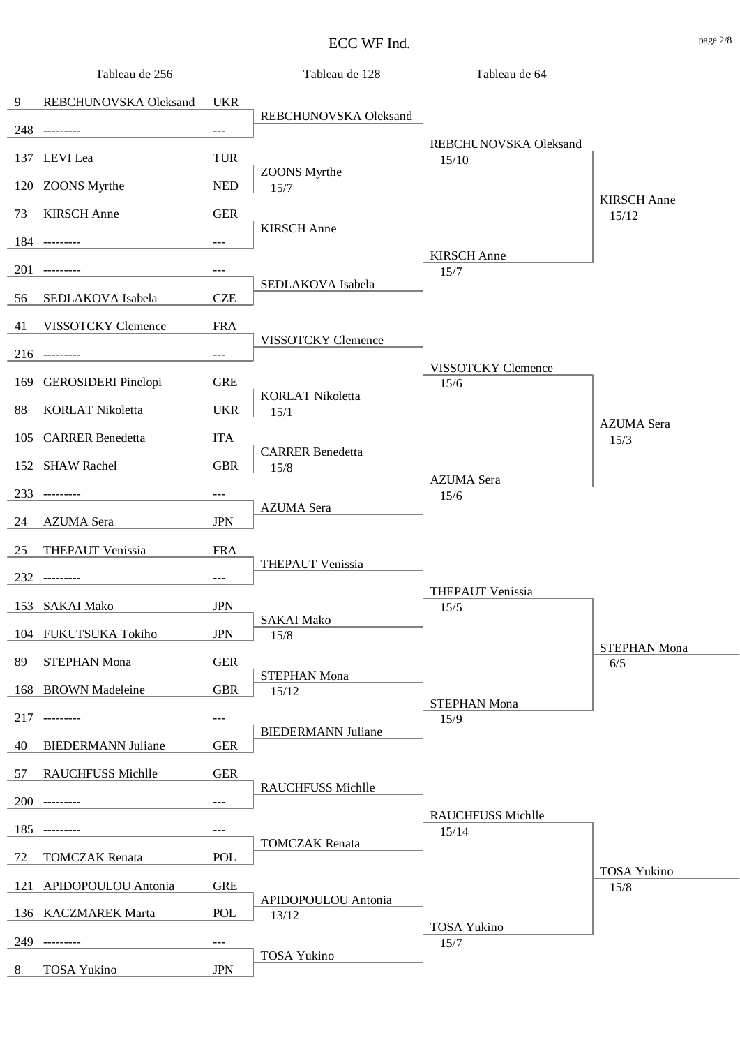# ECC WF Ind.

| Tableau de 256 | | | Tableau de 128 | Tableau de 64 | |
|---|---|---|---|---|---|
| 9 | REBCHUNOVSKA Oleksand | UKR | REBCHUNOVSKA Oleksand | REBCHUNOVSKA Oleksand 15/10 | KIRSCH Anne 15/12 |
| 248 | --------- | --- | | | |
| 137 | LEVI Lea | TUR | ZOONS Myrthe 15/7 | | |
| 120 | ZOONS Myrthe | NED | | | |
| 73 | KIRSCH Anne | GER | KIRSCH Anne | KIRSCH Anne 15/7 | |
| 184 | --------- | --- | | | |
| 201 | --------- | --- | SEDLAKOVA Isabela | | |
| 56 | SEDLAKOVA Isabela | CZE | | | |
| 41 | VISSOTCKY Clemence | FRA | VISSOTCKY Clemence | VISSOTCKY Clemence 15/6 | AZUMA Sera 15/3 |
| 216 | --------- | --- | | | |
| 169 | GEROSIDERI Pinelopi | GRE | KORLAT Nikoletta 15/1 | | |
| 88 | KORLAT Nikoletta | UKR | | | |
| 105 | CARRER Benedetta | ITA | CARRER Benedetta 15/8 | AZUMA Sera 15/6 | |
| 152 | SHAW Rachel | GBR | | | |
| 233 | --------- | --- | AZUMA Sera | | |
| 24 | AZUMA Sera | JPN | | | |
| 25 | THEPAUT Venissia | FRA | THEPAUT Venissia | THEPAUT Venissia 15/5 | STEPHAN Mona 6/5 |
| 232 | --------- | --- | | | |
| 153 | SAKAI Mako | JPN | SAKAI Mako 15/8 | | |
| 104 | FUKUTSUKA Tokiho | JPN | | | |
| 89 | STEPHAN Mona | GER | STEPHAN Mona 15/12 | STEPHAN Mona 15/9 | |
| 168 | BROWN Madeleine | GBR | | | |
| 217 | --------- | --- | BIEDERMANN Juliane | | |
| 40 | BIEDERMANN Juliane | GER | | | |
| 57 | RAUCHFUSS Michlle | GER | RAUCHFUSS Michlle | RAUCHFUSS Michlle 15/14 | TOSA Yukino 15/8 |
| 200 | --------- | --- | | | |
| 185 | --------- | --- | TOMCZAK Renata | | |
| 72 | TOMCZAK Renata | POL | | | |
| 121 | APIDOPOULOU Antonia | GRE | APIDOPOULOU Antonia 13/12 | TOSA Yukino 15/7 | |
| 136 | KACZMAREK Marta | POL | | | |
| 249 | --------- | --- | TOSA Yukino | | |
| 8 | TOSA Yukino | JPN | | | |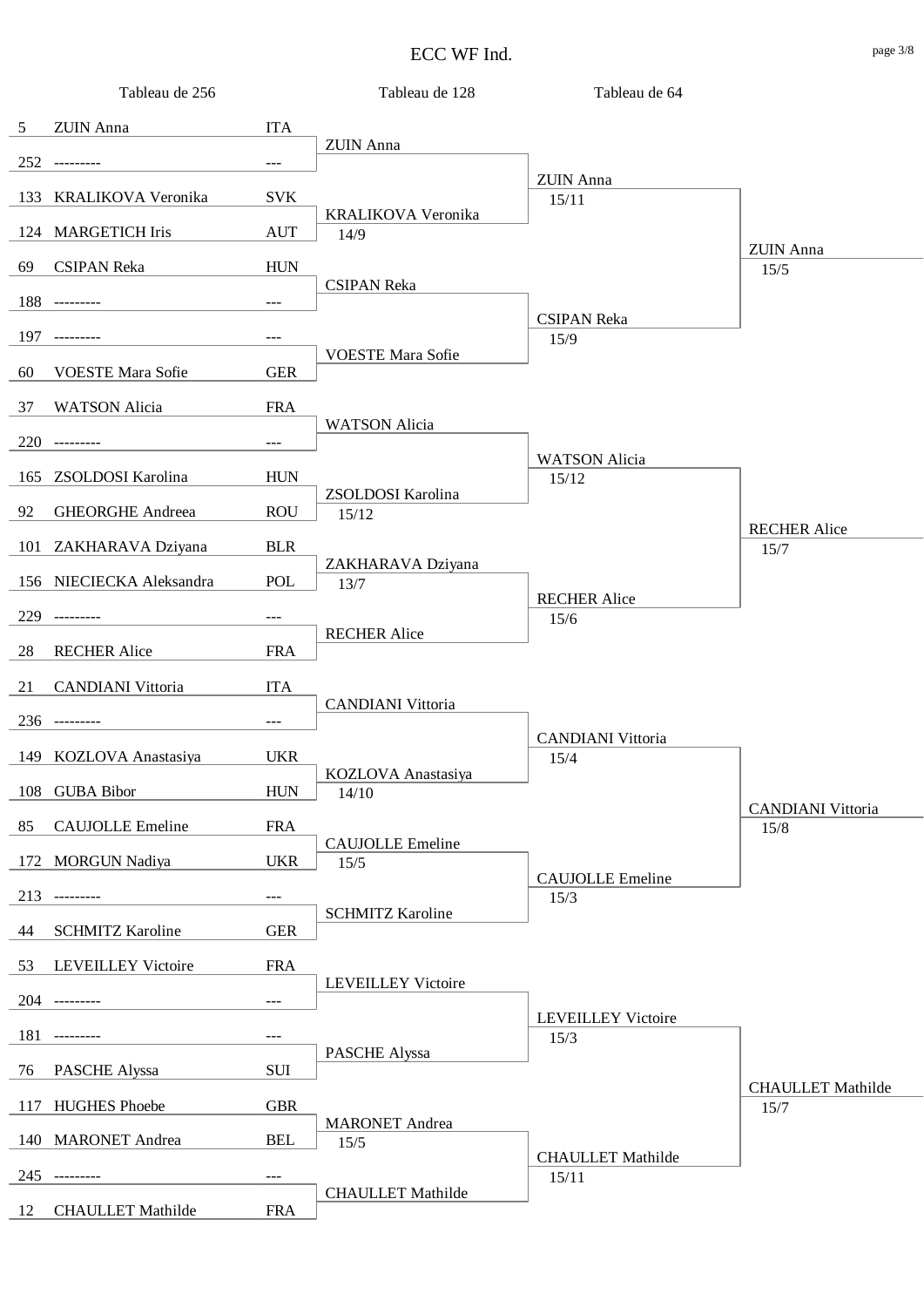# ECC WF Ind.

| Tableau de 256 | | | Tableau de 128 | Tableau de 64 | |
|---|---|---|---|---|---|
| 5 | ZUIN Anna | ITA | ZUIN Anna | ZUIN Anna 15/11 | ZUIN Anna 15/5 |
| 252 | --------- | --- | | | |
| 133 | KRALIKOVA Veronika | SVK | KRALIKOVA Veronika 14/9 | | |
| 124 | MARGETICH Iris | AUT | | | |
| 69 | CSIPAN Reka | HUN | CSIPAN Reka | CSIPAN Reka 15/9 | |
| 188 | --------- | --- | | | |
| 197 | --------- | --- | VOESTE Mara Sofie | | |
| 60 | VOESTE Mara Sofie | GER | | | |
| 37 | WATSON Alicia | FRA | WATSON Alicia | WATSON Alicia 15/12 | RECHER Alice 15/7 |
| 220 | --------- | --- | | | |
| 165 | ZSOLDOSI Karolina | HUN | ZSOLDOSI Karolina 15/12 | | |
| 92 | GHEORGHE Andreea | ROU | | | |
| 101 | ZAKHARAVA Dziyana | BLR | ZAKHARAVA Dziyana 13/7 | RECHER Alice 15/6 | |
| 156 | NIECIECKA Aleksandra | POL | | | |
| 229 | --------- | --- | RECHER Alice | | |
| 28 | RECHER Alice | FRA | | | |
| 21 | CANDIANI Vittoria | ITA | CANDIANI Vittoria | CANDIANI Vittoria 15/4 | CANDIANI Vittoria 15/8 |
| 236 | --------- | --- | | | |
| 149 | KOZLOVA Anastasiya | UKR | KOZLOVA Anastasiya 14/10 | | |
| 108 | GUBA Bibor | HUN | | | |
| 85 | CAUJOLLE Emeline | FRA | CAUJOLLE Emeline 15/5 | CAUJOLLE Emeline 15/3 | |
| 172 | MORGUN Nadiya | UKR | | | |
| 213 | --------- | --- | SCHMITZ Karoline | | |
| 44 | SCHMITZ Karoline | GER | | | |
| 53 | LEVEILLEY Victoire | FRA | LEVEILLEY Victoire | LEVEILLEY Victoire 15/3 | CHAULLET Mathilde 15/7 |
| 204 | --------- | --- | | | |
| 181 | --------- | --- | PASCHE Alyssa | | |
| 76 | PASCHE Alyssa | SUI | | | |
| 117 | HUGHES Phoebe | GBR | MARONET Andrea 15/5 | CHAULLET Mathilde 15/11 | |
| 140 | MARONET Andrea | BEL | | | |
| 245 | --------- | --- | CHAULLET Mathilde | | |
| 12 | CHAULLET Mathilde | FRA | | | |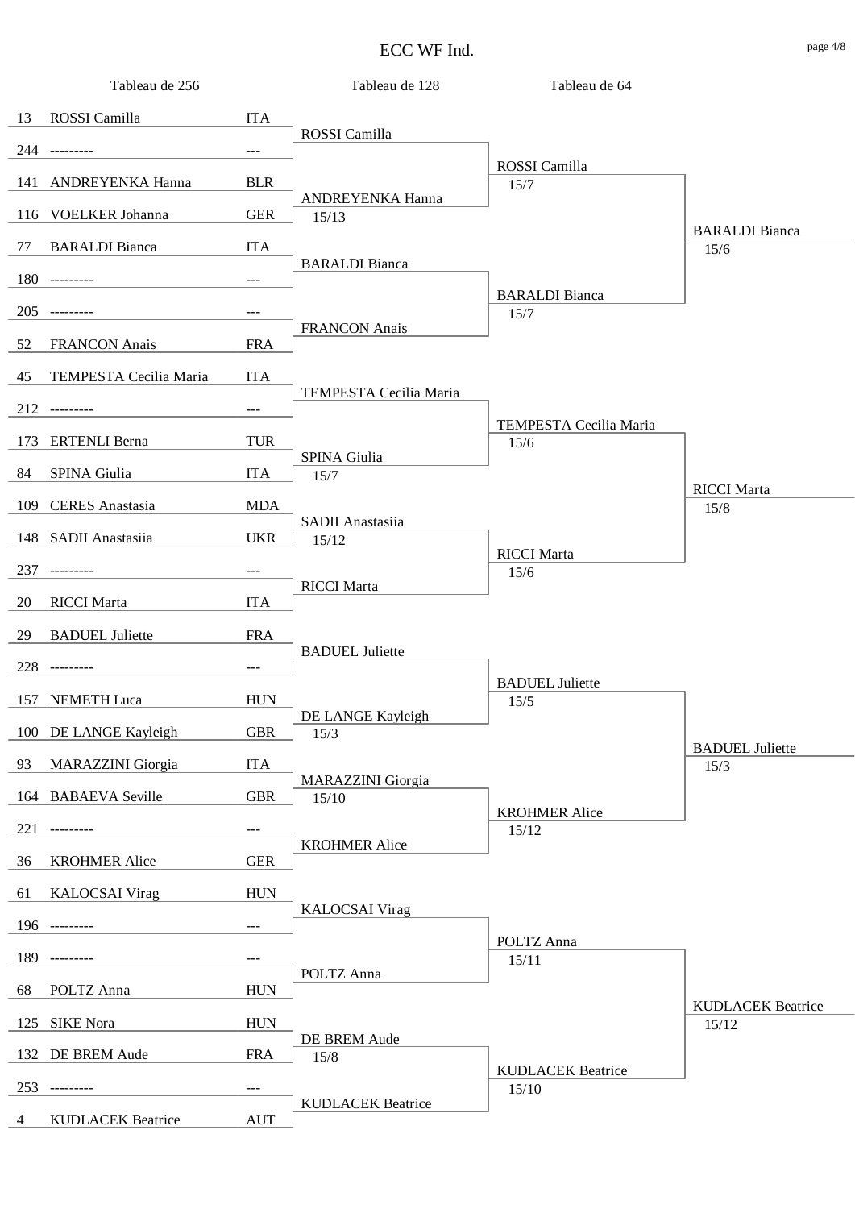# ECC WF Ind.

| Tableau de 256 | | | Tableau de 128 | Tableau de 64 | |
|---|---|---|---|---|---|
| 13 | ROSSI Camilla | ITA | ROSSI Camilla | ROSSI Camilla 15/7 | BARALDI Bianca 15/6 |
| 244 | --------- | --- | | | |
| 141 | ANDREYENKA Hanna | BLR | ANDREYENKA Hanna 15/13 | | |
| 116 | VOELKER Johanna | GER | | | |
| 77 | BARALDI Bianca | ITA | BARALDI Bianca | BARALDI Bianca 15/7 | |
| 180 | --------- | --- | | | |
| 205 | --------- | --- | FRANCON Anais | | |
| 52 | FRANCON Anais | FRA | | | |
| 45 | TEMPESTA Cecilia Maria | ITA | TEMPESTA Cecilia Maria | TEMPESTA Cecilia Maria 15/6 | RICCI Marta 15/8 |
| 212 | --------- | --- | | | |
| 173 | ERTENLI Berna | TUR | SPINA Giulia 15/7 | | |
| 84 | SPINA Giulia | ITA | | | |
| 109 | CERES Anastasia | MDA | SADII Anastasiia 15/12 | RICCI Marta 15/6 | |
| 148 | SADII Anastasiia | UKR | | | |
| 237 | --------- | --- | RICCI Marta | | |
| 20 | RICCI Marta | ITA | | | |
| 29 | BADUEL Juliette | FRA | BADUEL Juliette | BADUEL Juliette 15/5 | BADUEL Juliette 15/3 |
| 228 | --------- | --- | | | |
| 157 | NEMETH Luca | HUN | DE LANGE Kayleigh 15/3 | | |
| 100 | DE LANGE Kayleigh | GBR | | | |
| 93 | MARAZZINI Giorgia | ITA | MARAZZINI Giorgia 15/10 | KROHMER Alice 15/12 | |
| 164 | BABAEVA Seville | GBR | | | |
| 221 | --------- | --- | KROHMER Alice | | |
| 36 | KROHMER Alice | GER | | | |
| 61 | KALOCSAI Virag | HUN | KALOCSAI Virag | POLTZ Anna 15/11 | KUDLACEK Beatrice 15/12 |
| 196 | --------- | --- | | | |
| 189 | --------- | --- | POLTZ Anna | | |
| 68 | POLTZ Anna | HUN | | | |
| 125 | SIKE Nora | HUN | DE BREM Aude 15/8 | KUDLACEK Beatrice 15/10 | |
| 132 | DE BREM Aude | FRA | | | |
| 253 | --------- | --- | KUDLACEK Beatrice | | |
| 4 | KUDLACEK Beatrice | AUT | | | |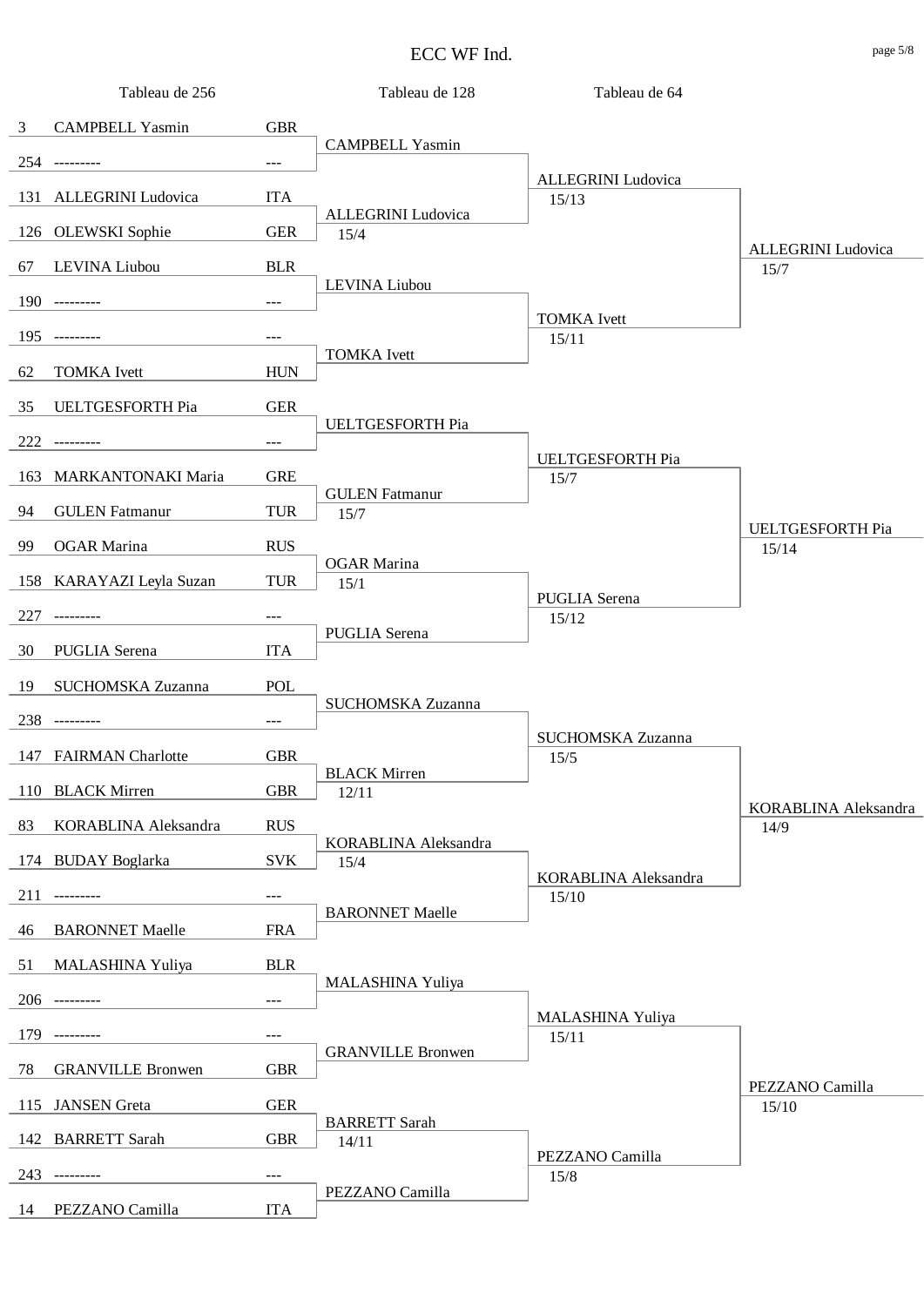# ECC WF Ind.

| Tableau de 256 | | | Tableau de 128 | Tableau de 64 | |
|---|---|---|---|---|---|
| 3 | CAMPBELL Yasmin | GBR | CAMPBELL Yasmin | ALLEGRINI Ludovica 15/13 | ALLEGRINI Ludovica 15/7 |
| 254 | --------- | --- | | | |
| 131 | ALLEGRINI Ludovica | ITA | ALLEGRINI Ludovica 15/4 | | |
| 126 | OLEWSKI Sophie | GER | | | |
| 67 | LEVINA Liubou | BLR | LEVINA Liubou | TOMKA Ivett 15/11 | |
| 190 | --------- | --- | | | |
| 195 | --------- | --- | TOMKA Ivett | | |
| 62 | TOMKA Ivett | HUN | | | |
| 35 | UELTGESFORTH Pia | GER | UELTGESFORTH Pia | UELTGESFORTH Pia 15/7 | UELTGESFORTH Pia 15/14 |
| 222 | --------- | --- | | | |
| 163 | MARKANTONAKI Maria | GRE | GULEN Fatmanur 15/7 | | |
| 94 | GULEN Fatmanur | TUR | | | |
| 99 | OGAR Marina | RUS | OGAR Marina 15/1 | PUGLIA Serena 15/12 | |
| 158 | KARAYAZI Leyla Suzan | TUR | | | |
| 227 | --------- | --- | PUGLIA Serena | | |
| 30 | PUGLIA Serena | ITA | | | |
| 19 | SUCHOMSKA Zuzanna | POL | SUCHOMSKA Zuzanna | SUCHOMSKA Zuzanna 15/5 | KORABLINA Aleksandra 14/9 |
| 238 | --------- | --- | | | |
| 147 | FAIRMAN Charlotte | GBR | BLACK Mirren 12/11 | | |
| 110 | BLACK Mirren | GBR | | | |
| 83 | KORABLINA Aleksandra | RUS | KORABLINA Aleksandra 15/4 | KORABLINA Aleksandra 15/10 | |
| 174 | BUDAY Boglarka | SVK | | | |
| 211 | --------- | --- | BARONNET Maelle | | |
| 46 | BARONNET Maelle | FRA | | | |
| 51 | MALASHINA Yuliya | BLR | MALASHINA Yuliya | MALASHINA Yuliya 15/11 | PEZZANO Camilla 15/10 |
| 206 | --------- | --- | | | |
| 179 | --------- | --- | GRANVILLE Bronwen | | |
| 78 | GRANVILLE Bronwen | GBR | | | |
| 115 | JANSEN Greta | GER | BARRETT Sarah 14/11 | PEZZANO Camilla 15/8 | |
| 142 | BARRETT Sarah | GBR | | | |
| 243 | --------- | --- | PEZZANO Camilla | | |
| 14 | PEZZANO Camilla | ITA | | | |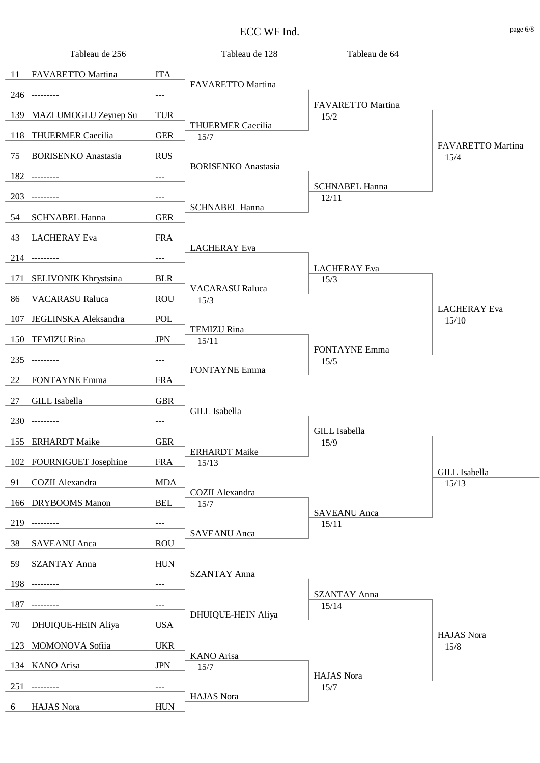# ECC WF Ind.

| Tableau de 256 | | | Tableau de 128 | Tableau de 64 | |
|---|---|---|---|---|---|
| 11 | FAVARETTO Martina | ITA | FAVARETTO Martina | FAVARETTO Martina 15/2 | FAVARETTO Martina 15/4 |
| 246 | --------- | --- | | | |
| 139 | MAZLUMOGLU Zeynep Su | TUR | THUERMER Caecilia 15/7 | | |
| 118 | THUERMER Caecilia | GER | | | |
| 75 | BORISENKO Anastasia | RUS | BORISENKO Anastasia | SCHNABEL Hanna 12/11 | |
| 182 | --------- | --- | | | |
| 203 | --------- | --- | SCHNABEL Hanna | | |
| 54 | SCHNABEL Hanna | GER | | | |
| 43 | LACHERAY Eva | FRA | LACHERAY Eva | LACHERAY Eva 15/3 | LACHERAY Eva 15/10 |
| 214 | --------- | --- | | | |
| 171 | SELIVONIK Khrystsina | BLR | VACARASU Raluca 15/3 | | |
| 86 | VACARASU Raluca | ROU | | | |
| 107 | JEGLINSKA Aleksandra | POL | TEMIZU Rina 15/11 | FONTAYNE Emma 15/5 | |
| 150 | TEMIZU Rina | JPN | | | |
| 235 | --------- | --- | FONTAYNE Emma | | |
| 22 | FONTAYNE Emma | FRA | | | |
| 27 | GILL Isabella | GBR | GILL Isabella | GILL Isabella 15/9 | GILL Isabella 15/13 |
| 230 | --------- | --- | | | |
| 155 | ERHARDT Maike | GER | ERHARDT Maike 15/13 | | |
| 102 | FOURNIGUET Josephine | FRA | | | |
| 91 | COZII Alexandra | MDA | COZII Alexandra 15/7 | SAVEANU Anca 15/11 | |
| 166 | DRYBOOMS Manon | BEL | | | |
| 219 | --------- | --- | SAVEANU Anca | | |
| 38 | SAVEANU Anca | ROU | | | |
| 59 | SZANTAY Anna | HUN | SZANTAY Anna | SZANTAY Anna 15/14 | HAJAS Nora 15/8 |
| 198 | --------- | --- | | | |
| 187 | --------- | --- | DHUIQUE-HEIN Aliya | | |
| 70 | DHUIQUE-HEIN Aliya | USA | | | |
| 123 | MOMONOVA Sofiia | UKR | KANO Arisa 15/7 | HAJAS Nora 15/7 | |
| 134 | KANO Arisa | JPN | | | |
| 251 | --------- | --- | HAJAS Nora | | |
| 6 | HAJAS Nora | HUN | | | |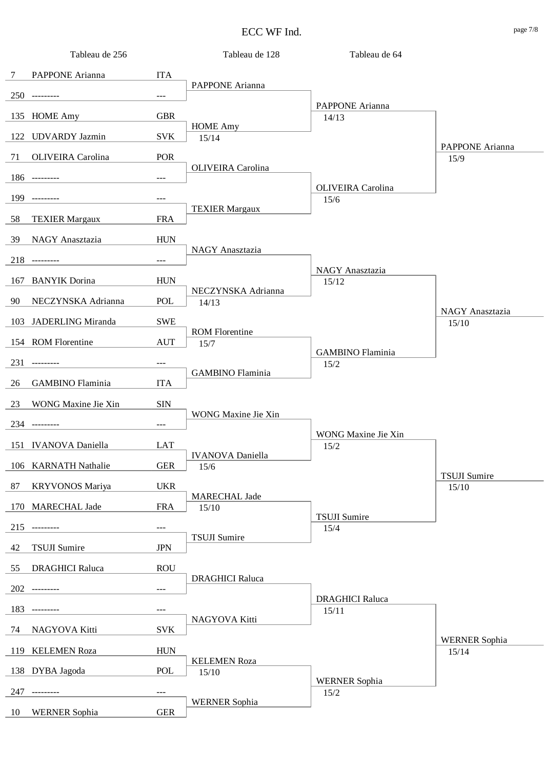# ECC WF Ind.

| Tableau de 256 | | | Tableau de 128 | Tableau de 64 | |
|---|---|---|---|---|---|
| 7 | PAPPONE Arianna | ITA | PAPPONE Arianna | PAPPONE Arianna 14/13 | PAPPONE Arianna 15/9 |
| 250 | --------- | --- | | | |
| 135 | HOME Amy | GBR | HOME Amy 15/14 | | |
| 122 | UDVARDY Jazmin | SVK | | | |
| 71 | OLIVEIRA Carolina | POR | OLIVEIRA Carolina | OLIVEIRA Carolina 15/6 | |
| 186 | --------- | --- | | | |
| 199 | --------- | --- | TEXIER Margaux | | |
| 58 | TEXIER Margaux | FRA | | | |
| 39 | NAGY Anasztazia | HUN | NAGY Anasztazia | NAGY Anasztazia 15/12 | NAGY Anasztazia 15/10 |
| 218 | --------- | --- | | | |
| 167 | BANYIK Dorina | HUN | NECZYNSKA Adrianna 14/13 | | |
| 90 | NECZYNSKA Adrianna | POL | | | |
| 103 | JADERLING Miranda | SWE | ROM Florentine 15/7 | GAMBINO Flaminia 15/2 | |
| 154 | ROM Florentine | AUT | | | |
| 231 | --------- | --- | GAMBINO Flaminia | | |
| 26 | GAMBINO Flaminia | ITA | | | |
| 23 | WONG Maxine Jie Xin | SIN | WONG Maxine Jie Xin | WONG Maxine Jie Xin 15/2 | TSUJI Sumire 15/10 |
| 234 | --------- | --- | | | |
| 151 | IVANOVA Daniella | LAT | IVANOVA Daniella 15/6 | | |
| 106 | KARNATH Nathalie | GER | | | |
| 87 | KRYVONOS Mariya | UKR | MARECHAL Jade 15/10 | TSUJI Sumire 15/4 | |
| 170 | MARECHAL Jade | FRA | | | |
| 215 | --------- | --- | TSUJI Sumire | | |
| 42 | TSUJI Sumire | JPN | | | |
| 55 | DRAGHICI Raluca | ROU | DRAGHICI Raluca | DRAGHICI Raluca 15/11 | WERNER Sophia 15/14 |
| 202 | --------- | --- | | | |
| 183 | --------- | --- | NAGYOVA Kitti | | |
| 74 | NAGYOVA Kitti | SVK | | | |
| 119 | KELEMEN Roza | HUN | KELEMEN Roza 15/10 | WERNER Sophia 15/2 | |
| 138 | DYBA Jagoda | POL | | | |
| 247 | --------- | --- | WERNER Sophia | | |
| 10 | WERNER Sophia | GER | | | |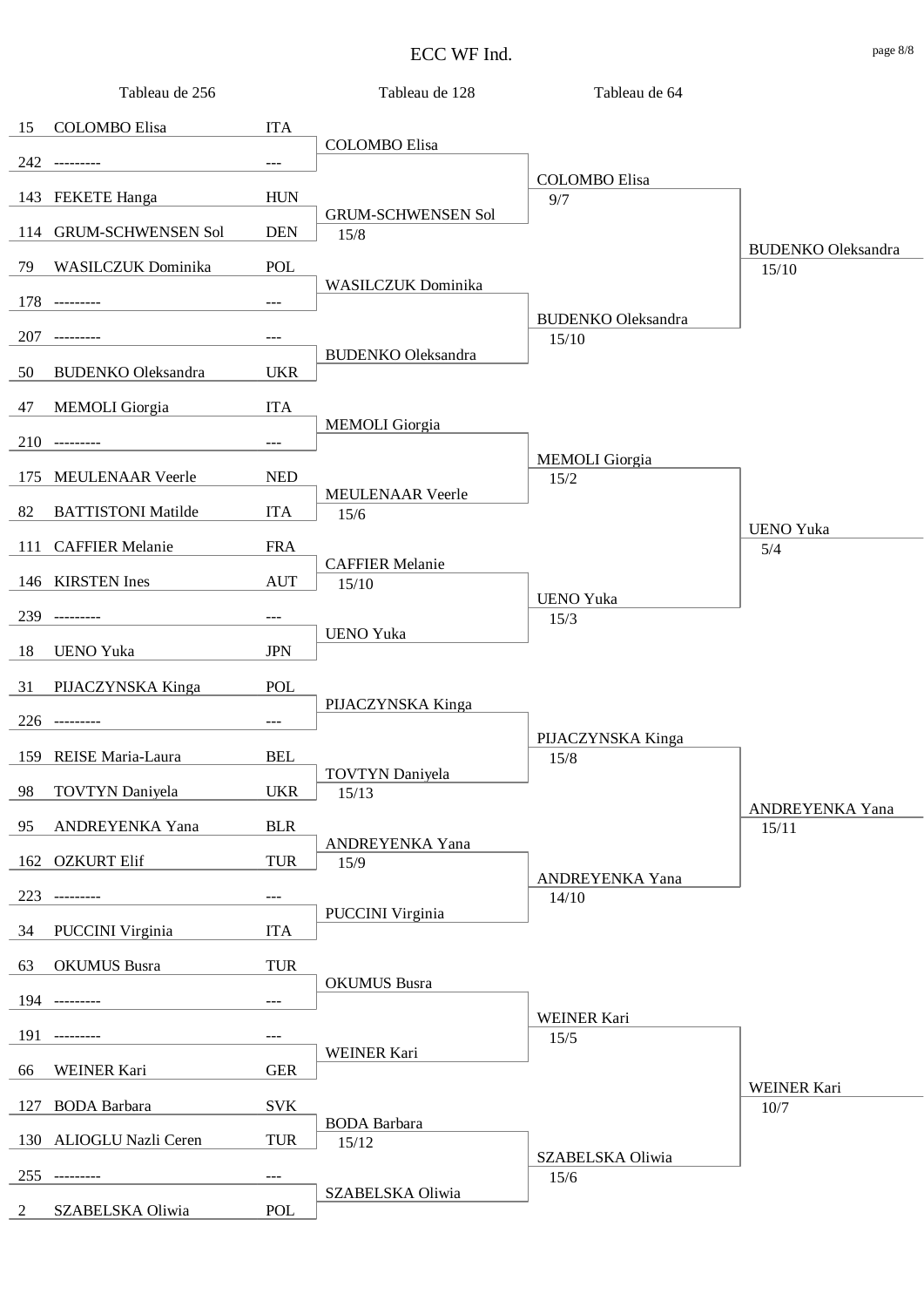# ECC WF Ind.

| Tableau de 256 | | | Tableau de 128 | Tableau de 64 | |
|---|---|---|---|---|---|
| 15 | COLOMBO Elisa | ITA | COLOMBO Elisa | COLOMBO Elisa 9/7 | BUDENKO Oleksandra 15/10 |
| 242 | --------- | --- | | | |
| 143 | FEKETE Hanga | HUN | GRUM-SCHWENSEN Sol 15/8 | | |
| 114 | GRUM-SCHWENSEN Sol | DEN | | | |
| 79 | WASILCZUK Dominika | POL | WASILCZUK Dominika | BUDENKO Oleksandra 15/10 | |
| 178 | --------- | --- | | | |
| 207 | --------- | --- | BUDENKO Oleksandra | | |
| 50 | BUDENKO Oleksandra | UKR | | | |
| 47 | MEMOLI Giorgia | ITA | MEMOLI Giorgia | MEMOLI Giorgia 15/2 | UENO Yuka 5/4 |
| 210 | --------- | --- | | | |
| 175 | MEULENAAR Veerle | NED | MEULENAAR Veerle 15/6 | | |
| 82 | BATTISTONI Matilde | ITA | | | |
| 111 | CAFFIER Melanie | FRA | CAFFIER Melanie 15/10 | UENO Yuka 15/3 | |
| 146 | KIRSTEN Ines | AUT | | | |
| 239 | --------- | --- | UENO Yuka | | |
| 18 | UENO Yuka | JPN | | | |
| 31 | PIJACZYNSKA Kinga | POL | PIJACZYNSKA Kinga | PIJACZYNSKA Kinga 15/8 | ANDREYENKA Yana 15/11 |
| 226 | --------- | --- | | | |
| 159 | REISE Maria-Laura | BEL | TOVTYN Daniyela 15/13 | | |
| 98 | TOVTYN Daniyela | UKR | | | |
| 95 | ANDREYENKA Yana | BLR | ANDREYENKA Yana 15/9 | ANDREYENKA Yana 14/10 | |
| 162 | OZKURT Elif | TUR | | | |
| 223 | --------- | --- | PUCCINI Virginia | | |
| 34 | PUCCINI Virginia | ITA | | | |
| 63 | OKUMUS Busra | TUR | OKUMUS Busra | WEINER Kari 15/5 | WEINER Kari 10/7 |
| 194 | --------- | --- | | | |
| 191 | --------- | --- | WEINER Kari | | |
| 66 | WEINER Kari | GER | | | |
| 127 | BODA Barbara | SVK | BODA Barbara 15/12 | SZABELSKA Oliwia 15/6 | |
| 130 | ALIOGLU Nazli Ceren | TUR | | | |
| 255 | --------- | --- | SZABELSKA Oliwia | | |
| 2 | SZABELSKA Oliwia | POL | | | |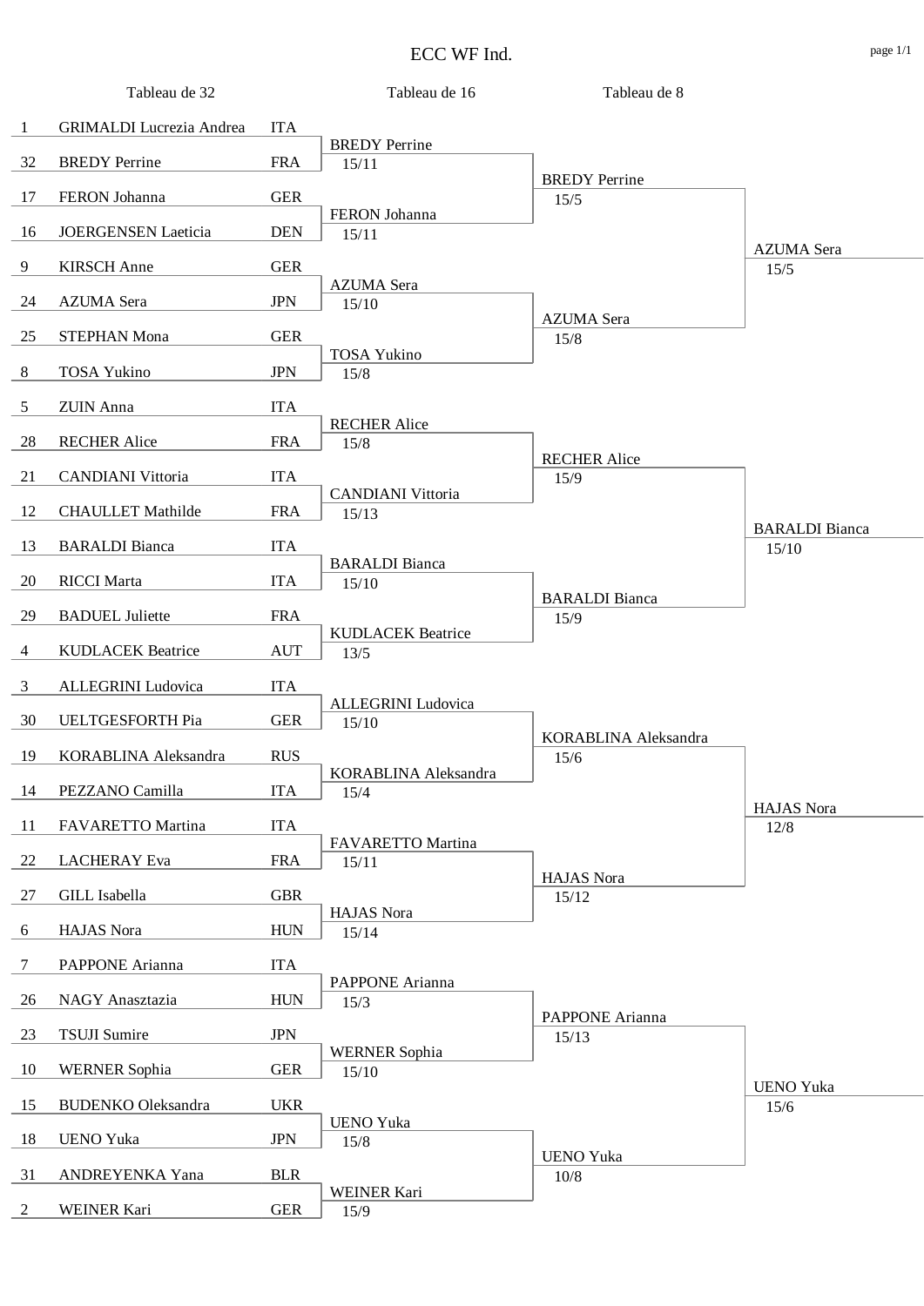# ECC WF Ind.

## Tableau de 32

| Seed | Name | Nation |
|---|---|---|
| 1 | GRIMALDI Lucrezia Andrea | ITA |
| 32 | BREDY Perrine | FRA |
| 17 | FERON Johanna | GER |
| 16 | JOERGENSEN Laeticia | DEN |
| 9 | KIRSCH Anne | GER |
| 24 | AZUMA Sera | JPN |
| 25 | STEPHAN Mona | GER |
| 8 | TOSA Yukino | JPN |
| 5 | ZUIN Anna | ITA |
| 28 | RECHER Alice | FRA |
| 21 | CANDIANI Vittoria | ITA |
| 12 | CHAULLET Mathilde | FRA |
| 13 | BARALDI Bianca | ITA |
| 20 | RICCI Marta | ITA |
| 29 | BADUEL Juliette | FRA |
| 4 | KUDLACEK Beatrice | AUT |
| 3 | ALLEGRINI Ludovica | ITA |
| 30 | UELTGESFORTH Pia | GER |
| 19 | KORABLINA Aleksandra | RUS |
| 14 | PEZZANO Camilla | ITA |
| 11 | FAVARETTO Martina | ITA |
| 22 | LACHERAY Eva | FRA |
| 27 | GILL Isabella | GBR |
| 6 | HAJAS Nora | HUN |
| 7 | PAPPONE Arianna | ITA |
| 26 | NAGY Anasztazia | HUN |
| 23 | TSUJI Sumire | JPN |
| 10 | WERNER Sophia | GER |
| 15 | BUDENKO Oleksandra | UKR |
| 18 | UENO Yuka | JPN |
| 31 | ANDREYENKA Yana | BLR |
| 2 | WEINER Kari | GER |

## Tableau de 16

| Winner | Score |
|---|---|
| BREDY Perrine | 15/11 |
| FERON Johanna | 15/11 |
| AZUMA Sera | 15/10 |
| TOSA Yukino | 15/8 |
| RECHER Alice | 15/8 |
| CANDIANI Vittoria | 15/13 |
| BARALDI Bianca | 15/10 |
| KUDLACEK Beatrice | 13/5 |
| ALLEGRINI Ludovica | 15/10 |
| KORABLINA Aleksandra | 15/4 |
| FAVARETTO Martina | 15/11 |
| HAJAS Nora | 15/14 |
| PAPPONE Arianna | 15/3 |
| WERNER Sophia | 15/10 |
| UENO Yuka | 15/8 |
| WEINER Kari | 15/9 |

## Tableau de 8

| Winner | Score |
|---|---|
| BREDY Perrine | 15/5 |
| AZUMA Sera | 15/8 |
| RECHER Alice | 15/9 |
| BARALDI Bianca | 15/9 |
| KORABLINA Aleksandra | 15/6 |
| HAJAS Nora | 15/12 |
| PAPPONE Arianna | 15/13 |
| UENO Yuka | 10/8 |

## Quarter-final winners

| Winner | Score |
|---|---|
| AZUMA Sera | 15/5 |
| BARALDI Bianca | 15/10 |
| HAJAS Nora | 12/8 |
| UENO Yuka | 15/6 |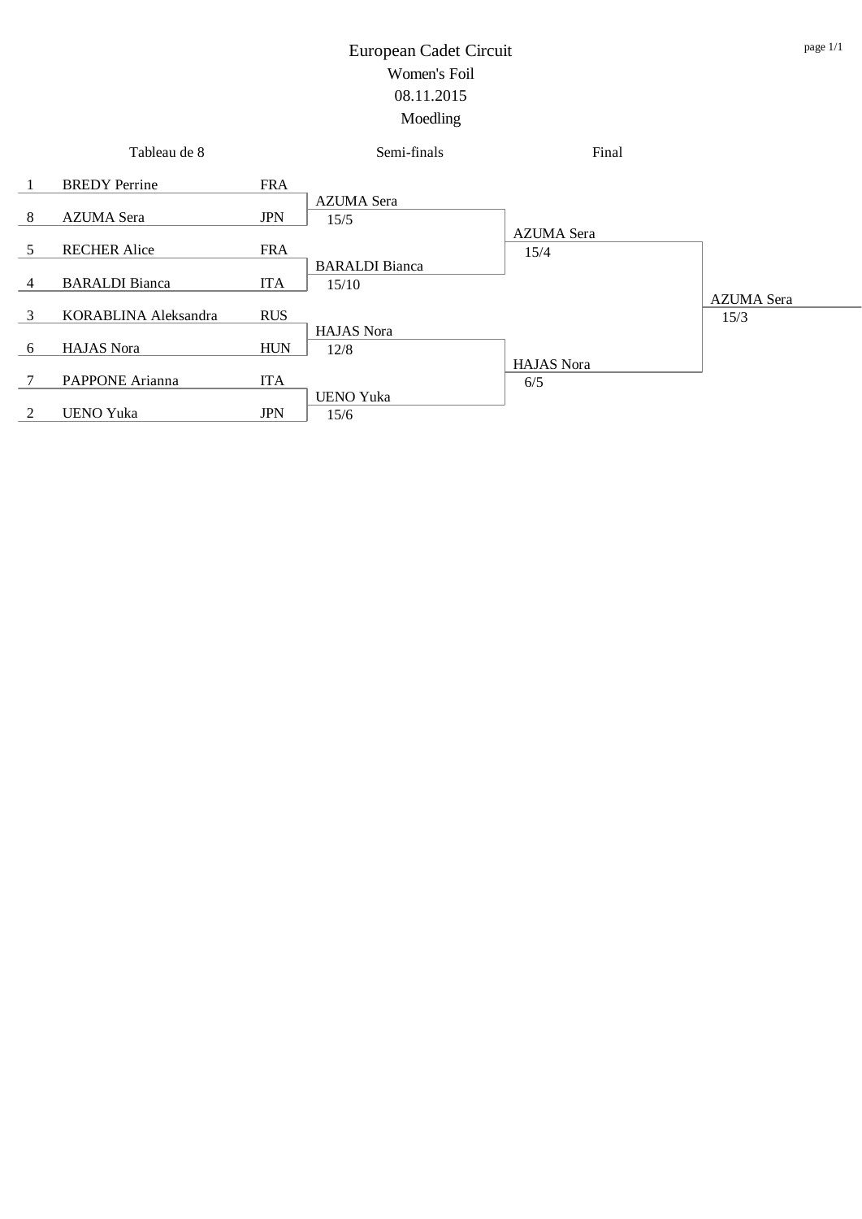# European Cadet Circuit

## Women's Foil

## 08.11.2015

## Moedling

| Tableau de 8 | | | Semi-finals | Final | |
|---|---|---|---|---|---|
| 1 | BREDY Perrine | FRA | | | |
| | | | AZUMA Sera 15/5 | | |
| 8 | AZUMA Sera | JPN | | | |
| | | | | AZUMA Sera 15/4 | |
| 5 | RECHER Alice | FRA | | | |
| | | | BARALDI Bianca 15/10 | | |
| 4 | BARALDI Bianca | ITA | | | |
| | | | | | AZUMA Sera 15/3 |
| 3 | KORABLINA Aleksandra | RUS | | | |
| | | | HAJAS Nora 12/8 | | |
| 6 | HAJAS Nora | HUN | | | |
| | | | | HAJAS Nora 6/5 | |
| 7 | PAPPONE Arianna | ITA | | | |
| | | | UENO Yuka 15/6 | | |
| 2 | UENO Yuka | JPN | | | |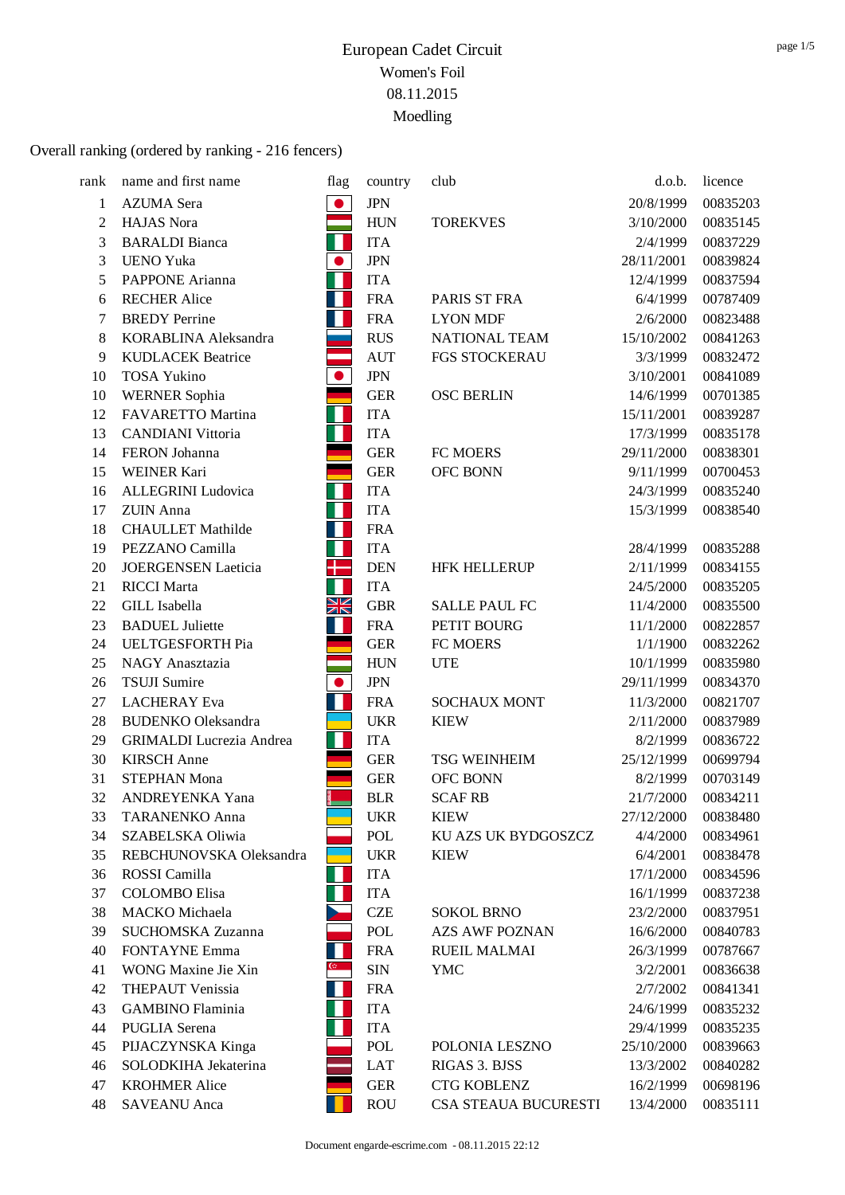# European Cadet Circuit

Women's Foil

08.11.2015

Moedling

Overall ranking (ordered by ranking - 216 fencers)

| rank | name and first name | flag | country | club | d.o.b. | licence |
|---|---|---|---|---|---|---|
| 1 | AZUMA Sera | | JPN | | 20/8/1999 | 00835203 |
| 2 | HAJAS Nora | | HUN | TOREKVES | 3/10/2000 | 00835145 |
| 3 | BARALDI Bianca | | ITA | | 2/4/1999 | 00837229 |
| 3 | UENO Yuka | | JPN | | 28/11/2001 | 00839824 |
| 5 | PAPPONE Arianna | | ITA | | 12/4/1999 | 00837594 |
| 6 | RECHER Alice | | FRA | PARIS ST FRA | 6/4/1999 | 00787409 |
| 7 | BREDY Perrine | | FRA | LYON MDF | 2/6/2000 | 00823488 |
| 8 | KORABLINA Aleksandra | | RUS | NATIONAL TEAM | 15/10/2002 | 00841263 |
| 9 | KUDLACEK Beatrice | | AUT | FGS STOCKERAU | 3/3/1999 | 00832472 |
| 10 | TOSA Yukino | | JPN | | 3/10/2001 | 00841089 |
| 10 | WERNER Sophia | | GER | OSC BERLIN | 14/6/1999 | 00701385 |
| 12 | FAVARETTO Martina | | ITA | | 15/11/2001 | 00839287 |
| 13 | CANDIANI Vittoria | | ITA | | 17/3/1999 | 00835178 |
| 14 | FERON Johanna | | GER | FC MOERS | 29/11/2000 | 00838301 |
| 15 | WEINER Kari | | GER | OFC BONN | 9/11/1999 | 00700453 |
| 16 | ALLEGRINI Ludovica | | ITA | | 24/3/1999 | 00835240 |
| 17 | ZUIN Anna | | ITA | | 15/3/1999 | 00838540 |
| 18 | CHAULLET Mathilde | | FRA | | | |
| 19 | PEZZANO Camilla | | ITA | | 28/4/1999 | 00835288 |
| 20 | JOERGENSEN Laeticia | | DEN | HFK HELLERUP | 2/11/1999 | 00834155 |
| 21 | RICCI Marta | | ITA | | 24/5/2000 | 00835205 |
| 22 | GILL Isabella | | GBR | SALLE PAUL FC | 11/4/2000 | 00835500 |
| 23 | BADUEL Juliette | | FRA | PETIT BOURG | 11/1/2000 | 00822857 |
| 24 | UELTGESFORTH Pia | | GER | FC MOERS | 1/1/1900 | 00832262 |
| 25 | NAGY Anasztazia | | HUN | UTE | 10/1/1999 | 00835980 |
| 26 | TSUJI Sumire | | JPN | | 29/11/1999 | 00834370 |
| 27 | LACHERAY Eva | | FRA | SOCHAUX MONT | 11/3/2000 | 00821707 |
| 28 | BUDENKO Oleksandra | | UKR | KIEW | 2/11/2000 | 00837989 |
| 29 | GRIMALDI Lucrezia Andrea | | ITA | | 8/2/1999 | 00836722 |
| 30 | KIRSCH Anne | | GER | TSG WEINHEIM | 25/12/1999 | 00699794 |
| 31 | STEPHAN Mona | | GER | OFC BONN | 8/2/1999 | 00703149 |
| 32 | ANDREYENKA Yana | | BLR | SCAF RB | 21/7/2000 | 00834211 |
| 33 | TARANENKO Anna | | UKR | KIEW | 27/12/2000 | 00838480 |
| 34 | SZABELSKA Oliwia | | POL | KU AZS UK BYDGOSZCZ | 4/4/2000 | 00834961 |
| 35 | REBCHUNOVSKA Oleksandra | | UKR | KIEW | 6/4/2001 | 00838478 |
| 36 | ROSSI Camilla | | ITA | | 17/1/2000 | 00834596 |
| 37 | COLOMBO Elisa | | ITA | | 16/1/1999 | 00837238 |
| 38 | MACKO Michaela | | CZE | SOKOL BRNO | 23/2/2000 | 00837951 |
| 39 | SUCHOMSKA Zuzanna | | POL | AZS AWF POZNAN | 16/6/2000 | 00840783 |
| 40 | FONTAYNE Emma | | FRA | RUEIL MALMAI | 26/3/1999 | 00787667 |
| 41 | WONG Maxine Jie Xin | | SIN | YMC | 3/2/2001 | 00836638 |
| 42 | THEPAUT Venissia | | FRA | | 2/7/2002 | 00841341 |
| 43 | GAMBINO Flaminia | | ITA | | 24/6/1999 | 00835232 |
| 44 | PUGLIA Serena | | ITA | | 29/4/1999 | 00835235 |
| 45 | PIJACZYNSKA Kinga | | POL | POLONIA LESZNO | 25/10/2000 | 00839663 |
| 46 | SOLODKIHA Jekaterina | | LAT | RIGAS 3. BJSS | 13/3/2002 | 00840282 |
| 47 | KROHMER Alice | | GER | CTG KOBLENZ | 16/2/1999 | 00698196 |
| 48 | SAVEANU Anca | | ROU | CSA STEAUA BUCURESTI | 13/4/2000 | 00835111 |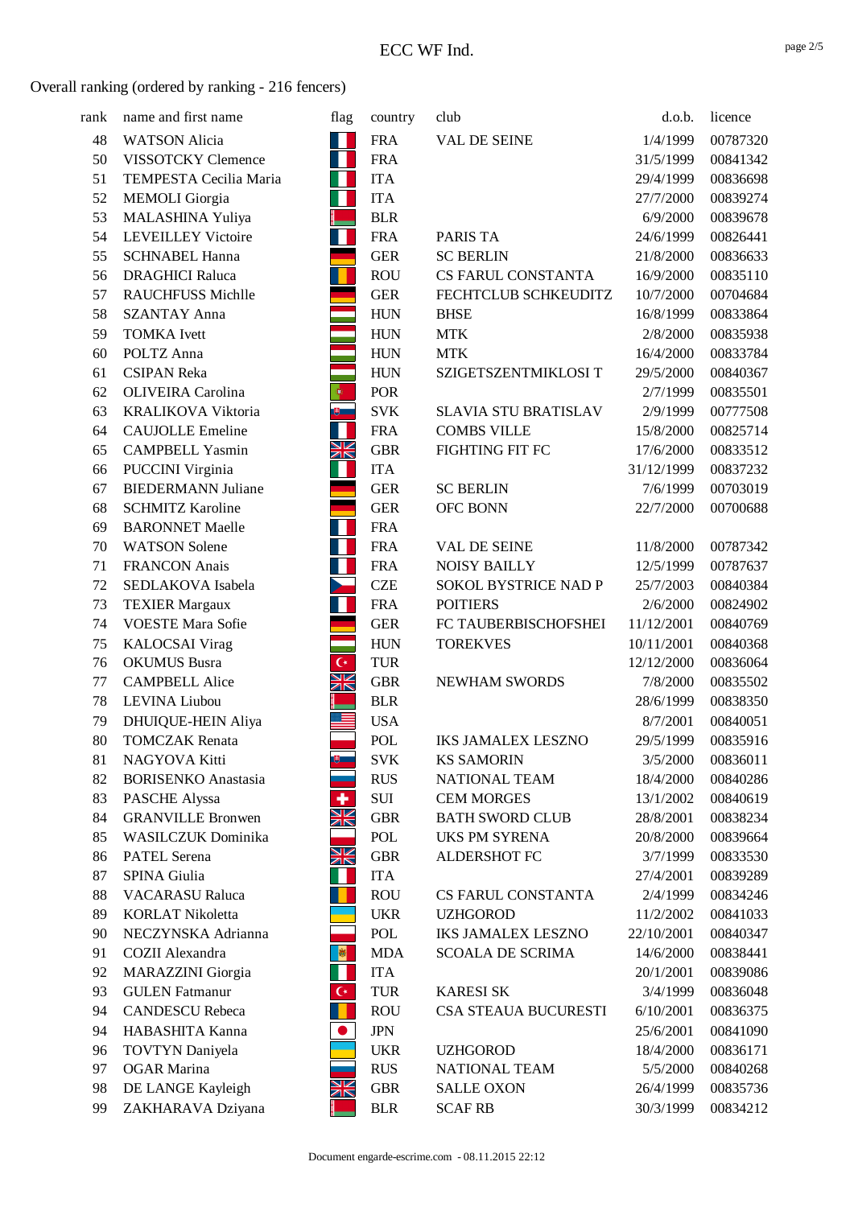# ECC WF Ind.

Overall ranking (ordered by ranking - 216 fencers)

| rank | name and first name | flag | country | club | d.o.b. | licence |
|---|---|---|---|---|---|---|
| 48 | WATSON Alicia | | FRA | VAL DE SEINE | 1/4/1999 | 00787320 |
| 50 | VISSOTCKY Clemence | | FRA | | 31/5/1999 | 00841342 |
| 51 | TEMPESTA Cecilia Maria | | ITA | | 29/4/1999 | 00836698 |
| 52 | MEMOLI Giorgia | | ITA | | 27/7/2000 | 00839274 |
| 53 | MALASHINA Yuliya | | BLR | | 6/9/2000 | 00839678 |
| 54 | LEVEILLEY Victoire | | FRA | PARIS TA | 24/6/1999 | 00826441 |
| 55 | SCHNABEL Hanna | | GER | SC BERLIN | 21/8/2000 | 00836633 |
| 56 | DRAGHICI Raluca | | ROU | CS FARUL CONSTANTA | 16/9/2000 | 00835110 |
| 57 | RAUCHFUSS Michlle | | GER | FECHTCLUB SCHKEUDITZ | 10/7/2000 | 00704684 |
| 58 | SZANTAY Anna | | HUN | BHSE | 16/8/1999 | 00833864 |
| 59 | TOMKA Ivett | | HUN | MTK | 2/8/2000 | 00835938 |
| 60 | POLTZ Anna | | HUN | MTK | 16/4/2000 | 00833784 |
| 61 | CSIPAN Reka | | HUN | SZIGETSZENTMIKLOSI T | 29/5/2000 | 00840367 |
| 62 | OLIVEIRA Carolina | | POR | | 2/7/1999 | 00835501 |
| 63 | KRALIKOVA Viktoria | | SVK | SLAVIA STU BRATISLAV | 2/9/1999 | 00777508 |
| 64 | CAUJOLLE Emeline | | FRA | COMBS VILLE | 15/8/2000 | 00825714 |
| 65 | CAMPBELL Yasmin | | GBR | FIGHTING FIT FC | 17/6/2000 | 00833512 |
| 66 | PUCCINI Virginia | | ITA | | 31/12/1999 | 00837232 |
| 67 | BIEDERMANN Juliane | | GER | SC BERLIN | 7/6/1999 | 00703019 |
| 68 | SCHMITZ Karoline | | GER | OFC BONN | 22/7/2000 | 00700688 |
| 69 | BARONNET Maelle | | FRA | | | |
| 70 | WATSON Solene | | FRA | VAL DE SEINE | 11/8/2000 | 00787342 |
| 71 | FRANCON Anais | | FRA | NOISY BAILLY | 12/5/1999 | 00787637 |
| 72 | SEDLAKOVA Isabela | | CZE | SOKOL BYSTRICE NAD P | 25/7/2003 | 00840384 |
| 73 | TEXIER Margaux | | FRA | POITIERS | 2/6/2000 | 00824902 |
| 74 | VOESTE Mara Sofie | | GER | FC TAUBERBISCHOFSHEI | 11/12/2001 | 00840769 |
| 75 | KALOCSAI Virag | | HUN | TOREKVES | 10/11/2001 | 00840368 |
| 76 | OKUMUS Busra | | TUR | | 12/12/2000 | 00836064 |
| 77 | CAMPBELL Alice | | GBR | NEWHAM SWORDS | 7/8/2000 | 00835502 |
| 78 | LEVINA Liubou | | BLR | | 28/6/1999 | 00838350 |
| 79 | DHUIQUE-HEIN Aliya | | USA | | 8/7/2001 | 00840051 |
| 80 | TOMCZAK Renata | | POL | IKS JAMALEX LESZNO | 29/5/1999 | 00835916 |
| 81 | NAGYOVA Kitti | | SVK | KS SAMORIN | 3/5/2000 | 00836011 |
| 82 | BORISENKO Anastasia | | RUS | NATIONAL TEAM | 18/4/2000 | 00840286 |
| 83 | PASCHE Alyssa | | SUI | CEM MORGES | 13/1/2002 | 00840619 |
| 84 | GRANVILLE Bronwen | | GBR | BATH SWORD CLUB | 28/8/2001 | 00838234 |
| 85 | WASILCZUK Dominika | | POL | UKS PM SYRENA | 20/8/2000 | 00839664 |
| 86 | PATEL Serena | | GBR | ALDERSHOT FC | 3/7/1999 | 00833530 |
| 87 | SPINA Giulia | | ITA | | 27/4/2001 | 00839289 |
| 88 | VACARASU Raluca | | ROU | CS FARUL CONSTANTA | 2/4/1999 | 00834246 |
| 89 | KORLAT Nikoletta | | UKR | UZHGOROD | 11/2/2002 | 00841033 |
| 90 | NECZYNSKA Adrianna | | POL | IKS JAMALEX LESZNO | 22/10/2001 | 00840347 |
| 91 | COZII Alexandra | | MDA | SCOALA DE SCRIMA | 14/6/2000 | 00838441 |
| 92 | MARAZZINI Giorgia | | ITA | | 20/1/2001 | 00839086 |
| 93 | GULEN Fatmanur | | TUR | KARESI SK | 3/4/1999 | 00836048 |
| 94 | CANDESCU Rebeca | | ROU | CSA STEAUA BUCURESTI | 6/10/2001 | 00836375 |
| 94 | HABASHITA Kanna | | JPN | | 25/6/2001 | 00841090 |
| 96 | TOVTYN Daniyela | | UKR | UZHGOROD | 18/4/2000 | 00836171 |
| 97 | OGAR Marina | | RUS | NATIONAL TEAM | 5/5/2000 | 00840268 |
| 98 | DE LANGE Kayleigh | | GBR | SALLE OXON | 26/4/1999 | 00835736 |
| 99 | ZAKHARAVA Dziyana | | BLR | SCAF RB | 30/3/1999 | 00834212 |

Document engarde-escrime.com - 08.11.2015 22:12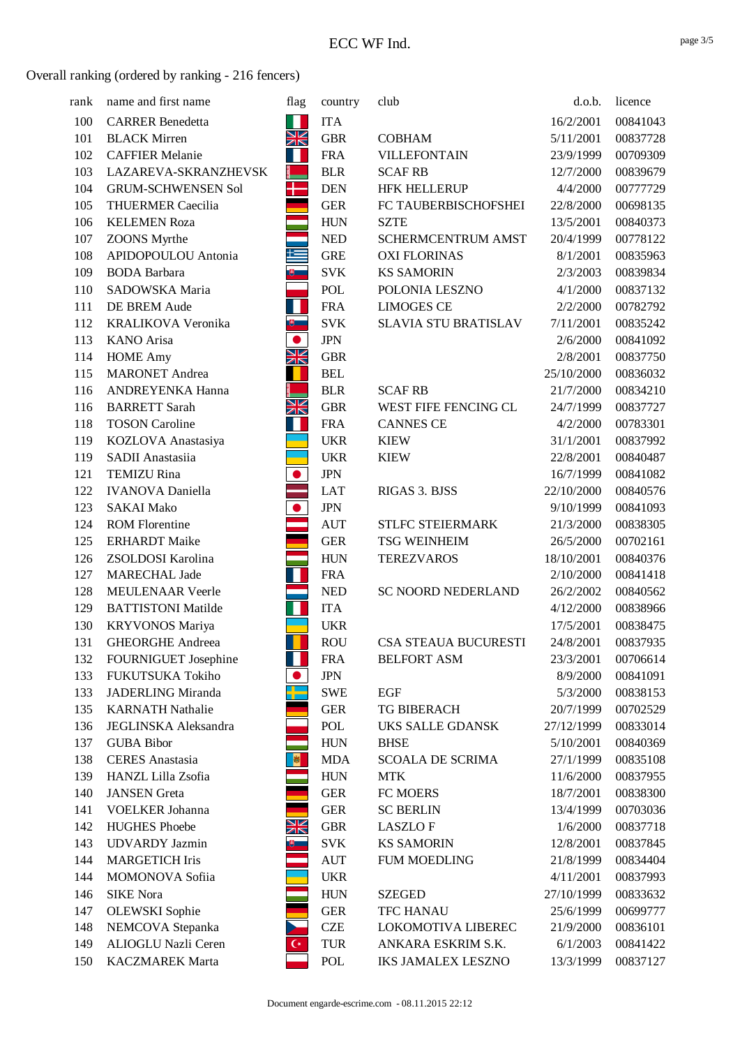# ECC WF Ind.

Overall ranking (ordered by ranking - 216 fencers)

| rank | name and first name | flag | country | club | d.o.b. | licence |
|---|---|---|---|---|---|---|
| 100 | CARRER Benedetta | | ITA | | 16/2/2001 | 00841043 |
| 101 | BLACK Mirren | | GBR | COBHAM | 5/11/2001 | 00837728 |
| 102 | CAFFIER Melanie | | FRA | VILLEFONTAIN | 23/9/1999 | 00709309 |
| 103 | LAZAREVA-SKRANZHEVSK | | BLR | SCAF RB | 12/7/2000 | 00839679 |
| 104 | GRUM-SCHWENSEN Sol | | DEN | HFK HELLERUP | 4/4/2000 | 00777729 |
| 105 | THUERMER Caecilia | | GER | FC TAUBERBISCHOFSHEI | 22/8/2000 | 00698135 |
| 106 | KELEMEN Roza | | HUN | SZTE | 13/5/2001 | 00840373 |
| 107 | ZOONS Myrthe | | NED | SCHERMCENTRUM AMST | 20/4/1999 | 00778122 |
| 108 | APIDOPOULOU Antonia | | GRE | OXI FLORINAS | 8/1/2001 | 00835963 |
| 109 | BODA Barbara | | SVK | KS SAMORIN | 2/3/2003 | 00839834 |
| 110 | SADOWSKA Maria | | POL | POLONIA LESZNO | 4/1/2000 | 00837132 |
| 111 | DE BREM Aude | | FRA | LIMOGES CE | 2/2/2000 | 00782792 |
| 112 | KRALIKOVA Veronika | | SVK | SLAVIA STU BRATISLAV | 7/11/2001 | 00835242 |
| 113 | KANO Arisa | | JPN | | 2/6/2000 | 00841092 |
| 114 | HOME Amy | | GBR | | 2/8/2001 | 00837750 |
| 115 | MARONET Andrea | | BEL | | 25/10/2000 | 00836032 |
| 116 | ANDREYENKA Hanna | | BLR | SCAF RB | 21/7/2000 | 00834210 |
| 116 | BARRETT Sarah | | GBR | WEST FIFE FENCING CL | 24/7/1999 | 00837727 |
| 118 | TOSON Caroline | | FRA | CANNES CE | 4/2/2000 | 00783301 |
| 119 | KOZLOVA Anastasiya | | UKR | KIEW | 31/1/2001 | 00837992 |
| 119 | SADII Anastasiia | | UKR | KIEW | 22/8/2001 | 00840487 |
| 121 | TEMIZU Rina | | JPN | | 16/7/1999 | 00841082 |
| 122 | IVANOVA Daniella | | LAT | RIGAS 3. BJSS | 22/10/2000 | 00840576 |
| 123 | SAKAI Mako | | JPN | | 9/10/1999 | 00841093 |
| 124 | ROM Florentine | | AUT | STLFC STEIERMARK | 21/3/2000 | 00838305 |
| 125 | ERHARDT Maike | | GER | TSG WEINHEIM | 26/5/2000 | 00702161 |
| 126 | ZSOLDOSI Karolina | | HUN | TEREZVAROS | 18/10/2001 | 00840376 |
| 127 | MARECHAL Jade | | FRA | | 2/10/2000 | 00841418 |
| 128 | MEULENAAR Veerle | | NED | SC NOORD NEDERLAND | 26/2/2002 | 00840562 |
| 129 | BATTISTONI Matilde | | ITA | | 4/12/2000 | 00838966 |
| 130 | KRYVONOS Mariya | | UKR | | 17/5/2001 | 00838475 |
| 131 | GHEORGHE Andreea | | ROU | CSA STEAUA BUCURESTI | 24/8/2001 | 00837935 |
| 132 | FOURNIGUET Josephine | | FRA | BELFORT ASM | 23/3/2001 | 00706614 |
| 133 | FUKUTSUKA Tokiho | | JPN | | 8/9/2000 | 00841091 |
| 133 | JADERLING Miranda | | SWE | EGF | 5/3/2000 | 00838153 |
| 135 | KARNATH Nathalie | | GER | TG BIBERACH | 20/7/1999 | 00702529 |
| 136 | JEGLINSKA Aleksandra | | POL | UKS SALLE GDANSK | 27/12/1999 | 00833014 |
| 137 | GUBA Bibor | | HUN | BHSE | 5/10/2001 | 00840369 |
| 138 | CERES Anastasia | | MDA | SCOALA DE SCRIMA | 27/1/1999 | 00835108 |
| 139 | HANZL Lilla Zsofia | | HUN | MTK | 11/6/2000 | 00837955 |
| 140 | JANSEN Greta | | GER | FC MOERS | 18/7/2001 | 00838300 |
| 141 | VOELKER Johanna | | GER | SC BERLIN | 13/4/1999 | 00703036 |
| 142 | HUGHES Phoebe | | GBR | LASZLO F | 1/6/2000 | 00837718 |
| 143 | UDVARDY Jazmin | | SVK | KS SAMORIN | 12/8/2001 | 00837845 |
| 144 | MARGETICH Iris | | AUT | FUM MOEDLING | 21/8/1999 | 00834404 |
| 144 | MOMONOVA Sofiia | | UKR | | 4/11/2001 | 00837993 |
| 146 | SIKE Nora | | HUN | SZEGED | 27/10/1999 | 00833632 |
| 147 | OLEWSKI Sophie | | GER | TFC HANAU | 25/6/1999 | 00699777 |
| 148 | NEMCOVA Stepanka | | CZE | LOKOMOTIVA LIBEREC | 21/9/2000 | 00836101 |
| 149 | ALIOGLU Nazli Ceren | | TUR | ANKARA ESKRIM S.K. | 6/1/2003 | 00841422 |
| 150 | KACZMAREK Marta | | POL | IKS JAMALEX LESZNO | 13/3/1999 | 00837127 |

Document engarde-escrime.com - 08.11.2015 22:12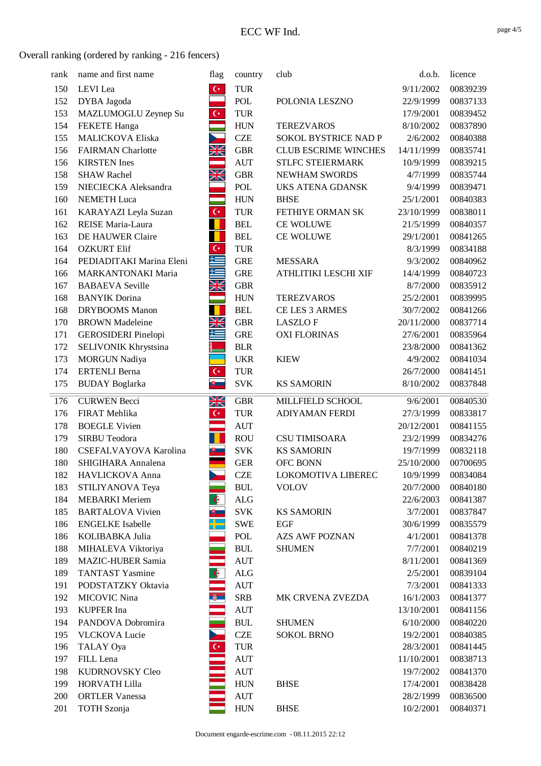# ECC WF Ind.

Overall ranking (ordered by ranking - 216 fencers)

| rank | name and first name | flag | country | club | d.o.b. | licence |
|---|---|---|---|---|---|---|
| 150 | LEVI Lea | | TUR | | 9/11/2002 | 00839239 |
| 152 | DYBA Jagoda | | POL | POLONIA LESZNO | 22/9/1999 | 00837133 |
| 153 | MAZLUMOGLU Zeynep Su | | TUR | | 17/9/2001 | 00839452 |
| 154 | FEKETE Hanga | | HUN | TEREZVAROS | 8/10/2002 | 00837890 |
| 155 | MALICKOVA Eliska | | CZE | SOKOL BYSTRICE NAD P | 2/6/2002 | 00840388 |
| 156 | FAIRMAN Charlotte | | GBR | CLUB ESCRIME WINCHES | 14/11/1999 | 00835741 |
| 156 | KIRSTEN Ines | | AUT | STLFC STEIERMARK | 10/9/1999 | 00839215 |
| 158 | SHAW Rachel | | GBR | NEWHAM SWORDS | 4/7/1999 | 00835744 |
| 159 | NIECIECKA Aleksandra | | POL | UKS ATENA GDANSK | 9/4/1999 | 00839471 |
| 160 | NEMETH Luca | | HUN | BHSE | 25/1/2001 | 00840383 |
| 161 | KARAYAZI Leyla Suzan | | TUR | FETHIYE ORMAN SK | 23/10/1999 | 00838011 |
| 162 | REISE Maria-Laura | | BEL | CE WOLUWE | 21/5/1999 | 00840357 |
| 163 | DE HAUWER Claire | | BEL | CE WOLUWE | 29/1/2001 | 00841265 |
| 164 | OZKURT Elif | | TUR | | 8/3/1999 | 00834188 |
| 164 | PEDIADITAKI Marina Eleni | | GRE | MESSARA | 9/3/2002 | 00840962 |
| 166 | MARKANTONAKI Maria | | GRE | ATHLITIKI LESCHI XIF | 14/4/1999 | 00840723 |
| 167 | BABAEVA Seville | | GBR | | 8/7/2000 | 00835912 |
| 168 | BANYIK Dorina | | HUN | TEREZVAROS | 25/2/2001 | 00839995 |
| 168 | DRYBOOMS Manon | | BEL | CE LES 3 ARMES | 30/7/2002 | 00841266 |
| 170 | BROWN Madeleine | | GBR | LASZLO F | 20/11/2000 | 00837714 |
| 171 | GEROSIDERI Pinelopi | | GRE | OXI FLORINAS | 27/6/2001 | 00835964 |
| 172 | SELIVONIK Khrystsina | | BLR | | 23/8/2000 | 00841362 |
| 173 | MORGUN Nadiya | | UKR | KIEW | 4/9/2002 | 00841034 |
| 174 | ERTENLI Berna | | TUR | | 26/7/2000 | 00841451 |
| 175 | BUDAY Boglarka | | SVK | KS SAMORIN | 8/10/2002 | 00837848 |
| 176 | CURWEN Becci | | GBR | MILLFIELD SCHOOL | 9/6/2001 | 00840530 |
| 176 | FIRAT Mehlika | | TUR | ADIYAMAN FERDI | 27/3/1999 | 00833817 |
| 178 | BOEGLE Vivien | | AUT | | 20/12/2001 | 00841155 |
| 179 | SIRBU Teodora | | ROU | CSU TIMISOARA | 23/2/1999 | 00834276 |
| 180 | CSEFALVAYOVA Karolina | | SVK | KS SAMORIN | 19/7/1999 | 00832118 |
| 180 | SHIGIHARA Annalena | | GER | OFC BONN | 25/10/2000 | 00700695 |
| 182 | HAVLICKOVA Anna | | CZE | LOKOMOTIVA LIBEREC | 10/9/1999 | 00834084 |
| 183 | STILIYANOVA Teya | | BUL | VOLOV | 20/7/2000 | 00840180 |
| 184 | MEBARKI Meriem | | ALG | | 22/6/2003 | 00841387 |
| 185 | BARTALOVA Vivien | | SVK | KS SAMORIN | 3/7/2001 | 00837847 |
| 186 | ENGELKE Isabelle | | SWE | EGF | 30/6/1999 | 00835579 |
| 186 | KOLIBABKA Julia | | POL | AZS AWF POZNAN | 4/1/2001 | 00841378 |
| 188 | MIHALEVA Viktoriya | | BUL | SHUMEN | 7/7/2001 | 00840219 |
| 189 | MAZIC-HUBER Samia | | AUT | | 8/11/2001 | 00841369 |
| 189 | TANTAST Yasmine | | ALG | | 2/5/2001 | 00839104 |
| 191 | PODSTATZKY Oktavia | | AUT | | 7/3/2001 | 00841333 |
| 192 | MICOVIC Nina | | SRB | MK CRVENA ZVEZDA | 16/1/2003 | 00841377 |
| 193 | KUPFER Ina | | AUT | | 13/10/2001 | 00841156 |
| 194 | PANDOVA Dobromira | | BUL | SHUMEN | 6/10/2000 | 00840220 |
| 195 | VLCKOVA Lucie | | CZE | SOKOL BRNO | 19/2/2001 | 00840385 |
| 196 | TALAY Oya | | TUR | | 28/3/2001 | 00841445 |
| 197 | FILL Lena | | AUT | | 11/10/2001 | 00838713 |
| 198 | KUDRNOVSKY Cleo | | AUT | | 19/7/2002 | 00841370 |
| 199 | HORVATH Lilla | | HUN | BHSE | 17/4/2001 | 00838428 |
| 200 | ORTLER Vanessa | | AUT | | 28/2/1999 | 00836500 |
| 201 | TOTH Szonja | | HUN | BHSE | 10/2/2001 | 00840371 |

Document engarde-escrime.com - 08.11.2015 22:12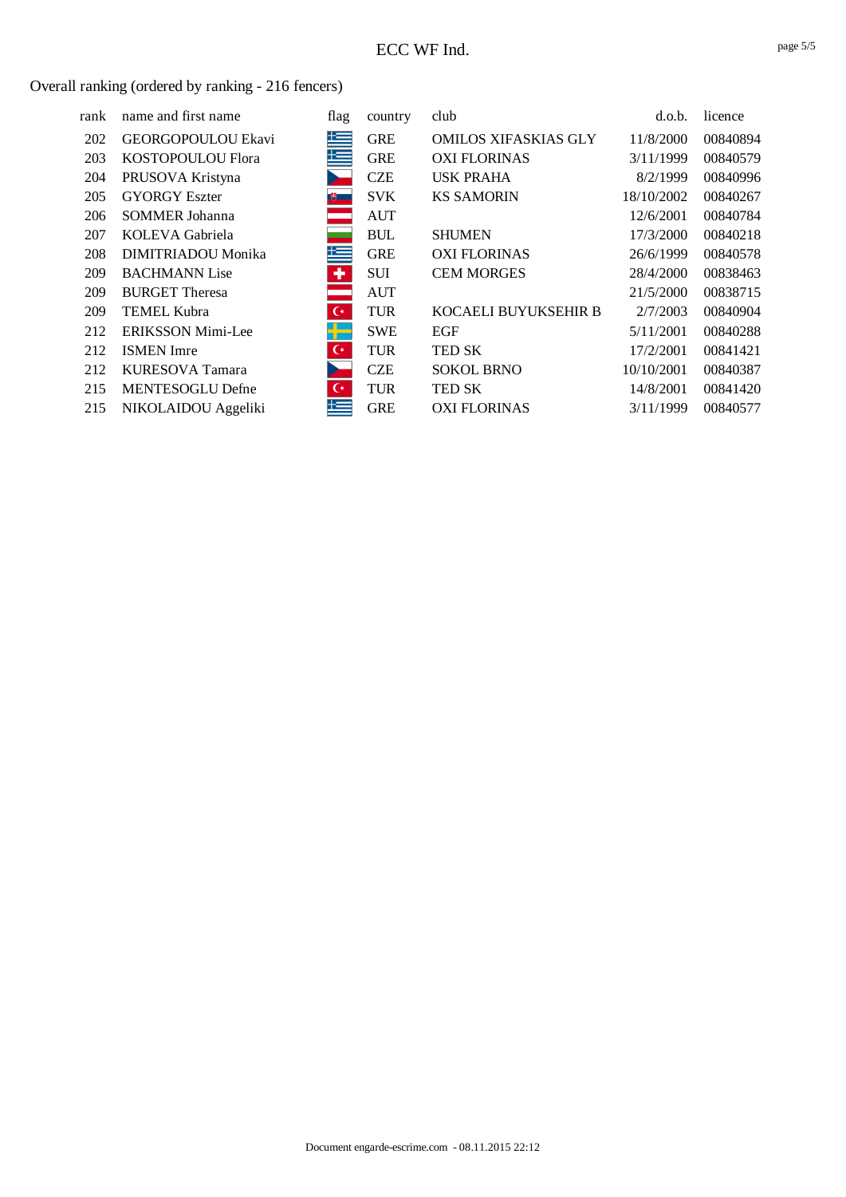Overall ranking (ordered by ranking - 216 fencers)

| rank | name and first name | flag | country | club | d.o.b. | licence |
|---|---|---|---|---|---|---|
| 202 | GEORGOPOULOU Ekavi | | GRE | OMILOS XIFASKIAS GLY | 11/8/2000 | 00840894 |
| 203 | KOSTOPOULOU Flora | | GRE | OXI FLORINAS | 3/11/1999 | 00840579 |
| 204 | PRUSOVA Kristyna | | CZE | USK PRAHA | 8/2/1999 | 00840996 |
| 205 | GYORGY Eszter | | SVK | KS SAMORIN | 18/10/2002 | 00840267 |
| 206 | SOMMER Johanna | | AUT | | 12/6/2001 | 00840784 |
| 207 | KOLEVA Gabriela | | BUL | SHUMEN | 17/3/2000 | 00840218 |
| 208 | DIMITRIADOU Monika | | GRE | OXI FLORINAS | 26/6/1999 | 00840578 |
| 209 | BACHMANN Lise | | SUI | CEM MORGES | 28/4/2000 | 00838463 |
| 209 | BURGET Theresa | | AUT | | 21/5/2000 | 00838715 |
| 209 | TEMEL Kubra | | TUR | KOCAELI BUYUKSEHIR B | 2/7/2003 | 00840904 |
| 212 | ERIKSSON Mimi-Lee | | SWE | EGF | 5/11/2001 | 00840288 |
| 212 | ISMEN Imre | | TUR | TED SK | 17/2/2001 | 00841421 |
| 212 | KURESOVA Tamara | | CZE | SOKOL BRNO | 10/10/2001 | 00840387 |
| 215 | MENTESOGLU Defne | | TUR | TED SK | 14/8/2001 | 00841420 |
| 215 | NIKOLAIDOU Aggeliki | | GRE | OXI FLORINAS | 3/11/1999 | 00840577 |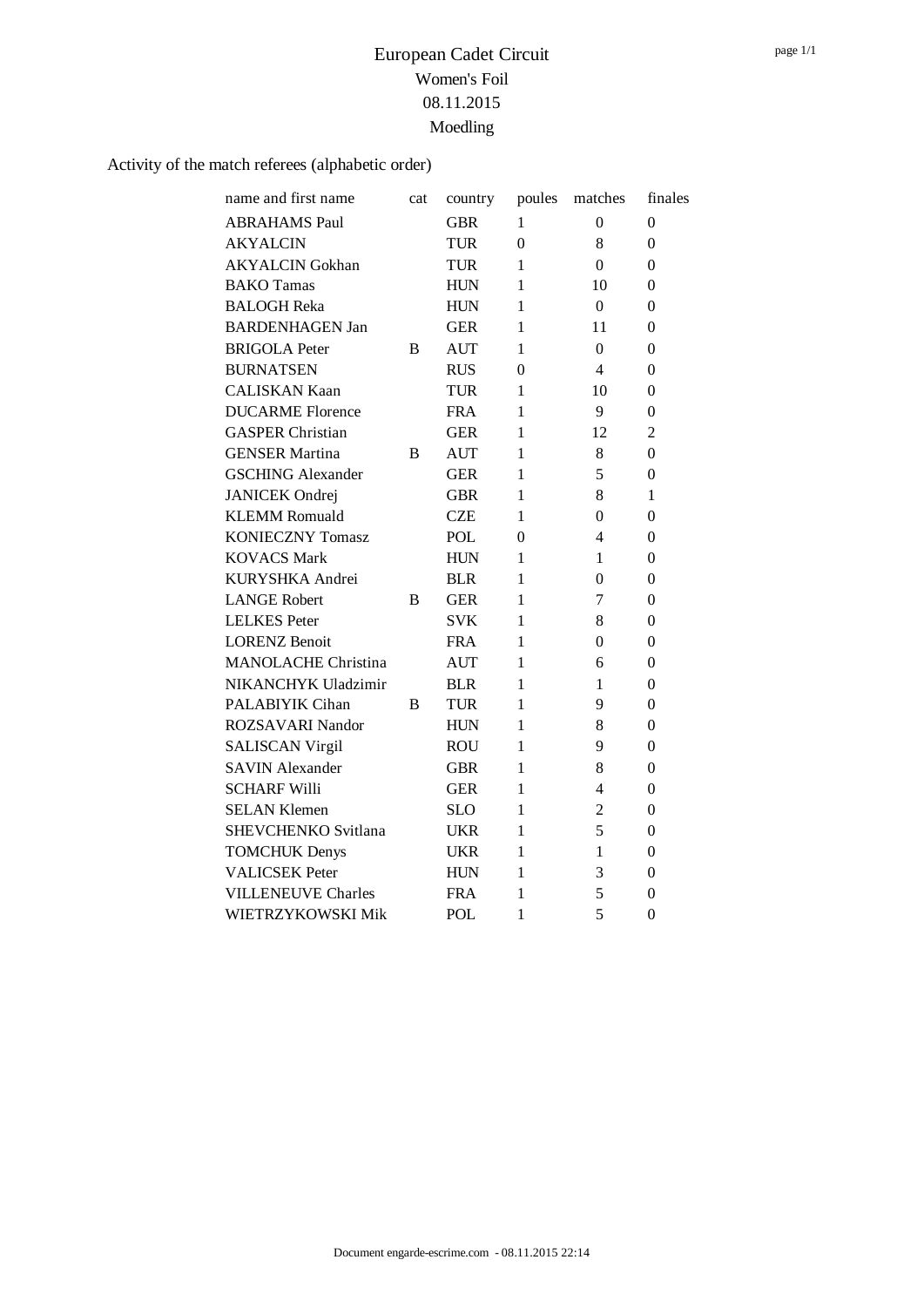# European Cadet Circuit
## Women's Foil
## 08.11.2015
## Moedling

Activity of the match referees (alphabetic order)

| name and first name | cat | country | poules | matches | finales |
|---|---|---|---|---|---|
| ABRAHAMS Paul | | GBR | 1 | 0 | 0 |
| AKYALCIN | | TUR | 0 | 8 | 0 |
| AKYALCIN Gokhan | | TUR | 1 | 0 | 0 |
| BAKO Tamas | | HUN | 1 | 10 | 0 |
| BALOGH Reka | | HUN | 1 | 0 | 0 |
| BARDENHAGEN Jan | | GER | 1 | 11 | 0 |
| BRIGOLA Peter | B | AUT | 1 | 0 | 0 |
| BURNATSEN | | RUS | 0 | 4 | 0 |
| CALISKAN Kaan | | TUR | 1 | 10 | 0 |
| DUCARME Florence | | FRA | 1 | 9 | 0 |
| GASPER Christian | | GER | 1 | 12 | 2 |
| GENSER Martina | B | AUT | 1 | 8 | 0 |
| GSCHING Alexander | | GER | 1 | 5 | 0 |
| JANICEK Ondrej | | GBR | 1 | 8 | 1 |
| KLEMM Romuald | | CZE | 1 | 0 | 0 |
| KONIECZNY Tomasz | | POL | 0 | 4 | 0 |
| KOVACS Mark | | HUN | 1 | 1 | 0 |
| KURYSHKA Andrei | | BLR | 1 | 0 | 0 |
| LANGE Robert | B | GER | 1 | 7 | 0 |
| LELKES Peter | | SVK | 1 | 8 | 0 |
| LORENZ Benoit | | FRA | 1 | 0 | 0 |
| MANOLACHE Christina | | AUT | 1 | 6 | 0 |
| NIKANCHYK Uladzimir | | BLR | 1 | 1 | 0 |
| PALABIYIK Cihan | B | TUR | 1 | 9 | 0 |
| ROZSAVARI Nandor | | HUN | 1 | 8 | 0 |
| SALISCAN Virgil | | ROU | 1 | 9 | 0 |
| SAVIN Alexander | | GBR | 1 | 8 | 0 |
| SCHARF Willi | | GER | 1 | 4 | 0 |
| SELAN Klemen | | SLO | 1 | 2 | 0 |
| SHEVCHENKO Svitlana | | UKR | 1 | 5 | 0 |
| TOMCHUK Denys | | UKR | 1 | 1 | 0 |
| VALICSEK Peter | | HUN | 1 | 3 | 0 |
| VILLENEUVE Charles | | FRA | 1 | 5 | 0 |
| WIETRZYKOWSKI Mik | | POL | 1 | 5 | 0 |

Document engarde-escrime.com - 08.11.2015 22:14